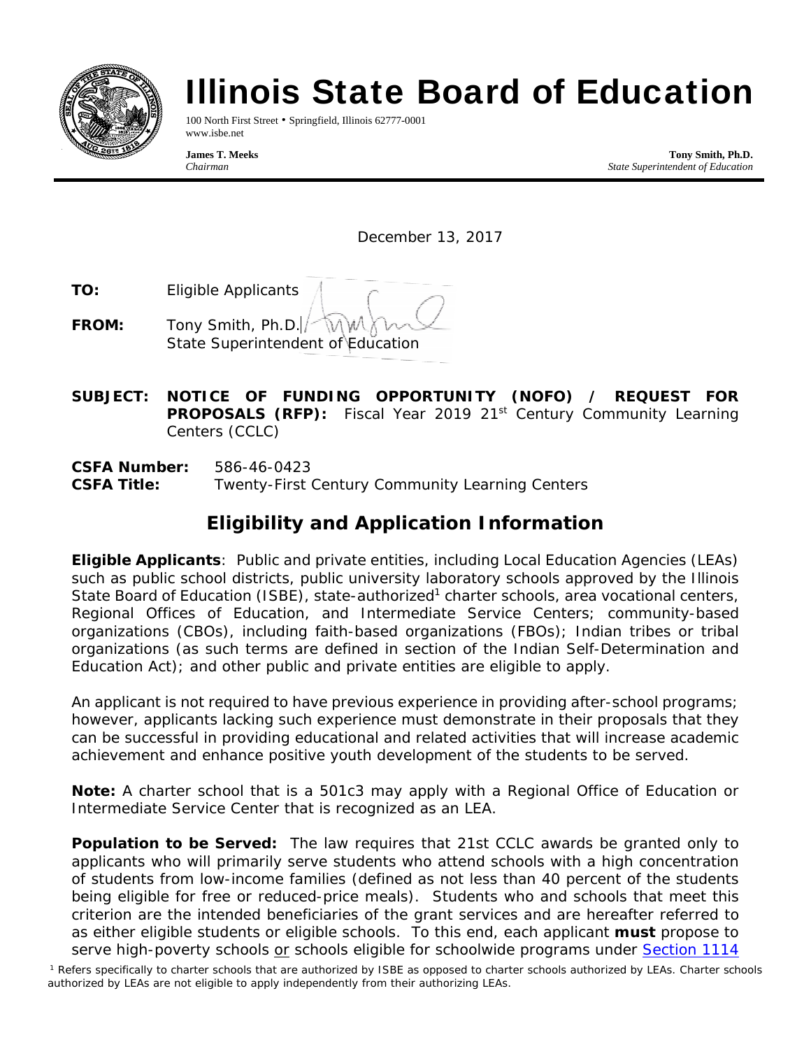# Illinois State Board of Education

100 North First Street • Springfield, Illinois 62777-0001
www.isbe.net

**James T. Meeks**
*Chairman*

**Tony Smith, Ph.D.**
*State Superintendent of Education*

December 13, 2017

**TO:** Eligible Applicants

**FROM:** Tony Smith, Ph.D.
State Superintendent of Education

**SUBJECT: NOTICE OF FUNDING OPPORTUNITY (NOFO) / REQUEST FOR PROPOSALS (RFP):** Fiscal Year 2019 21st Century Community Learning Centers (CCLC)

**CSFA Number:** 586-46-0423
**CSFA Title:** Twenty-First Century Community Learning Centers

## Eligibility and Application Information

**Eligible Applicants**: Public and private entities, including Local Education Agencies (LEAs) such as public school districts, public university laboratory schools approved by the Illinois State Board of Education (ISBE), state-authorized[1] charter schools, area vocational centers, Regional Offices of Education, and Intermediate Service Centers; community-based organizations (CBOs), including faith-based organizations (FBOs); Indian tribes or tribal organizations (as such terms are defined in section of the Indian Self-Determination and Education Act); and other public and private entities are eligible to apply.

An applicant is not required to have previous experience in providing after-school programs; however, applicants lacking such experience must demonstrate in their proposals that they can be successful in providing educational and related activities that will increase academic achievement and enhance positive youth development of the students to be served.

**Note:** A charter school that is a 501c3 may apply with a Regional Office of Education or Intermediate Service Center that is recognized as an LEA.

**Population to be Served:** The law requires that 21st CCLC awards be granted only to applicants who will primarily serve students who attend schools with a high concentration of students from low-income families (defined as not less than 40 percent of the students being eligible for free or reduced-price meals). Students who and schools that meet this criterion are the intended beneficiaries of the grant services and are hereafter referred to as either eligible students or eligible schools. To this end, each applicant **must** propose to serve high-poverty schools or schools eligible for schoolwide programs under Section 1114

[1] Refers specifically to charter schools that are authorized by ISBE as opposed to charter schools authorized by LEAs. Charter schools authorized by LEAs are not eligible to apply independently from their authorizing LEAs.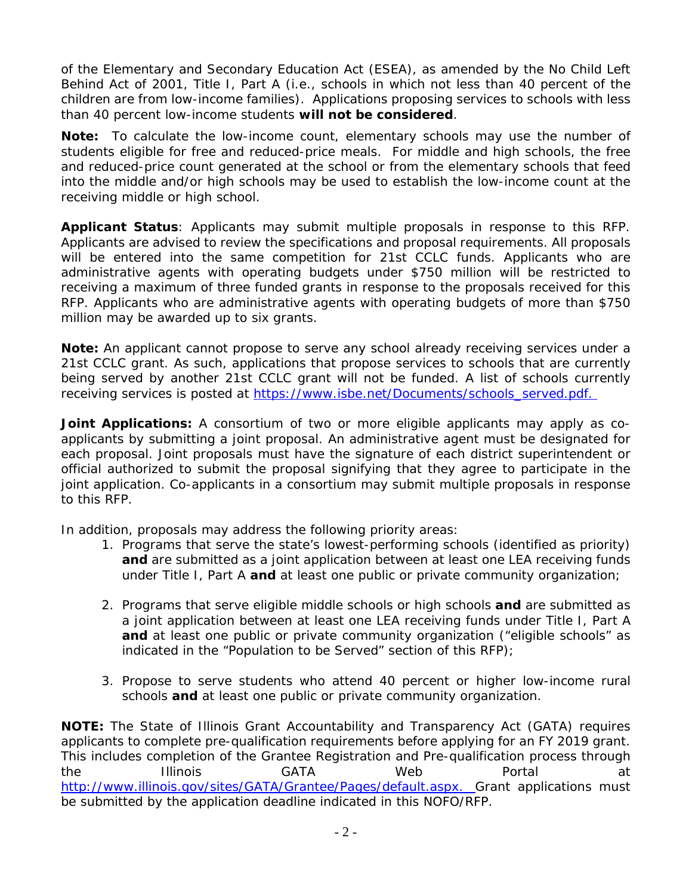of the Elementary and Secondary Education Act (ESEA), as amended by the No Child Left Behind Act of 2001, Title I, Part A (i.e., schools in which not less than 40 percent of the children are from low-income families). Applications proposing services to schools with less than 40 percent low-income students **will not be considered**.

**Note:** To calculate the low-income count, elementary schools may use the number of students eligible for free and reduced-price meals. For middle and high schools, the free and reduced-price count generated at the school or from the elementary schools that feed into the middle and/or high schools may be used to establish the low-income count at the receiving middle or high school.

**Applicant Status**: Applicants may submit multiple proposals in response to this RFP. Applicants are advised to review the specifications and proposal requirements. All proposals will be entered into the same competition for 21st CCLC funds. Applicants who are administrative agents with operating budgets under $750 million will be restricted to receiving a maximum of three funded grants in response to the proposals received for this RFP. Applicants who are administrative agents with operating budgets of more than $750 million may be awarded up to six grants.

**Note:** An applicant cannot propose to serve any school already receiving services under a 21st CCLC grant. As such, applications that propose services to schools that are currently being served by another 21st CCLC grant will not be funded. A list of schools currently receiving services is posted at [https://www.isbe.net/Documents/schools_served.pdf.](https://www.isbe.net/Documents/schools_served.pdf)

**Joint Applications:** A consortium of two or more eligible applicants may apply as co-applicants by submitting a joint proposal. An administrative agent must be designated for each proposal. Joint proposals must have the signature of each district superintendent or official authorized to submit the proposal signifying that they agree to participate in the joint application. Co-applicants in a consortium may submit multiple proposals in response to this RFP.

In addition, proposals may address the following priority areas:

1. Programs that serve the state's lowest-performing schools (identified as priority) **and** are submitted as a joint application between at least one LEA receiving funds under Title I, Part A **and** at least one public or private community organization;

2. Programs that serve eligible middle schools or high schools **and** are submitted as a joint application between at least one LEA receiving funds under Title I, Part A **and** at least one public or private community organization ("eligible schools" as indicated in the "Population to be Served" section of this RFP);

3. Propose to serve students who attend 40 percent or higher low-income rural schools **and** at least one public or private community organization.

**NOTE:** The State of Illinois Grant Accountability and Transparency Act (GATA) requires applicants to complete pre-qualification requirements before applying for an FY 2019 grant. This includes completion of the Grantee Registration and Pre-qualification process through the Illinois GATA Web Portal at [http://www.illinois.gov/sites/GATA/Grantee/Pages/default.aspx.](http://www.illinois.gov/sites/GATA/Grantee/Pages/default.aspx) Grant applications must be submitted by the application deadline indicated in this NOFO/RFP.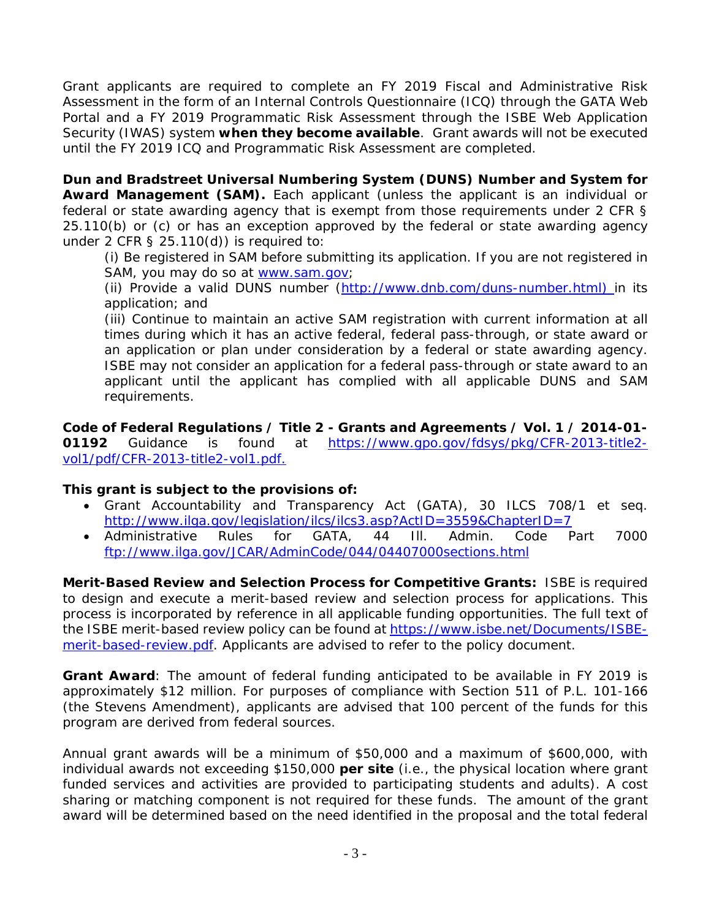Grant applicants are required to complete an FY 2019 Fiscal and Administrative Risk Assessment in the form of an Internal Controls Questionnaire (ICQ) through the GATA Web Portal and a FY 2019 Programmatic Risk Assessment through the ISBE Web Application Security (IWAS) system **when they become available**. Grant awards will not be executed until the FY 2019 ICQ and Programmatic Risk Assessment are completed.

**Dun and Bradstreet Universal Numbering System (DUNS) Number and System for Award Management (SAM).** Each applicant (unless the applicant is an individual or federal or state awarding agency that is exempt from those requirements under 2 CFR § 25.110(b) or (c) or has an exception approved by the federal or state awarding agency under 2 CFR § 25.110(d)) is required to:

(i) Be registered in SAM before submitting its application. If you are not registered in SAM, you may do so at www.sam.gov;

(ii) Provide a valid DUNS number (http://www.dnb.com/duns-number.html) in its application; and

(iii) Continue to maintain an active SAM registration with current information at all times during which it has an active federal, federal pass-through, or state award or an application or plan under consideration by a federal or state awarding agency. ISBE may not consider an application for a federal pass-through or state award to an applicant until the applicant has complied with all applicable DUNS and SAM requirements.

**Code of Federal Regulations / Title 2 - Grants and Agreements / Vol. 1 / 2014-01-01192** Guidance is found at https://www.gpo.gov/fdsys/pkg/CFR-2013-title2-vol1/pdf/CFR-2013-title2-vol1.pdf.

**This grant is subject to the provisions of:**

- Grant Accountability and Transparency Act (GATA), 30 ILCS 708/1 et seq. http://www.ilga.gov/legislation/ilcs/ilcs3.asp?ActID=3559&ChapterID=7
- Administrative Rules for GATA, 44 Ill. Admin. Code Part 7000 ftp://www.ilga.gov/JCAR/AdminCode/044/04407000sections.html

**Merit-Based Review and Selection Process for Competitive Grants:** ISBE is required to design and execute a merit-based review and selection process for applications. This process is incorporated by reference in all applicable funding opportunities. The full text of the ISBE merit-based review policy can be found at https://www.isbe.net/Documents/ISBE-merit-based-review.pdf. Applicants are advised to refer to the policy document.

**Grant Award**: The amount of federal funding anticipated to be available in FY 2019 is approximately $12 million. For purposes of compliance with Section 511 of P.L. 101-166 (the Stevens Amendment), applicants are advised that 100 percent of the funds for this program are derived from federal sources.

Annual grant awards will be a minimum of $50,000 and a maximum of $600,000, with individual awards not exceeding $150,000 **per site** (i.e., the physical location where grant funded services and activities are provided to participating students and adults). A cost sharing or matching component is not required for these funds. The amount of the grant award will be determined based on the need identified in the proposal and the total federal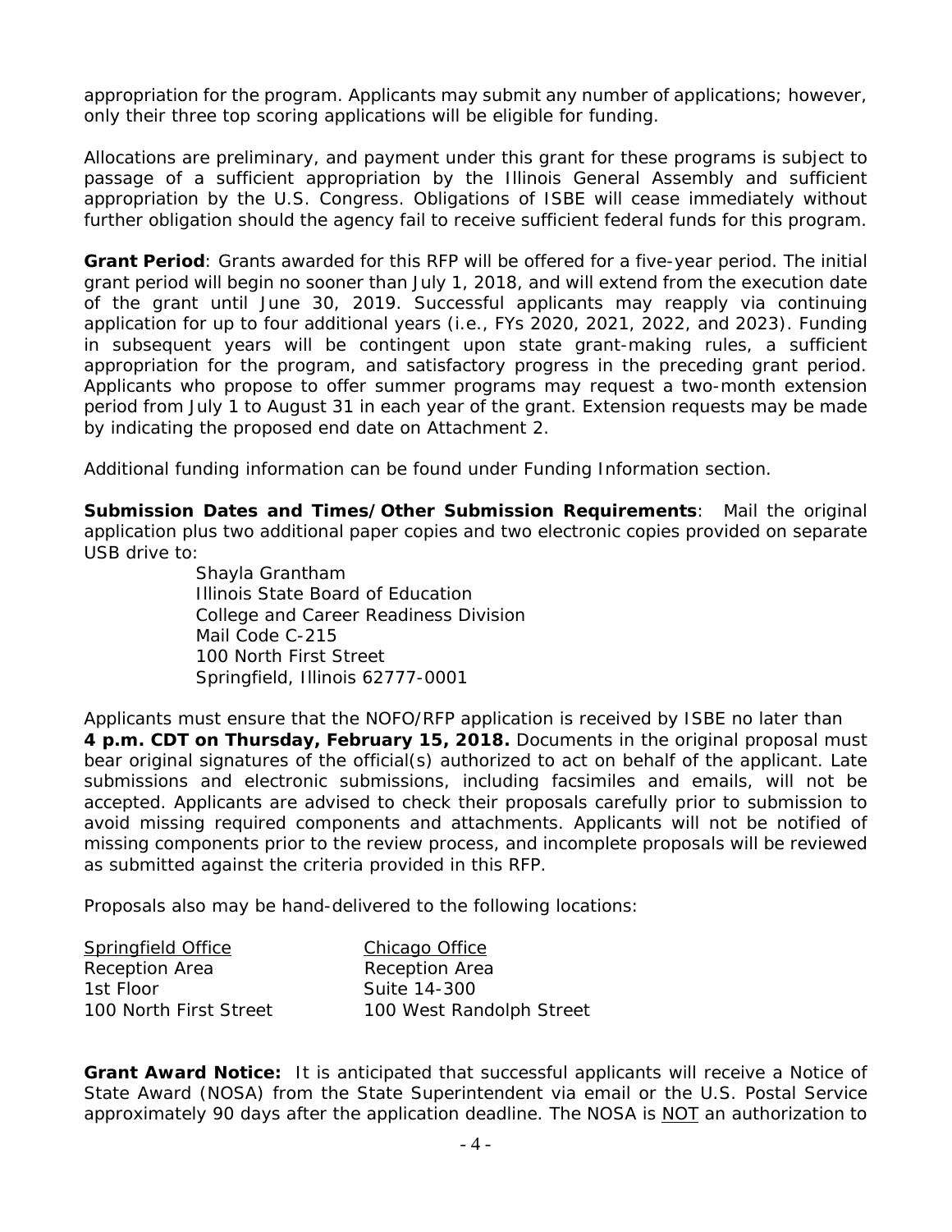appropriation for the program. Applicants may submit any number of applications; however, only their three top scoring applications will be eligible for funding.

Allocations are preliminary, and payment under this grant for these programs is subject to passage of a sufficient appropriation by the Illinois General Assembly and sufficient appropriation by the U.S. Congress. Obligations of ISBE will cease immediately without further obligation should the agency fail to receive sufficient federal funds for this program.

**Grant Period**: Grants awarded for this RFP will be offered for a five-year period. The initial grant period will begin no sooner than July 1, 2018, and will extend from the execution date of the grant until June 30, 2019. Successful applicants may reapply via continuing application for up to four additional years (i.e., FYs 2020, 2021, 2022, and 2023). Funding in subsequent years will be contingent upon state grant-making rules, a sufficient appropriation for the program, and satisfactory progress in the preceding grant period. Applicants who propose to offer summer programs may request a two-month extension period from July 1 to August 31 in each year of the grant. Extension requests may be made by indicating the proposed end date on Attachment 2.

Additional funding information can be found under Funding Information section.

**Submission Dates and Times/Other Submission Requirements**: Mail the original application plus two additional paper copies and two electronic copies provided on separate USB drive to:

Shayla Grantham
Illinois State Board of Education
College and Career Readiness Division
Mail Code C-215
100 North First Street
Springfield, Illinois 62777-0001

Applicants must ensure that the NOFO/RFP application is received by ISBE no later than **4 p.m. CDT on Thursday, February 15, 2018.** Documents in the original proposal must bear original signatures of the official(s) authorized to act on behalf of the applicant. Late submissions and electronic submissions, including facsimiles and emails, will not be accepted. Applicants are advised to check their proposals carefully prior to submission to avoid missing required components and attachments. Applicants will not be notified of missing components prior to the review process, and incomplete proposals will be reviewed as submitted against the criteria provided in this RFP.

Proposals also may be hand-delivered to the following locations:

| Springfield Office | Chicago Office |
|---|---|
| Reception Area | Reception Area |
| 1st Floor | Suite 14-300 |
| 100 North First Street | 100 West Randolph Street |

**Grant Award Notice:** It is anticipated that successful applicants will receive a Notice of State Award (NOSA) from the State Superintendent via email or the U.S. Postal Service approximately 90 days after the application deadline. The NOSA is NOT an authorization to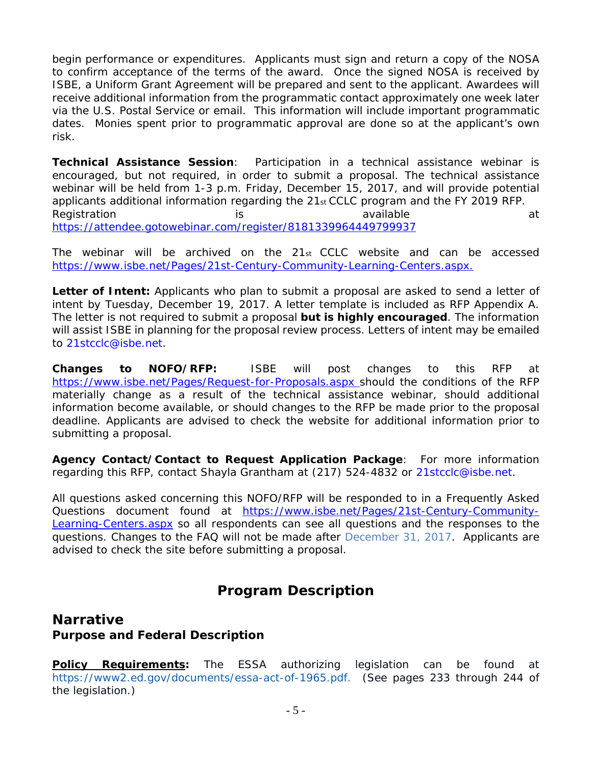begin performance or expenditures. Applicants must sign and return a copy of the NOSA to confirm acceptance of the terms of the award. Once the signed NOSA is received by ISBE, a Uniform Grant Agreement will be prepared and sent to the applicant. Awardees will receive additional information from the programmatic contact approximately one week later via the U.S. Postal Service or email. This information will include important programmatic dates. Monies spent prior to programmatic approval are done so at the applicant's own risk.

**Technical Assistance Session**: Participation in a technical assistance webinar is encouraged, but not required, in order to submit a proposal. The technical assistance webinar will be held from 1-3 p.m. Friday, December 15, 2017, and will provide potential applicants additional information regarding the 21st CCLC program and the FY 2019 RFP. Registration is available at https://attendee.gotowebinar.com/register/8181339964449799937

The webinar will be archived on the 21st CCLC website and can be accessed https://www.isbe.net/Pages/21st-Century-Community-Learning-Centers.aspx.

**Letter of Intent:** Applicants who plan to submit a proposal are asked to send a letter of intent by Tuesday, December 19, 2017. A letter template is included as RFP Appendix A. The letter is not required to submit a proposal **but is highly encouraged**. The information will assist ISBE in planning for the proposal review process. Letters of intent may be emailed to 21stcclc@isbe.net.

**Changes to NOFO/RFP:** ISBE will post changes to this RFP at https://www.isbe.net/Pages/Request-for-Proposals.aspx should the conditions of the RFP materially change as a result of the technical assistance webinar, should additional information become available, or should changes to the RFP be made prior to the proposal deadline. Applicants are advised to check the website for additional information prior to submitting a proposal.

**Agency Contact/Contact to Request Application Package**: For more information regarding this RFP, contact Shayla Grantham at (217) 524-4832 or 21stcclc@isbe.net.

All questions asked concerning this NOFO/RFP will be responded to in a Frequently Asked Questions document found at https://www.isbe.net/Pages/21st-Century-Community-Learning-Centers.aspx so all respondents can see all questions and the responses to the questions. Changes to the FAQ will not be made after December 31, 2017. Applicants are advised to check the site before submitting a proposal.

# Program Description

## Narrative

### Purpose and Federal Description

**Policy Requirements:** The ESSA authorizing legislation can be found at https://www2.ed.gov/documents/essa-act-of-1965.pdf. (See pages 233 through 244 of the legislation.)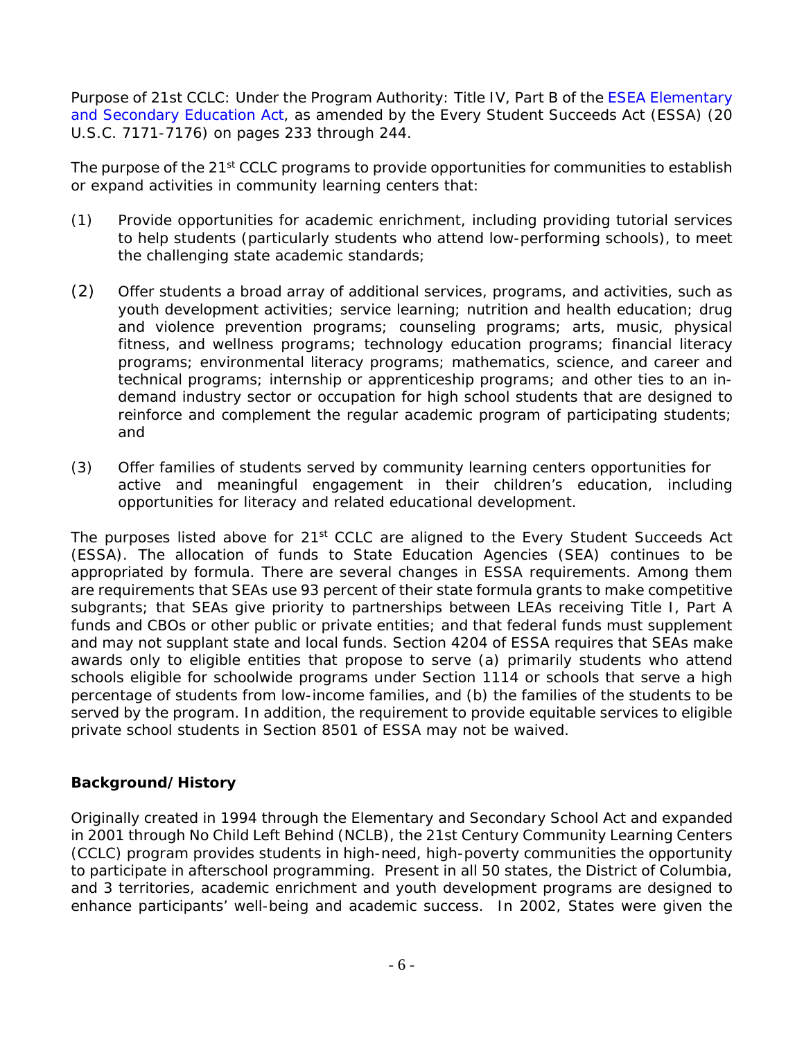Purpose of 21st CCLC: Under the Program Authority: Title IV, Part B of the ESEA Elementary and Secondary Education Act, as amended by the Every Student Succeeds Act (ESSA) (20 U.S.C. 7171-7176) on pages 233 through 244.

The purpose of the 21st CCLC programs to provide opportunities for communities to establish or expand activities in community learning centers that:

(1) Provide opportunities for academic enrichment, including providing tutorial services to help students (particularly students who attend low-performing schools), to meet the challenging state academic standards;

(2) Offer students a broad array of additional services, programs, and activities, such as youth development activities; service learning; nutrition and health education; drug and violence prevention programs; counseling programs; arts, music, physical fitness, and wellness programs; technology education programs; financial literacy programs; environmental literacy programs; mathematics, science, and career and technical programs; internship or apprenticeship programs; and other ties to an in-demand industry sector or occupation for high school students that are designed to reinforce and complement the regular academic program of participating students; and

(3) Offer families of students served by community learning centers opportunities for active and meaningful engagement in their children's education, including opportunities for literacy and related educational development.

The purposes listed above for 21st CCLC are aligned to the Every Student Succeeds Act (ESSA). The allocation of funds to State Education Agencies (SEA) continues to be appropriated by formula. There are several changes in ESSA requirements. Among them are requirements that SEAs use 93 percent of their state formula grants to make competitive subgrants; that SEAs give priority to partnerships between LEAs receiving Title I, Part A funds and CBOs or other public or private entities; and that federal funds must supplement and may not supplant state and local funds. Section 4204 of ESSA requires that SEAs make awards only to eligible entities that propose to serve (a) primarily students who attend schools eligible for schoolwide programs under Section 1114 or schools that serve a high percentage of students from low-income families, and (b) the families of the students to be served by the program. In addition, the requirement to provide equitable services to eligible private school students in Section 8501 of ESSA may not be waived.

**Background/History**

Originally created in 1994 through the Elementary and Secondary School Act and expanded in 2001 through No Child Left Behind (NCLB), the 21st Century Community Learning Centers (CCLC) program provides students in high-need, high-poverty communities the opportunity to participate in afterschool programming. Present in all 50 states, the District of Columbia, and 3 territories, academic enrichment and youth development programs are designed to enhance participants' well-being and academic success. In 2002, States were given the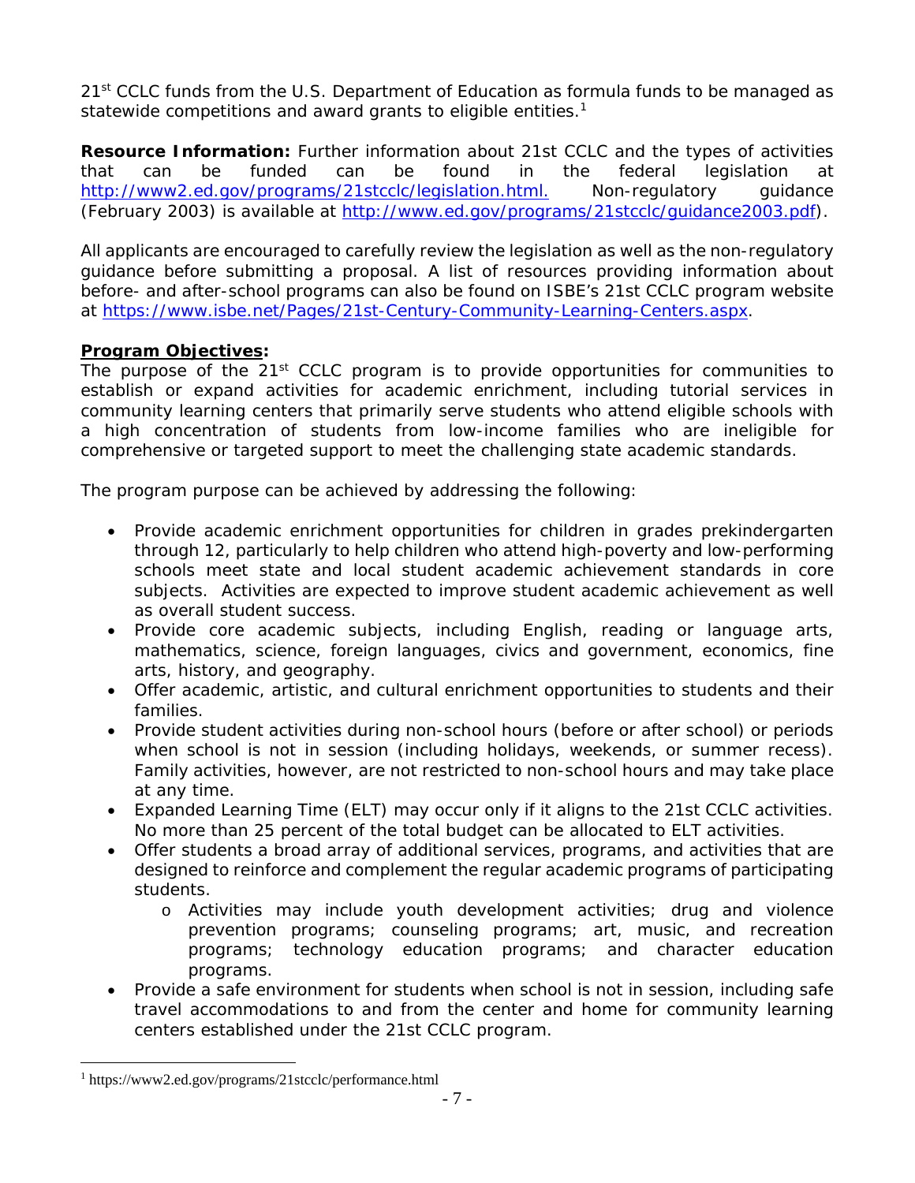21st CCLC funds from the U.S. Department of Education as formula funds to be managed as statewide competitions and award grants to eligible entities.[1]

**Resource Information:** Further information about 21st CCLC and the types of activities that can be funded can be found in the federal legislation at http://www2.ed.gov/programs/21stcclc/legislation.html. Non-regulatory guidance (February 2003) is available at http://www.ed.gov/programs/21stcclc/guidance2003.pdf).

All applicants are encouraged to carefully review the legislation as well as the non-regulatory guidance before submitting a proposal. A list of resources providing information about before- and after-school programs can also be found on ISBE's 21st CCLC program website at https://www.isbe.net/Pages/21st-Century-Community-Learning-Centers.aspx.

**Program Objectives:**

The purpose of the 21st CCLC program is to provide opportunities for communities to establish or expand activities for academic enrichment, including tutorial services in community learning centers that primarily serve students who attend eligible schools with a high concentration of students from low-income families who are ineligible for comprehensive or targeted support to meet the challenging state academic standards.

The program purpose can be achieved by addressing the following:

- Provide academic enrichment opportunities for children in grades prekindergarten through 12, particularly to help children who attend high-poverty and low-performing schools meet state and local student academic achievement standards in core subjects. Activities are expected to improve student academic achievement as well as overall student success.
- Provide core academic subjects, including English, reading or language arts, mathematics, science, foreign languages, civics and government, economics, fine arts, history, and geography.
- Offer academic, artistic, and cultural enrichment opportunities to students and their families.
- Provide student activities during non-school hours (before or after school) or periods when school is not in session (including holidays, weekends, or summer recess). Family activities, however, are not restricted to non-school hours and may take place at any time.
- Expanded Learning Time (ELT) may occur only if it aligns to the 21st CCLC activities. No more than 25 percent of the total budget can be allocated to ELT activities.
- Offer students a broad array of additional services, programs, and activities that are designed to reinforce and complement the regular academic programs of participating students.
  - Activities may include youth development activities; drug and violence prevention programs; counseling programs; art, music, and recreation programs; technology education programs; and character education programs.
- Provide a safe environment for students when school is not in session, including safe travel accommodations to and from the center and home for community learning centers established under the 21st CCLC program.

[1] https://www2.ed.gov/programs/21stcclc/performance.html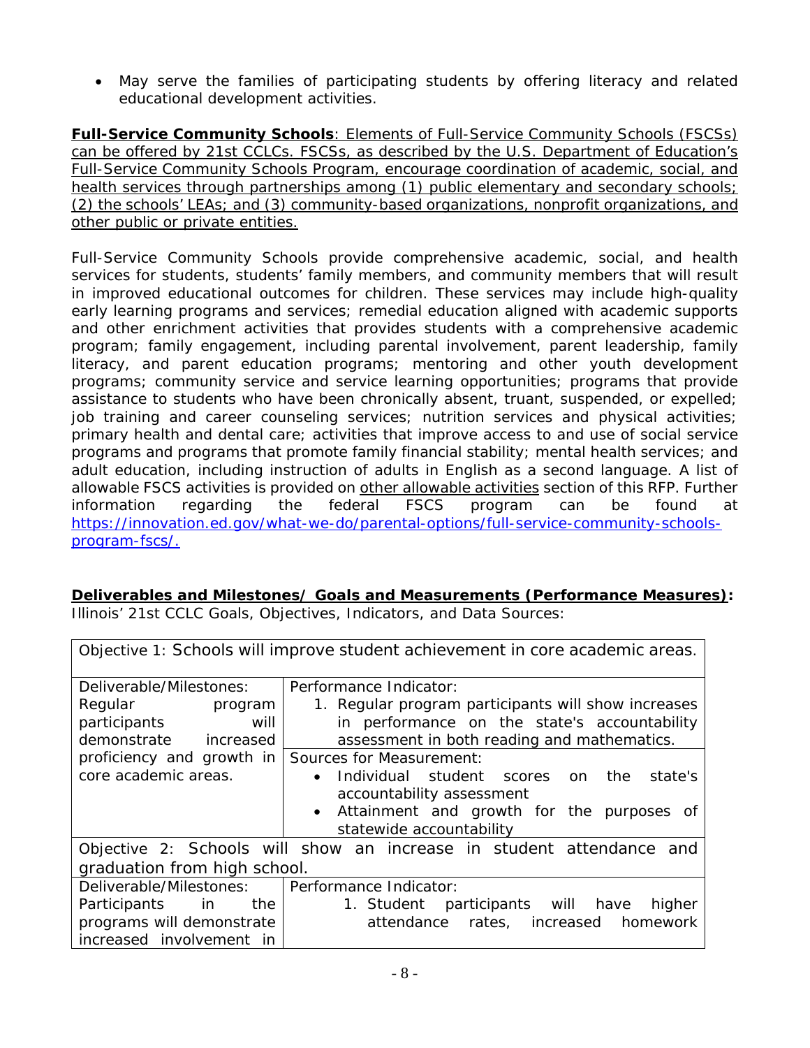- May serve the families of participating students by offering literacy and related educational development activities.

**Full-Service Community Schools**: Elements of Full-Service Community Schools (FSCSs) can be offered by 21st CCLCs. FSCSs, as described by the U.S. Department of Education's Full-Service Community Schools Program, encourage coordination of academic, social, and health services through partnerships among (1) public elementary and secondary schools; (2) the schools' LEAs; and (3) community-based organizations, nonprofit organizations, and other public or private entities.

Full-Service Community Schools provide comprehensive academic, social, and health services for students, students' family members, and community members that will result in improved educational outcomes for children. These services may include high-quality early learning programs and services; remedial education aligned with academic supports and other enrichment activities that provides students with a comprehensive academic program; family engagement, including parental involvement, parent leadership, family literacy, and parent education programs; mentoring and other youth development programs; community service and service learning opportunities; programs that provide assistance to students who have been chronically absent, truant, suspended, or expelled; job training and career counseling services; nutrition services and physical activities; primary health and dental care; activities that improve access to and use of social service programs and programs that promote family financial stability; mental health services; and adult education, including instruction of adults in English as a second language. A list of allowable FSCS activities is provided on other allowable activities section of this RFP. Further information regarding the federal FSCS program can be found at https://innovation.ed.gov/what-we-do/parental-options/full-service-community-schools-program-fscs/.

**Deliverables and Milestones/ Goals and Measurements (Performance Measures):**
Illinois' 21st CCLC Goals, Objectives, Indicators, and Data Sources:

| Objective 1: Schools will improve student achievement in core academic areas. | |
|---|---|
| Deliverable/Milestones: Regular program participants will demonstrate increased proficiency and growth in core academic areas. | Performance Indicator:<br>1. Regular program participants will show increases in performance on the state's accountability assessment in both reading and mathematics. |
| | Sources for Measurement:<br>• Individual student scores on the state's accountability assessment<br>• Attainment and growth for the purposes of statewide accountability |
| Objective 2: Schools will show an increase in student attendance and graduation from high school. | |
| Deliverable/Milestones: Participants in the programs will demonstrate increased involvement in | Performance Indicator:<br>1. Student participants will have higher attendance rates, increased homework |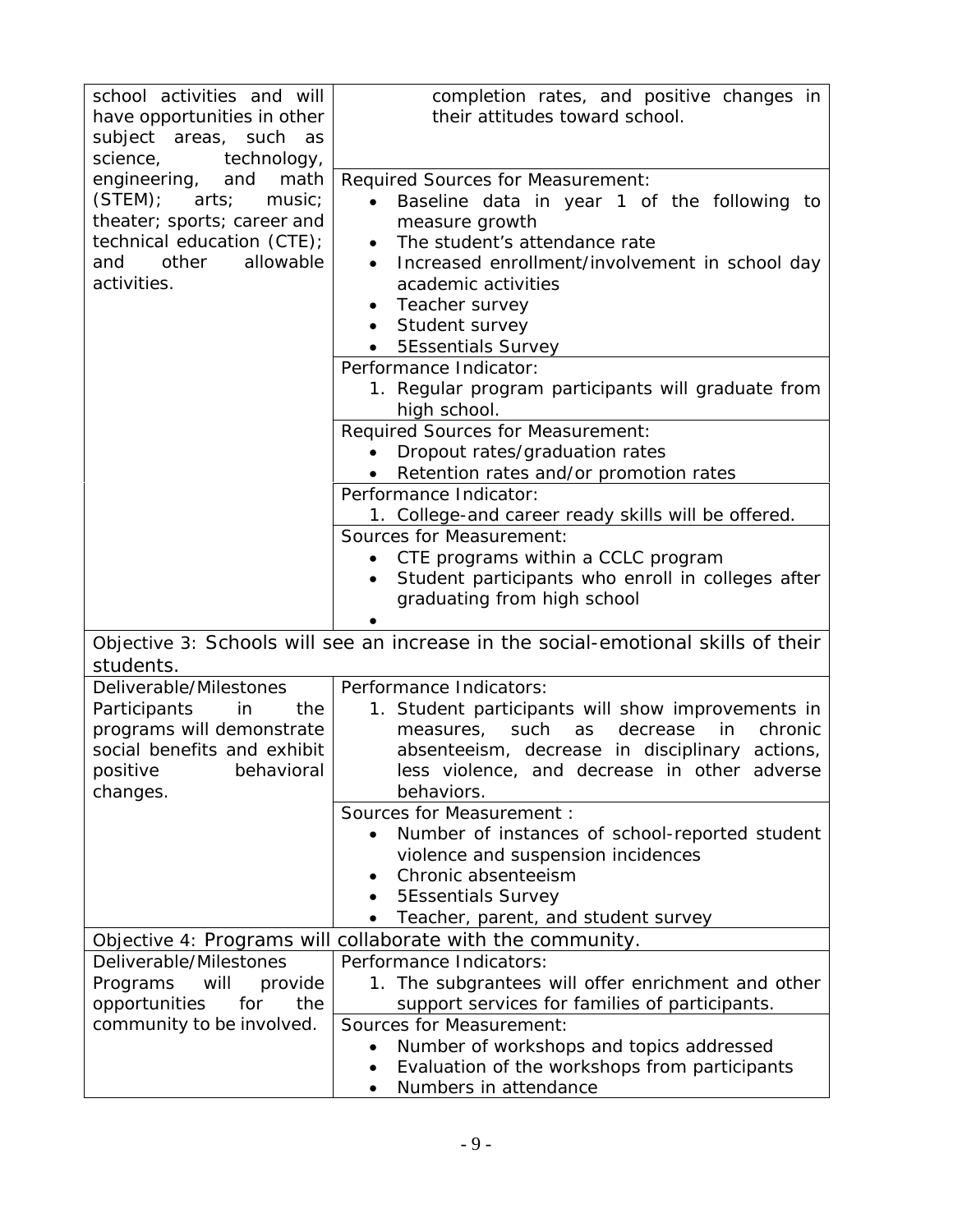| | |
|---|---|
| school activities and will have opportunities in other subject areas, such as science, technology, engineering, and math (STEM); arts; music; theater; sports; career and technical education (CTE); and other allowable activities. | completion rates, and positive changes in their attitudes toward school. |
| | Required Sources for Measurement:<br>• Baseline data in year 1 of the following to measure growth<br>• The student's attendance rate<br>• Increased enrollment/involvement in school day academic activities<br>• Teacher survey<br>• Student survey<br>• 5Essentials Survey |
| | Performance Indicator:<br>1. Regular program participants will graduate from high school. |
| | Required Sources for Measurement:<br>• Dropout rates/graduation rates<br>• Retention rates and/or promotion rates |
| | Performance Indicator:<br>1. College-and career ready skills will be offered. |
| | Sources for Measurement:<br>• CTE programs within a CCLC program<br>• Student participants who enroll in colleges after graduating from high school<br>• |
| Objective 3: Schools will see an increase in the social-emotional skills of their students. | |
| Deliverable/Milestones<br>Participants in the programs will demonstrate social benefits and exhibit positive behavioral changes. | Performance Indicators:<br>1. Student participants will show improvements in measures, such as decrease in chronic absenteeism, decrease in disciplinary actions, less violence, and decrease in other adverse behaviors. |
| | Sources for Measurement :<br>• Number of instances of school-reported student violence and suspension incidences<br>• Chronic absenteeism<br>• 5Essentials Survey<br>• Teacher, parent, and student survey |
| Objective 4: Programs will collaborate with the community. | |
| Deliverable/Milestones<br>Programs will provide opportunities for the community to be involved. | Performance Indicators:<br>1. The subgrantees will offer enrichment and other support services for families of participants. |
| | Sources for Measurement:<br>• Number of workshops and topics addressed<br>• Evaluation of the workshops from participants<br>• Numbers in attendance |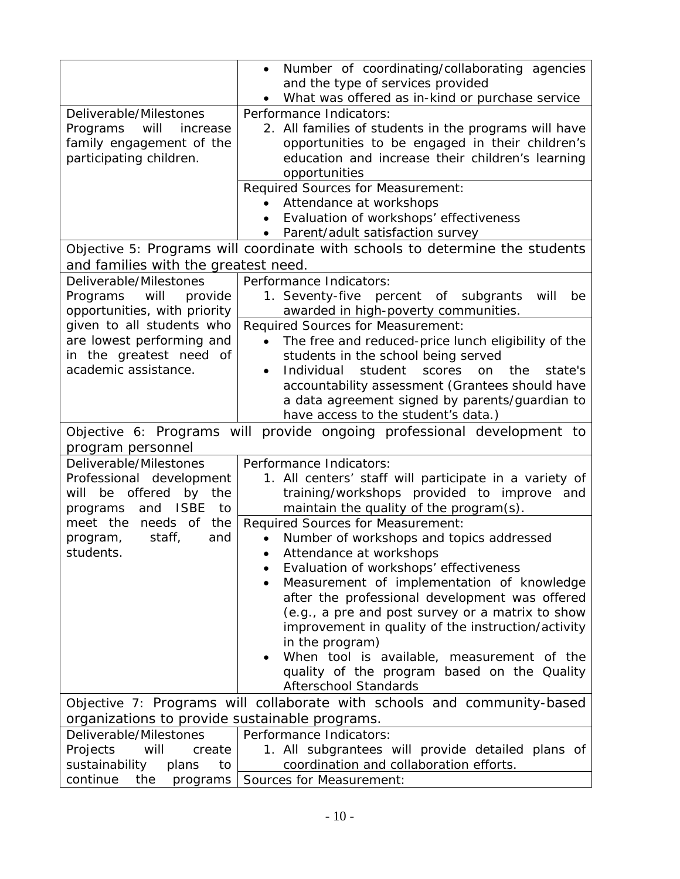| | |
|---|---|
| | • Number of coordinating/collaborating agencies and the type of services provided<br>• What was offered as in-kind or purchase service |
| Deliverable/Milestones<br>Programs will increase family engagement of the participating children. | Performance Indicators:<br>2. All families of students in the programs will have opportunities to be engaged in their children's education and increase their children's learning opportunities |
| | Required Sources for Measurement:<br>• Attendance at workshops<br>• Evaluation of workshops' effectiveness<br>• Parent/adult satisfaction survey |
| Objective 5: Programs will coordinate with schools to determine the students and families with the greatest need. | |
| Deliverable/Milestones<br>Programs will provide opportunities, with priority given to all students who are lowest performing and in the greatest need of academic assistance. | Performance Indicators:<br>1. Seventy-five percent of subgrants will be awarded in high-poverty communities. |
| | Required Sources for Measurement:<br>• The free and reduced-price lunch eligibility of the students in the school being served<br>• Individual student scores on the state's accountability assessment (Grantees should have a data agreement signed by parents/guardian to have access to the student's data.) |
| Objective 6: Programs will provide ongoing professional development to program personnel | |
| Deliverable/Milestones<br>Professional development will be offered by the programs and ISBE to meet the needs of the program, staff, and students. | Performance Indicators:<br>1. All centers' staff will participate in a variety of training/workshops provided to improve and maintain the quality of the program(s). |
| | Required Sources for Measurement:<br>• Number of workshops and topics addressed<br>• Attendance at workshops<br>• Evaluation of workshops' effectiveness<br>• Measurement of implementation of knowledge after the professional development was offered (e.g., a pre and post survey or a matrix to show improvement in quality of the instruction/activity in the program)<br>• When tool is available, measurement of the quality of the program based on the Quality Afterschool Standards |
| Objective 7: Programs will collaborate with schools and community-based organizations to provide sustainable programs. | |
| Deliverable/Milestones<br>Projects will create sustainability plans to continue the programs | Performance Indicators:<br>1. All subgrantees will provide detailed plans of coordination and collaboration efforts. |
| | Sources for Measurement: |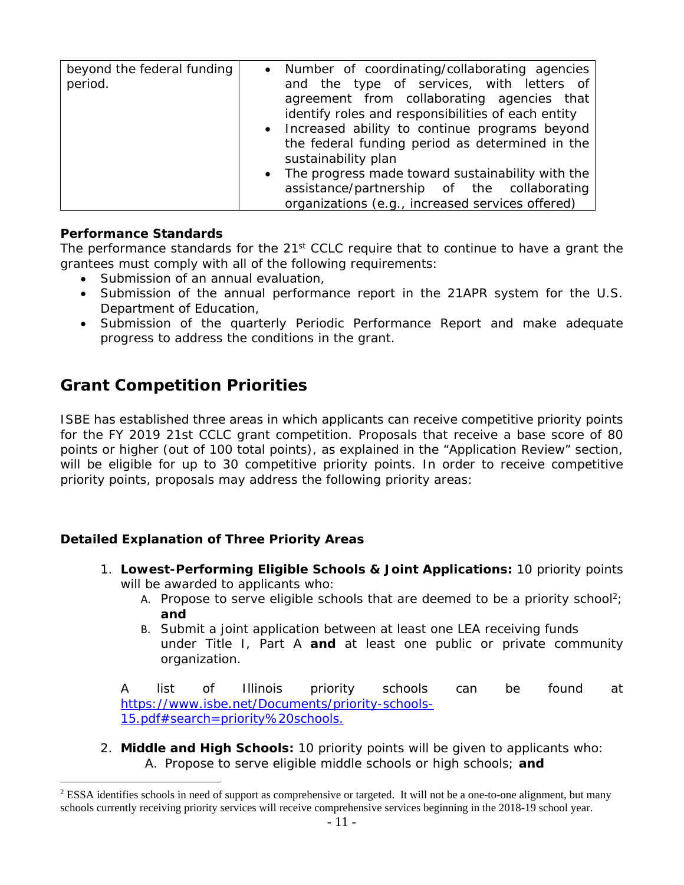| beyond the federal funding period. | • Number of coordinating/collaborating agencies and the type of services, with letters of agreement from collaborating agencies that identify roles and responsibilities of each entity<br>• Increased ability to continue programs beyond the federal funding period as determined in the sustainability plan<br>• The progress made toward sustainability with the assistance/partnership of the collaborating organizations (e.g., increased services offered) |
|---|---|

**Performance Standards**

The performance standards for the 21st CCLC require that to continue to have a grant the grantees must comply with all of the following requirements:

- Submission of an annual evaluation,
- Submission of the annual performance report in the 21APR system for the U.S. Department of Education,
- Submission of the quarterly Periodic Performance Report and make adequate progress to address the conditions in the grant.

## Grant Competition Priorities

ISBE has established three areas in which applicants can receive competitive priority points for the FY 2019 21st CCLC grant competition. Proposals that receive a base score of 80 points or higher (out of 100 total points), as explained in the "Application Review" section, will be eligible for up to 30 competitive priority points. In order to receive competitive priority points, proposals may address the following priority areas:

**Detailed Explanation of Three Priority Areas**

1. **Lowest-Performing Eligible Schools & Joint Applications:** 10 priority points will be awarded to applicants who:
   A. Propose to serve eligible schools that are deemed to be a priority school[2]; **and**
   B. Submit a joint application between at least one LEA receiving funds under Title I, Part A **and** at least one public or private community organization.

   A list of Illinois priority schools can be found at https://www.isbe.net/Documents/priority-schools-15.pdf#search=priority%20schools.

2. **Middle and High Schools:** 10 priority points will be given to applicants who:
   A. Propose to serve eligible middle schools or high schools; **and**

[2] ESSA identifies schools in need of support as comprehensive or targeted. It will not be a one-to-one alignment, but many schools currently receiving priority services will receive comprehensive services beginning in the 2018-19 school year.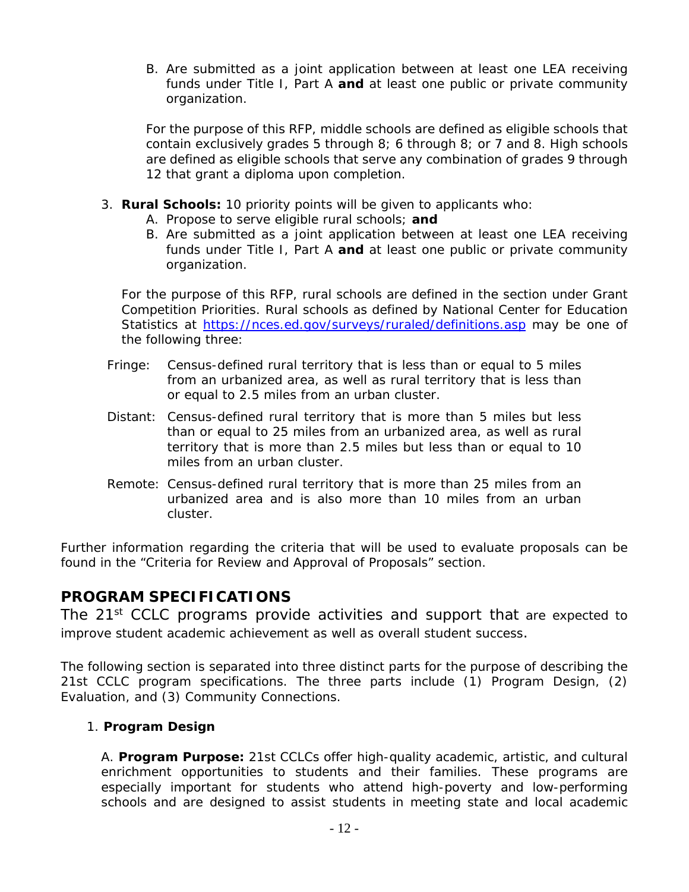B. Are submitted as a joint application between at least one LEA receiving funds under Title I, Part A **and** at least one public or private community organization.

For the purpose of this RFP, middle schools are defined as eligible schools that contain exclusively grades 5 through 8; 6 through 8; or 7 and 8. High schools are defined as eligible schools that serve any combination of grades 9 through 12 that grant a diploma upon completion.

3. **Rural Schools:** 10 priority points will be given to applicants who:
   A. Propose to serve eligible rural schools; **and**
   B. Are submitted as a joint application between at least one LEA receiving funds under Title I, Part A **and** at least one public or private community organization.

   For the purpose of this RFP, rural schools are defined in the section under Grant Competition Priorities. Rural schools as defined by National Center for Education Statistics at https://nces.ed.gov/surveys/ruraled/definitions.asp may be one of the following three:

   Fringe: Census-defined rural territory that is less than or equal to 5 miles from an urbanized area, as well as rural territory that is less than or equal to 2.5 miles from an urban cluster.

   Distant: Census-defined rural territory that is more than 5 miles but less than or equal to 25 miles from an urbanized area, as well as rural territory that is more than 2.5 miles but less than or equal to 10 miles from an urban cluster.

   Remote: Census-defined rural territory that is more than 25 miles from an urbanized area and is also more than 10 miles from an urban cluster.

Further information regarding the criteria that will be used to evaluate proposals can be found in the "Criteria for Review and Approval of Proposals" section.

## PROGRAM SPECIFICATIONS

The 21st CCLC programs provide activities and support that are expected to improve student academic achievement as well as overall student success.

The following section is separated into three distinct parts for the purpose of describing the 21st CCLC program specifications. The three parts include (1) Program Design, (2) Evaluation, and (3) Community Connections.

1. **Program Design**

   A. **Program Purpose:** 21st CCLCs offer high-quality academic, artistic, and cultural enrichment opportunities to students and their families. These programs are especially important for students who attend high-poverty and low-performing schools and are designed to assist students in meeting state and local academic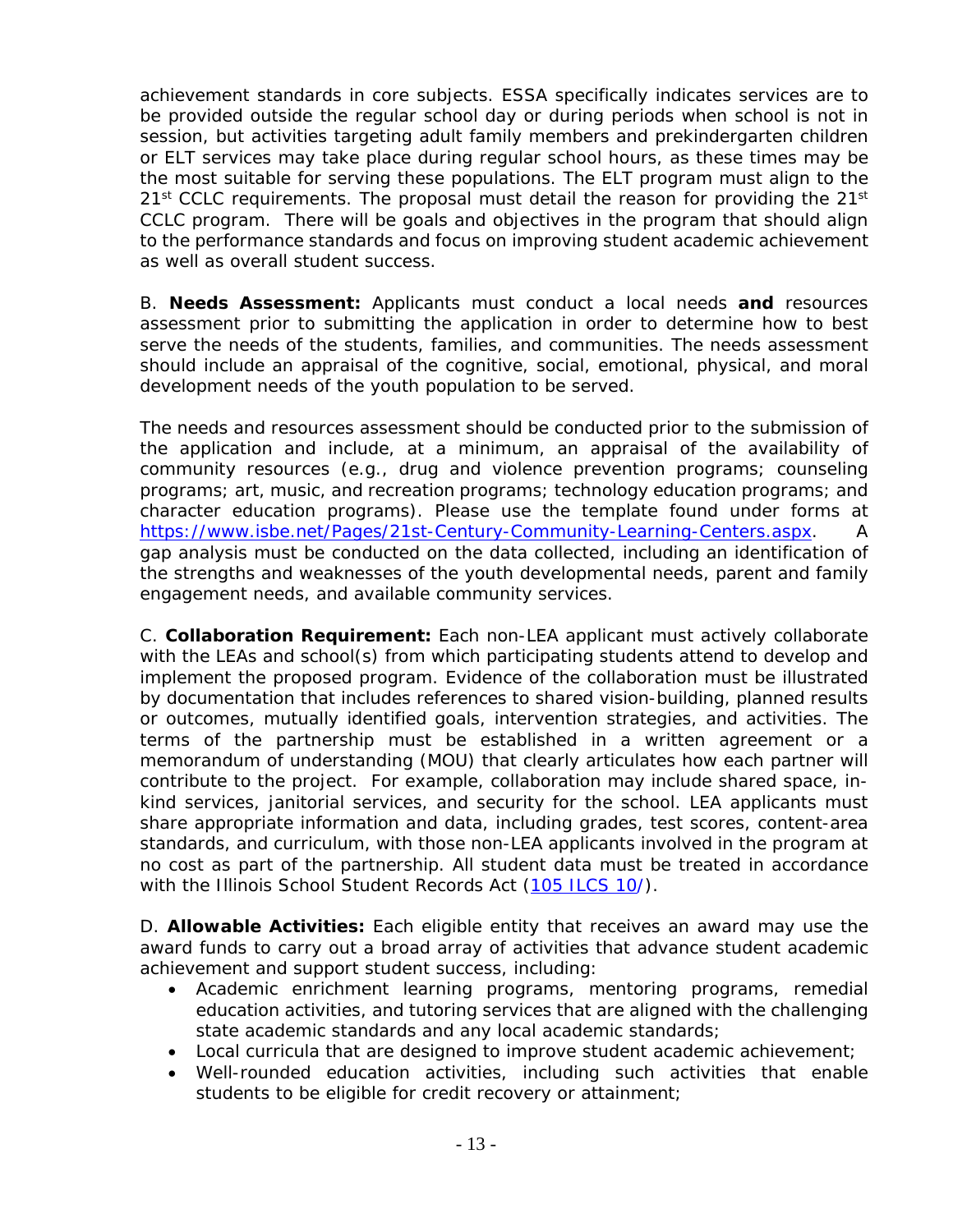achievement standards in core subjects. ESSA specifically indicates services are to be provided outside the regular school day or during periods when school is not in session, but activities targeting adult family members and prekindergarten children or ELT services may take place during regular school hours, as these times may be the most suitable for serving these populations. The ELT program must align to the 21st CCLC requirements. The proposal must detail the reason for providing the 21st CCLC program. There will be goals and objectives in the program that should align to the performance standards and focus on improving student academic achievement as well as overall student success.

B. **Needs Assessment:** Applicants must conduct a local needs **and** resources assessment prior to submitting the application in order to determine how to best serve the needs of the students, families, and communities. The needs assessment should include an appraisal of the cognitive, social, emotional, physical, and moral development needs of the youth population to be served.

The needs and resources assessment should be conducted prior to the submission of the application and include, at a minimum, an appraisal of the availability of community resources (e.g., drug and violence prevention programs; counseling programs; art, music, and recreation programs; technology education programs; and character education programs). Please use the template found under forms at [https://www.isbe.net/Pages/21st-Century-Community-Learning-Centers.aspx](https://www.isbe.net/Pages/21st-Century-Community-Learning-Centers.aspx). A gap analysis must be conducted on the data collected, including an identification of the strengths and weaknesses of the youth developmental needs, parent and family engagement needs, and available community services.

C. **Collaboration Requirement:** Each non-LEA applicant must actively collaborate with the LEAs and school(s) from which participating students attend to develop and implement the proposed program. Evidence of the collaboration must be illustrated by documentation that includes references to shared vision-building, planned results or outcomes, mutually identified goals, intervention strategies, and activities. The terms of the partnership must be established in a written agreement or a memorandum of understanding (MOU) that clearly articulates how each partner will contribute to the project. For example, collaboration may include shared space, in-kind services, janitorial services, and security for the school. LEA applicants must share appropriate information and data, including grades, test scores, content-area standards, and curriculum, with those non-LEA applicants involved in the program at no cost as part of the partnership. All student data must be treated in accordance with the Illinois School Student Records Act ([105 ILCS 10/](105 ILCS 10/)).

D. **Allowable Activities:** Each eligible entity that receives an award may use the award funds to carry out a broad array of activities that advance student academic achievement and support student success, including:

- Academic enrichment learning programs, mentoring programs, remedial education activities, and tutoring services that are aligned with the challenging state academic standards and any local academic standards;
- Local curricula that are designed to improve student academic achievement;
- Well-rounded education activities, including such activities that enable students to be eligible for credit recovery or attainment;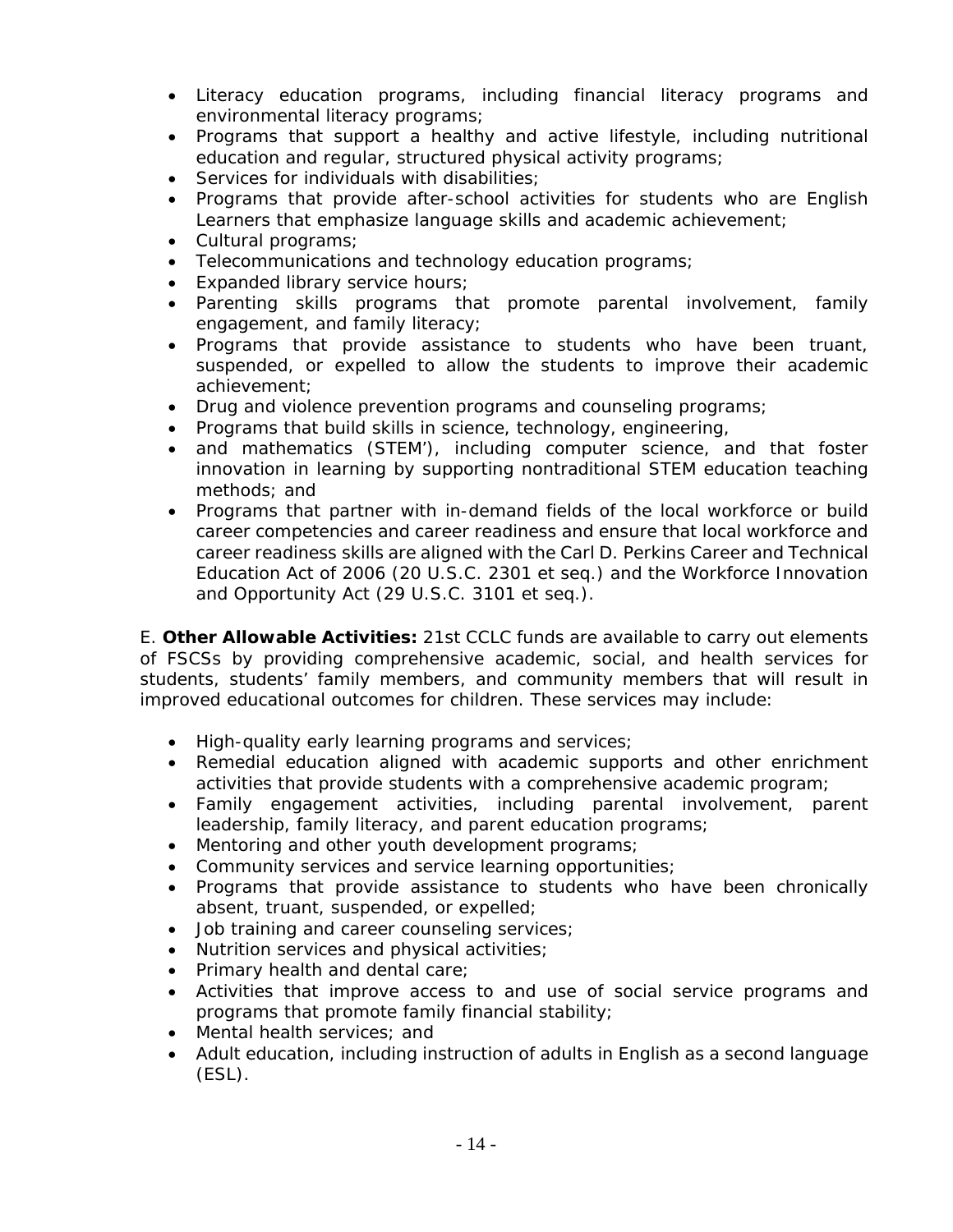- Literacy education programs, including financial literacy programs and environmental literacy programs;
- Programs that support a healthy and active lifestyle, including nutritional education and regular, structured physical activity programs;
- Services for individuals with disabilities;
- Programs that provide after-school activities for students who are English Learners that emphasize language skills and academic achievement;
- Cultural programs;
- Telecommunications and technology education programs;
- Expanded library service hours;
- Parenting skills programs that promote parental involvement, family engagement, and family literacy;
- Programs that provide assistance to students who have been truant, suspended, or expelled to allow the students to improve their academic achievement;
- Drug and violence prevention programs and counseling programs;
- Programs that build skills in science, technology, engineering,
- and mathematics (STEM'), including computer science, and that foster innovation in learning by supporting nontraditional STEM education teaching methods; and
- Programs that partner with in-demand fields of the local workforce or build career competencies and career readiness and ensure that local workforce and career readiness skills are aligned with the Carl D. Perkins Career and Technical Education Act of 2006 (20 U.S.C. 2301 et seq.) and the Workforce Innovation and Opportunity Act (29 U.S.C. 3101 et seq.).

E. **Other Allowable Activities:** 21st CCLC funds are available to carry out elements of FSCSs by providing comprehensive academic, social, and health services for students, students' family members, and community members that will result in improved educational outcomes for children. These services may include:

- High-quality early learning programs and services;
- Remedial education aligned with academic supports and other enrichment activities that provide students with a comprehensive academic program;
- Family engagement activities, including parental involvement, parent leadership, family literacy, and parent education programs;
- Mentoring and other youth development programs;
- Community services and service learning opportunities;
- Programs that provide assistance to students who have been chronically absent, truant, suspended, or expelled;
- Job training and career counseling services;
- Nutrition services and physical activities;
- Primary health and dental care;
- Activities that improve access to and use of social service programs and programs that promote family financial stability;
- Mental health services; and
- Adult education, including instruction of adults in English as a second language (ESL).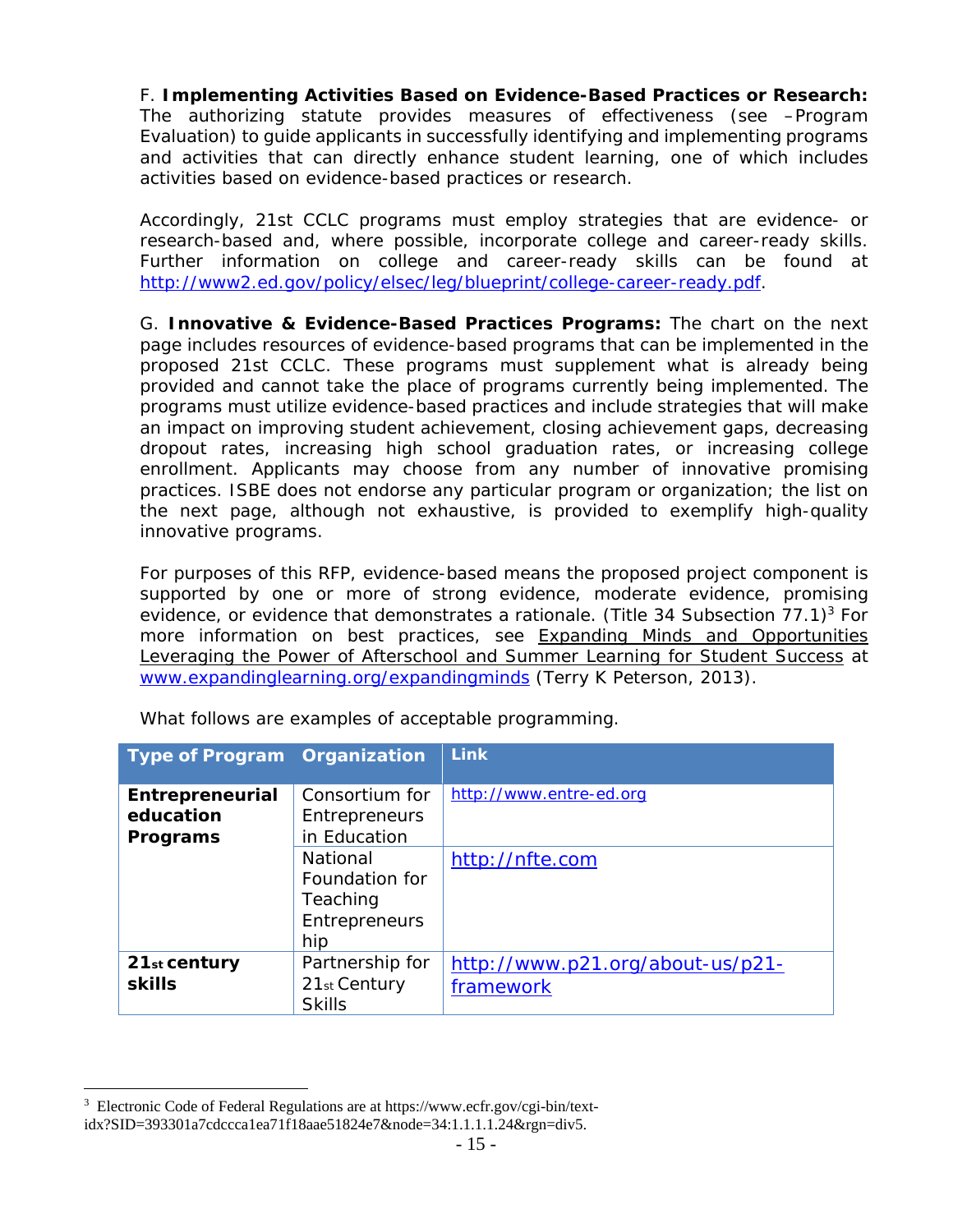F. **Implementing Activities Based on Evidence-Based Practices or Research:** The authorizing statute provides measures of effectiveness (see –Program Evaluation) to guide applicants in successfully identifying and implementing programs and activities that can directly enhance student learning, one of which includes activities based on evidence-based practices or research.

Accordingly, 21st CCLC programs must employ strategies that are evidence- or research-based and, where possible, incorporate college and career-ready skills. Further information on college and career-ready skills can be found at http://www2.ed.gov/policy/elsec/leg/blueprint/college-career-ready.pdf.

G. **Innovative & Evidence-Based Practices Programs:** The chart on the next page includes resources of evidence-based programs that can be implemented in the proposed 21st CCLC. These programs must supplement what is already being provided and cannot take the place of programs currently being implemented. The programs must utilize evidence-based practices and include strategies that will make an impact on improving student achievement, closing achievement gaps, decreasing dropout rates, increasing high school graduation rates, or increasing college enrollment. Applicants may choose from any number of innovative promising practices. ISBE does not endorse any particular program or organization; the list on the next page, although not exhaustive, is provided to exemplify high-quality innovative programs.

For purposes of this RFP, evidence-based means the proposed project component is supported by one or more of strong evidence, moderate evidence, promising evidence, or evidence that demonstrates a rationale. (Title 34 Subsection 77.1)[3] For more information on best practices, see Expanding Minds and Opportunities Leveraging the Power of Afterschool and Summer Learning for Student Success at www.expandinglearning.org/expandingminds (Terry K Peterson, 2013).

What follows are examples of acceptable programming.

| Type of Program | Organization | Link |
|---|---|---|
| **Entrepreneurial education Programs** | Consortium for Entrepreneurs in Education | http://www.entre-ed.org |
| | National Foundation for Teaching Entrepreneurship | http://nfte.com |
| **21st century skills** | Partnership for 21st Century Skills | http://www.p21.org/about-us/p21-framework |

[3] Electronic Code of Federal Regulations are at https://www.ecfr.gov/cgi-bin/text-idx?SID=393301a7cdccca1ea71f18aae51824e7&node=34:1.1.1.1.24&rgn=div5.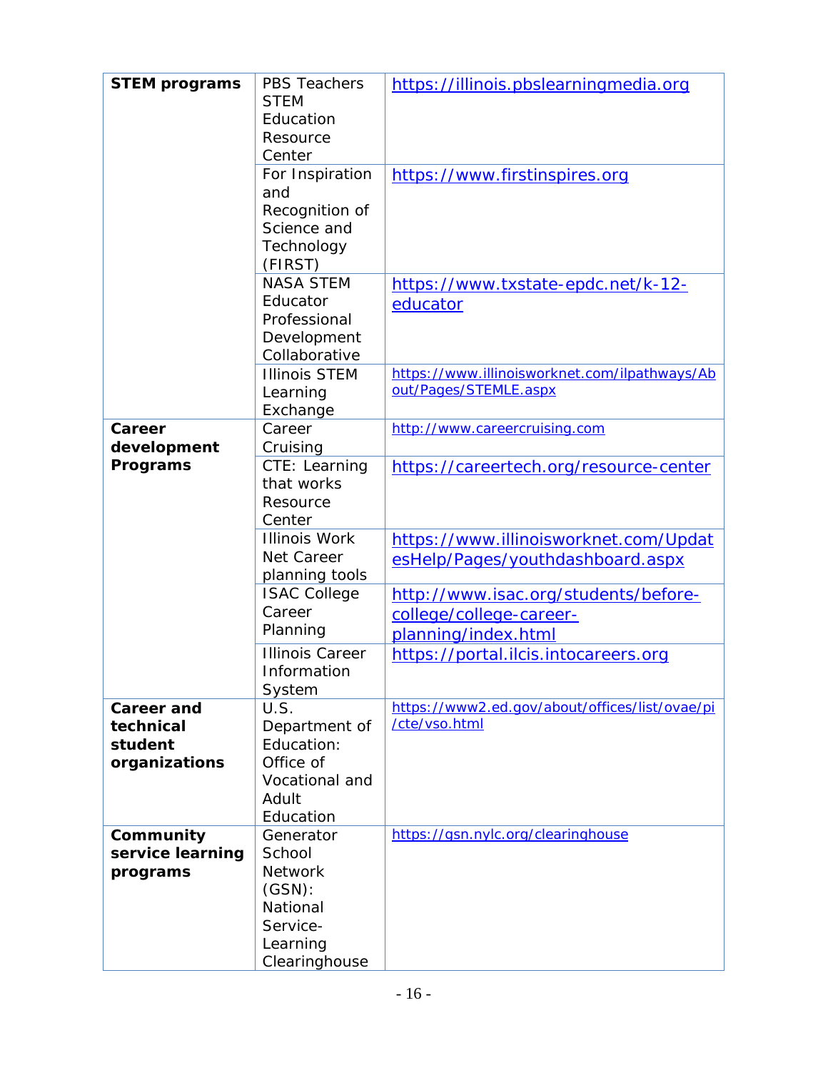| **STEM programs** | PBS Teachers STEM Education Resource Center | https://illinois.pbslearningmedia.org |
|---|---|---|
| | For Inspiration and Recognition of Science and Technology (FIRST) | https://www.firstinspires.org |
| | NASA STEM Educator Professional Development Collaborative | https://www.txstate-epdc.net/k-12-educator |
| | Illinois STEM Learning Exchange | https://www.illinoisworknet.com/ilpathways/About/Pages/STEMLE.aspx |
| **Career development Programs** | Career Cruising | http://www.careercruising.com |
| | CTE: Learning that works Resource Center | https://careertech.org/resource-center |
| | Illinois Work Net Career planning tools | https://www.illinoisworknet.com/UpdatesHelp/Pages/youthdashboard.aspx |
| | ISAC College Career Planning | http://www.isac.org/students/before-college/college-career-planning/index.html |
| | Illinois Career Information System | https://portal.ilcis.intocareers.org |
| **Career and technical student organizations** | U.S. Department of Education: Office of Vocational and Adult Education | https://www2.ed.gov/about/offices/list/ovae/pi/cte/vso.html |
| **Community service learning programs** | Generator School Network (GSN): National Service-Learning Clearinghouse | https://gsn.nylc.org/clearinghouse |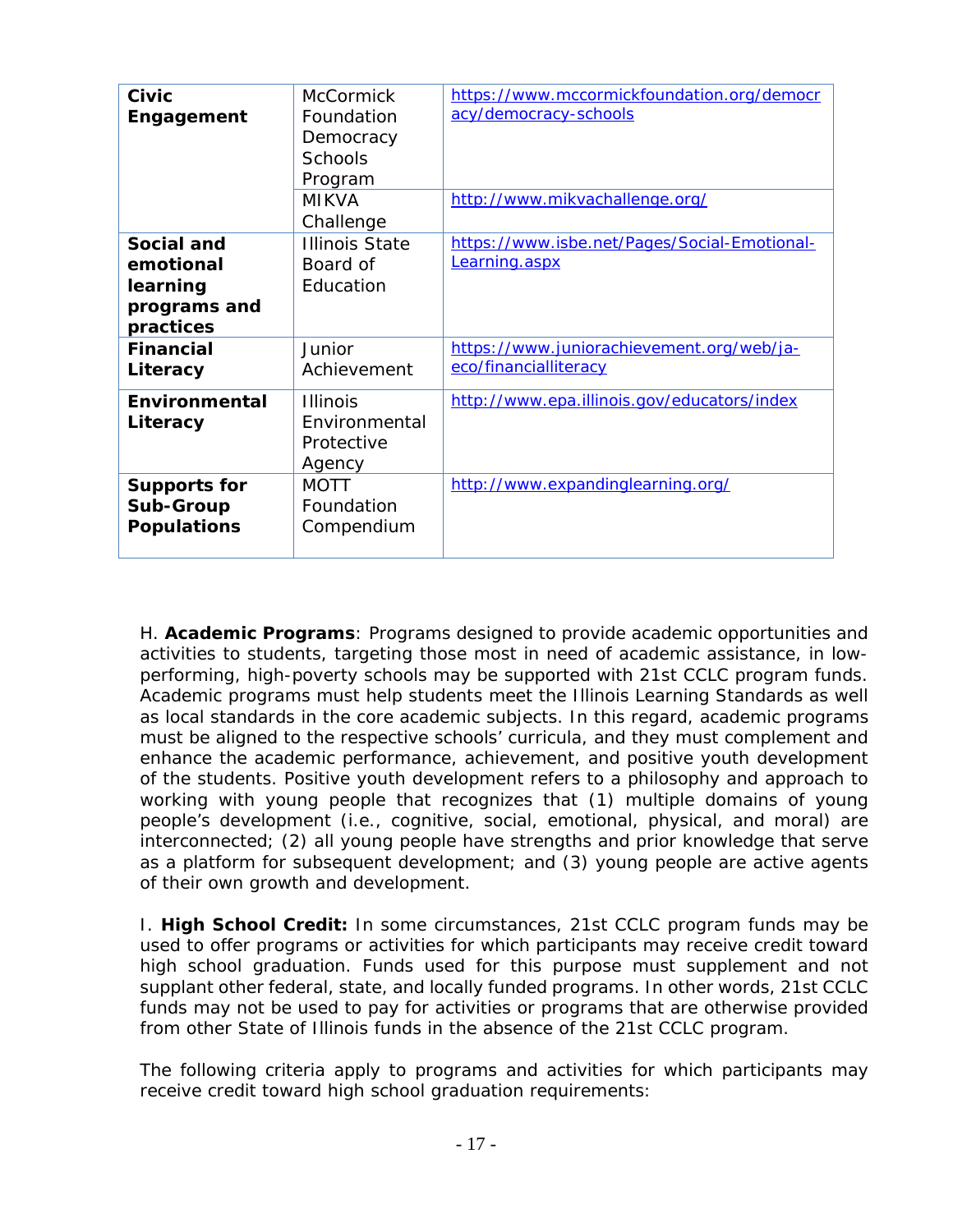| | | |
|---|---|---|
| **Civic Engagement** | McCormick Foundation Democracy Schools Program | https://www.mccormickfoundation.org/democracy/democracy-schools |
| | MIKVA Challenge | http://www.mikvachallenge.org/ |
| **Social and emotional learning programs and practices** | Illinois State Board of Education | https://www.isbe.net/Pages/Social-Emotional-Learning.aspx |
| **Financial Literacy** | Junior Achievement | https://www.juniorachievement.org/web/ja-eco/financialliteracy |
| **Environmental Literacy** | Illinois Environmental Protective Agency | http://www.epa.illinois.gov/educators/index |
| **Supports for Sub-Group Populations** | MOTT Foundation Compendium | http://www.expandinglearning.org/ |

H. **Academic Programs**: Programs designed to provide academic opportunities and activities to students, targeting those most in need of academic assistance, in low-performing, high-poverty schools may be supported with 21st CCLC program funds. Academic programs must help students meet the Illinois Learning Standards as well as local standards in the core academic subjects. In this regard, academic programs must be aligned to the respective schools' curricula, and they must complement and enhance the academic performance, achievement, and positive youth development of the students. Positive youth development refers to a philosophy and approach to working with young people that recognizes that (1) multiple domains of young people's development (i.e., cognitive, social, emotional, physical, and moral) are interconnected; (2) all young people have strengths and prior knowledge that serve as a platform for subsequent development; and (3) young people are active agents of their own growth and development.

I. **High School Credit:** In some circumstances, 21st CCLC program funds may be used to offer programs or activities for which participants may receive credit toward high school graduation. Funds used for this purpose must supplement and not supplant other federal, state, and locally funded programs. In other words, 21st CCLC funds may not be used to pay for activities or programs that are otherwise provided from other State of Illinois funds in the absence of the 21st CCLC program.

The following criteria apply to programs and activities for which participants may receive credit toward high school graduation requirements: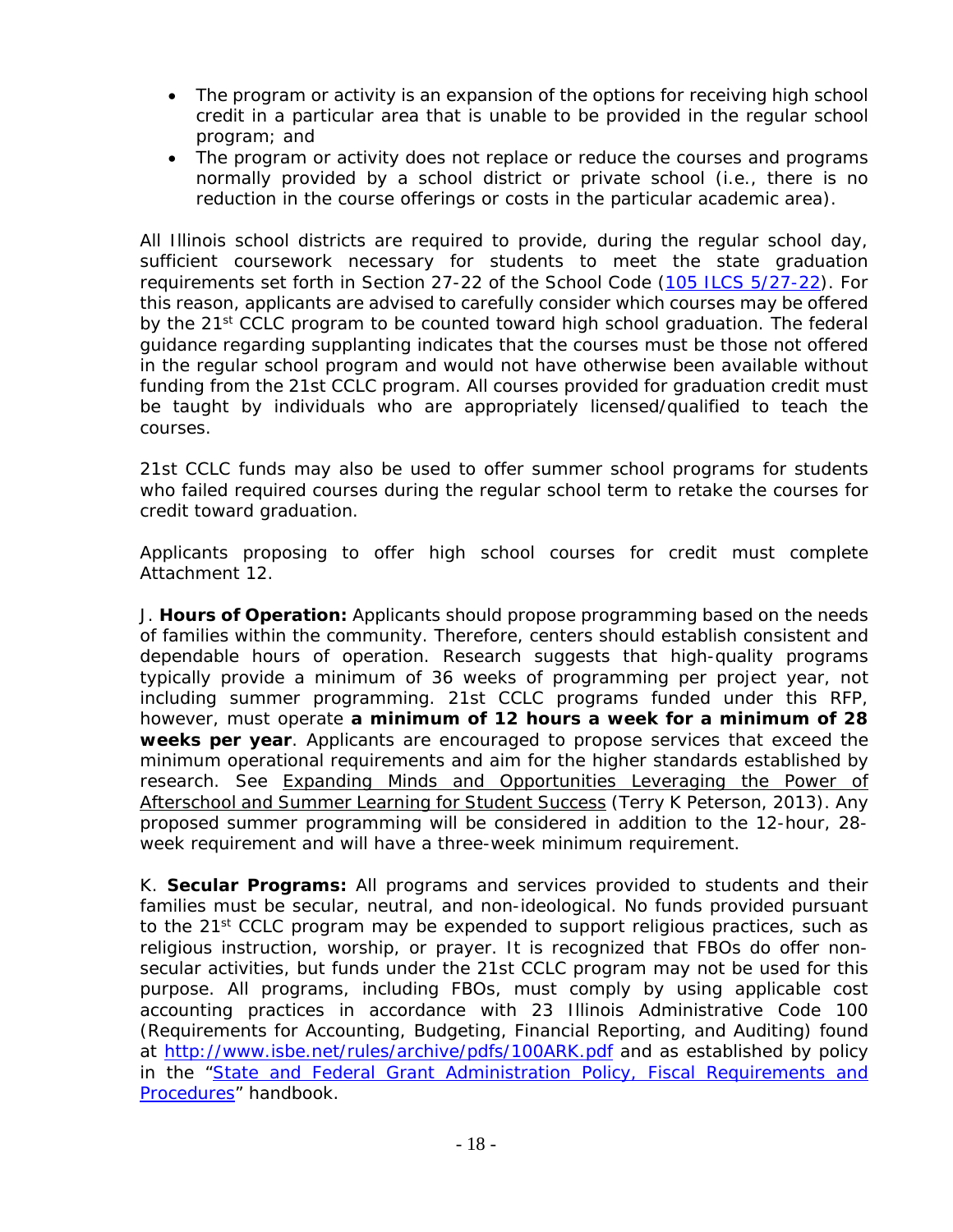- The program or activity is an expansion of the options for receiving high school credit in a particular area that is unable to be provided in the regular school program; and
- The program or activity does not replace or reduce the courses and programs normally provided by a school district or private school (i.e., there is no reduction in the course offerings or costs in the particular academic area).

All Illinois school districts are required to provide, during the regular school day, sufficient coursework necessary for students to meet the state graduation requirements set forth in Section 27-22 of the School Code ([105 ILCS 5/27-22](105 ILCS 5/27-22)). For this reason, applicants are advised to carefully consider which courses may be offered by the 21st CCLC program to be counted toward high school graduation. The federal guidance regarding supplanting indicates that the courses must be those not offered in the regular school program and would not have otherwise been available without funding from the 21st CCLC program. All courses provided for graduation credit must be taught by individuals who are appropriately licensed/qualified to teach the courses.

21st CCLC funds may also be used to offer summer school programs for students who failed required courses during the regular school term to retake the courses for credit toward graduation.

Applicants proposing to offer high school courses for credit must complete Attachment 12.

J. **Hours of Operation:** Applicants should propose programming based on the needs of families within the community. Therefore, centers should establish consistent and dependable hours of operation. Research suggests that high-quality programs typically provide a minimum of 36 weeks of programming per project year, not including summer programming. 21st CCLC programs funded under this RFP, however, must operate **a minimum of 12 hours a week for a minimum of 28 weeks per year**. Applicants are encouraged to propose services that exceed the minimum operational requirements and aim for the higher standards established by research. See Expanding Minds and Opportunities Leveraging the Power of Afterschool and Summer Learning for Student Success (Terry K Peterson, 2013). Any proposed summer programming will be considered in addition to the 12-hour, 28-week requirement and will have a three-week minimum requirement.

K. **Secular Programs:** All programs and services provided to students and their families must be secular, neutral, and non-ideological. No funds provided pursuant to the 21st CCLC program may be expended to support religious practices, such as religious instruction, worship, or prayer. It is recognized that FBOs do offer non-secular activities, but funds under the 21st CCLC program may not be used for this purpose. All programs, including FBOs, must comply by using applicable cost accounting practices in accordance with 23 Illinois Administrative Code 100 (Requirements for Accounting, Budgeting, Financial Reporting, and Auditing) found at http://www.isbe.net/rules/archive/pdfs/100ARK.pdf and as established by policy in the "State and Federal Grant Administration Policy, Fiscal Requirements and Procedures" handbook.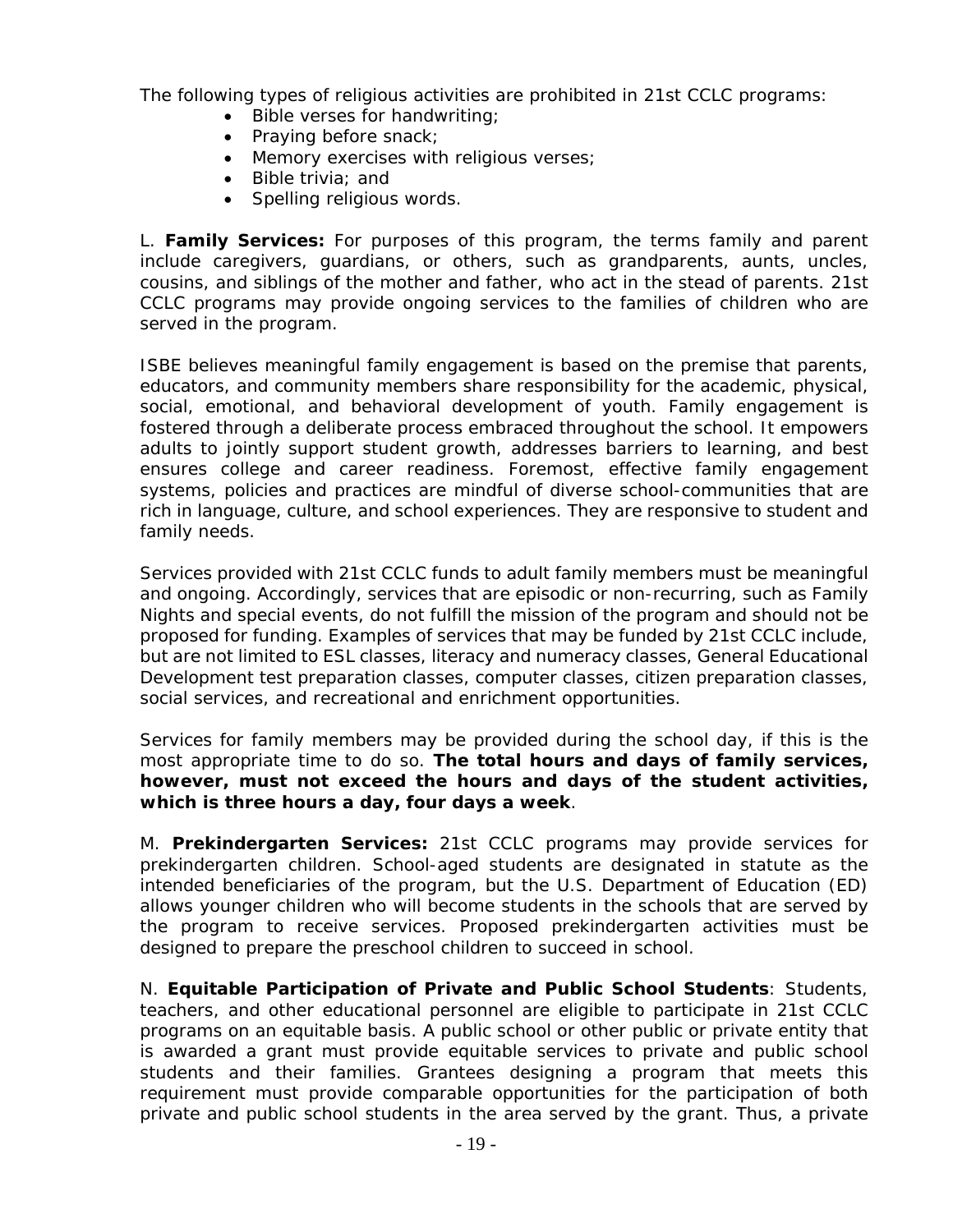The following types of religious activities are prohibited in 21st CCLC programs:

- Bible verses for handwriting;
- Praying before snack;
- Memory exercises with religious verses;
- Bible trivia; and
- Spelling religious words.

L. **Family Services:** For purposes of this program, the terms family and parent include caregivers, guardians, or others, such as grandparents, aunts, uncles, cousins, and siblings of the mother and father, who act in the stead of parents. 21st CCLC programs may provide ongoing services to the families of children who are served in the program.

ISBE believes meaningful family engagement is based on the premise that parents, educators, and community members share responsibility for the academic, physical, social, emotional, and behavioral development of youth. Family engagement is fostered through a deliberate process embraced throughout the school. It empowers adults to jointly support student growth, addresses barriers to learning, and best ensures college and career readiness. Foremost, effective family engagement systems, policies and practices are mindful of diverse school-communities that are rich in language, culture, and school experiences. They are responsive to student and family needs.

Services provided with 21st CCLC funds to adult family members must be meaningful and ongoing. Accordingly, services that are episodic or non-recurring, such as Family Nights and special events, do not fulfill the mission of the program and should not be proposed for funding. Examples of services that may be funded by 21st CCLC include, but are not limited to ESL classes, literacy and numeracy classes, General Educational Development test preparation classes, computer classes, citizen preparation classes, social services, and recreational and enrichment opportunities.

Services for family members may be provided during the school day, if this is the most appropriate time to do so. **The total hours and days of family services, however, must not exceed the hours and days of the student activities, which is three hours a day, four days a week**.

M. **Prekindergarten Services:** 21st CCLC programs may provide services for prekindergarten children. School-aged students are designated in statute as the intended beneficiaries of the program, but the U.S. Department of Education (ED) allows younger children who will become students in the schools that are served by the program to receive services. Proposed prekindergarten activities must be designed to prepare the preschool children to succeed in school.

N. **Equitable Participation of Private and Public School Students**: Students, teachers, and other educational personnel are eligible to participate in 21st CCLC programs on an equitable basis. A public school or other public or private entity that is awarded a grant must provide equitable services to private and public school students and their families. Grantees designing a program that meets this requirement must provide comparable opportunities for the participation of both private and public school students in the area served by the grant. Thus, a private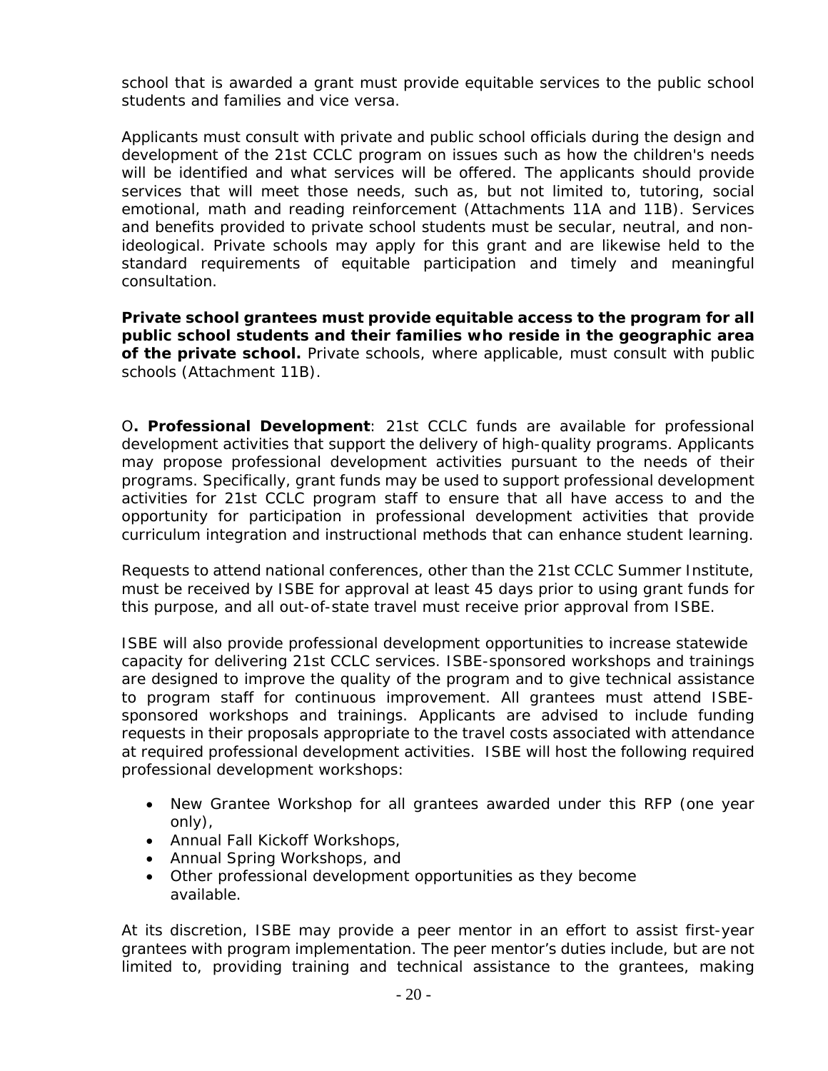school that is awarded a grant must provide equitable services to the public school students and families and vice versa.

Applicants must consult with private and public school officials during the design and development of the 21st CCLC program on issues such as how the children's needs will be identified and what services will be offered. The applicants should provide services that will meet those needs, such as, but not limited to, tutoring, social emotional, math and reading reinforcement (Attachments 11A and 11B). Services and benefits provided to private school students must be secular, neutral, and non-ideological. Private schools may apply for this grant and are likewise held to the standard requirements of equitable participation and timely and meaningful consultation.

**Private school grantees must provide equitable access to the program for all public school students and their families who reside in the geographic area of the private school.** Private schools, where applicable, must consult with public schools (Attachment 11B).

O**. Professional Development**: 21st CCLC funds are available for professional development activities that support the delivery of high-quality programs. Applicants may propose professional development activities pursuant to the needs of their programs. Specifically, grant funds may be used to support professional development activities for 21st CCLC program staff to ensure that all have access to and the opportunity for participation in professional development activities that provide curriculum integration and instructional methods that can enhance student learning.

Requests to attend national conferences, other than the 21st CCLC Summer Institute, must be received by ISBE for approval at least 45 days prior to using grant funds for this purpose, and all out-of-state travel must receive prior approval from ISBE.

ISBE will also provide professional development opportunities to increase statewide capacity for delivering 21st CCLC services. ISBE-sponsored workshops and trainings are designed to improve the quality of the program and to give technical assistance to program staff for continuous improvement. All grantees must attend ISBE-sponsored workshops and trainings. Applicants are advised to include funding requests in their proposals appropriate to the travel costs associated with attendance at required professional development activities. ISBE will host the following required professional development workshops:

- New Grantee Workshop for all grantees awarded under this RFP (one year only),
- Annual Fall Kickoff Workshops,
- Annual Spring Workshops, and
- Other professional development opportunities as they become available.

At its discretion, ISBE may provide a peer mentor in an effort to assist first-year grantees with program implementation. The peer mentor's duties include, but are not limited to, providing training and technical assistance to the grantees, making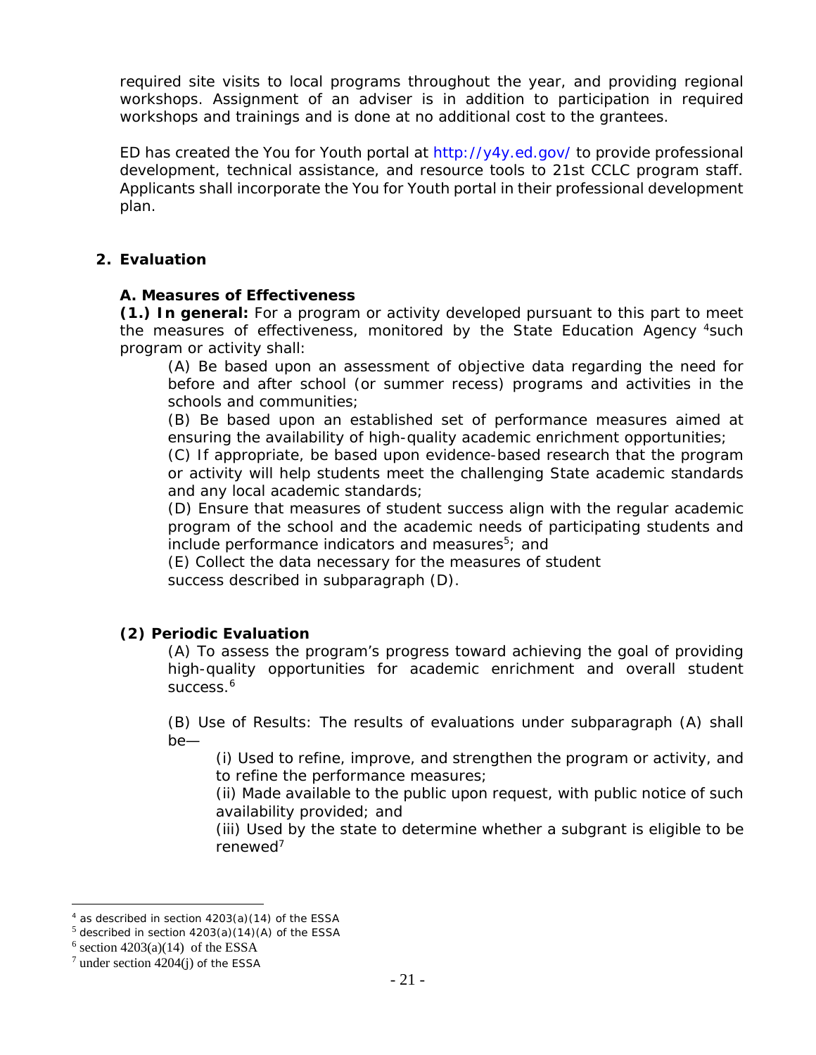required site visits to local programs throughout the year, and providing regional workshops. Assignment of an adviser is in addition to participation in required workshops and trainings and is done at no additional cost to the grantees.

ED has created the You for Youth portal at http://y4y.ed.gov/ to provide professional development, technical assistance, and resource tools to 21st CCLC program staff. Applicants shall incorporate the You for Youth portal in their professional development plan.

## 2. Evaluation

### A. Measures of Effectiveness

**(1.) In general:** For a program or activity developed pursuant to this part to meet the measures of effectiveness, monitored by the State Education Agency [4]such program or activity shall:

(A) Be based upon an assessment of objective data regarding the need for before and after school (or summer recess) programs and activities in the schools and communities;

(B) Be based upon an established set of performance measures aimed at ensuring the availability of high-quality academic enrichment opportunities;

(C) If appropriate, be based upon evidence-based research that the program or activity will help students meet the challenging State academic standards and any local academic standards;

(D) Ensure that measures of student success align with the regular academic program of the school and the academic needs of participating students and include performance indicators and measures[5]; and

(E) Collect the data necessary for the measures of student success described in subparagraph (D).

### (2) Periodic Evaluation

(A) To assess the program's progress toward achieving the goal of providing high-quality opportunities for academic enrichment and overall student success.[6]

(B) Use of Results: The results of evaluations under subparagraph (A) shall be—

(i) Used to refine, improve, and strengthen the program or activity, and to refine the performance measures;

(ii) Made available to the public upon request, with public notice of such availability provided; and

(iii) Used by the state to determine whether a subgrant is eligible to be renewed[7]

---

[4] as described in section 4203(a)(14) of the ESSA

[5] described in section 4203(a)(14)(A) of the ESSA

[6] section 4203(a)(14) of the ESSA

[7] under section 4204(j) of the ESSA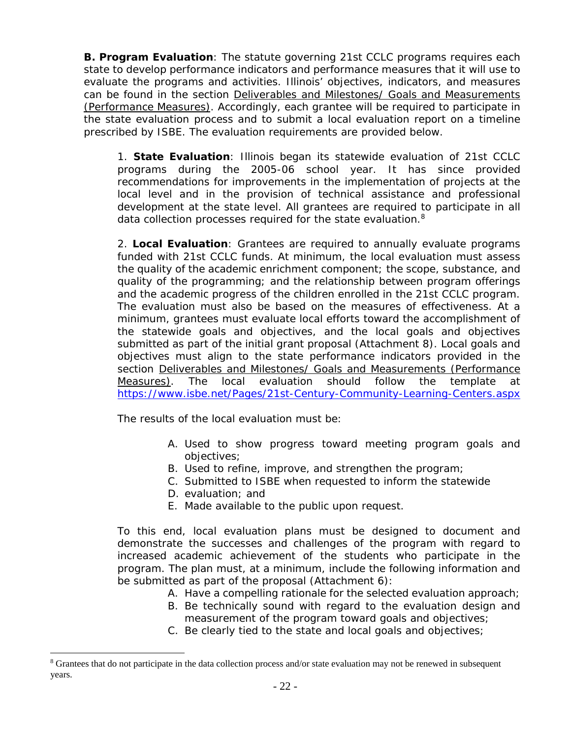**B. Program Evaluation**: The statute governing 21st CCLC programs requires each state to develop performance indicators and performance measures that it will use to evaluate the programs and activities. Illinois' objectives, indicators, and measures can be found in the section Deliverables and Milestones/ Goals and Measurements (Performance Measures). Accordingly, each grantee will be required to participate in the state evaluation process and to submit a local evaluation report on a timeline prescribed by ISBE. The evaluation requirements are provided below.

1. **State Evaluation**: Illinois began its statewide evaluation of 21st CCLC programs during the 2005-06 school year. It has since provided recommendations for improvements in the implementation of projects at the local level and in the provision of technical assistance and professional development at the state level. All grantees are required to participate in all data collection processes required for the state evaluation.[8]

2. **Local Evaluation**: Grantees are required to annually evaluate programs funded with 21st CCLC funds. At minimum, the local evaluation must assess the quality of the academic enrichment component; the scope, substance, and quality of the programming; and the relationship between program offerings and the academic progress of the children enrolled in the 21st CCLC program. The evaluation must also be based on the measures of effectiveness. At a minimum, grantees must evaluate local efforts toward the accomplishment of the statewide goals and objectives, and the local goals and objectives submitted as part of the initial grant proposal (Attachment 8). Local goals and objectives must align to the state performance indicators provided in the section Deliverables and Milestones/ Goals and Measurements (Performance Measures). The local evaluation should follow the template at https://www.isbe.net/Pages/21st-Century-Community-Learning-Centers.aspx

The results of the local evaluation must be:

A. Used to show progress toward meeting program goals and objectives;
B. Used to refine, improve, and strengthen the program;
C. Submitted to ISBE when requested to inform the statewide
D. evaluation; and
E. Made available to the public upon request.

To this end, local evaluation plans must be designed to document and demonstrate the successes and challenges of the program with regard to increased academic achievement of the students who participate in the program. The plan must, at a minimum, include the following information and be submitted as part of the proposal (Attachment 6):

A. Have a compelling rationale for the selected evaluation approach;
B. Be technically sound with regard to the evaluation design and measurement of the program toward goals and objectives;
C. Be clearly tied to the state and local goals and objectives;

[8] Grantees that do not participate in the data collection process and/or state evaluation may not be renewed in subsequent years.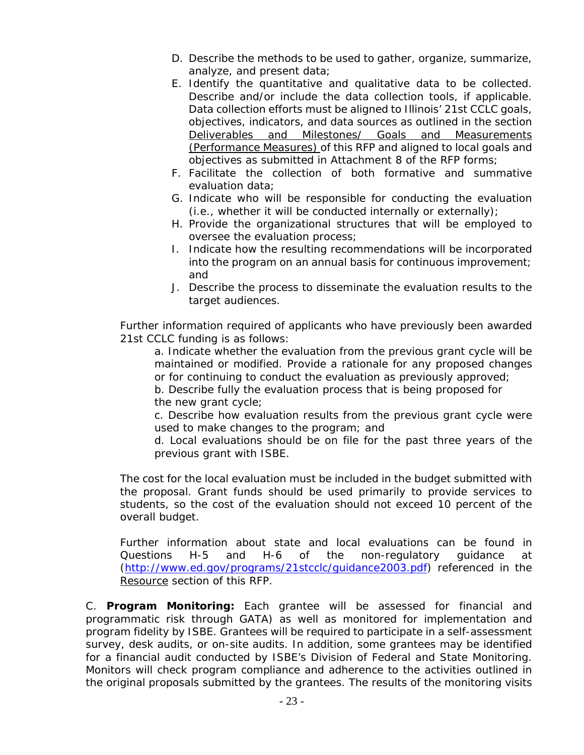D. Describe the methods to be used to gather, organize, summarize, analyze, and present data;

E. Identify the quantitative and qualitative data to be collected. Describe and/or include the data collection tools, if applicable. Data collection efforts must be aligned to Illinois' 21st CCLC goals, objectives, indicators, and data sources as outlined in the section Deliverables and Milestones/ Goals and Measurements (Performance Measures) of this RFP and aligned to local goals and objectives as submitted in Attachment 8 of the RFP forms;

F. Facilitate the collection of both formative and summative evaluation data;

G. Indicate who will be responsible for conducting the evaluation (i.e., whether it will be conducted internally or externally);

H. Provide the organizational structures that will be employed to oversee the evaluation process;

I. Indicate how the resulting recommendations will be incorporated into the program on an annual basis for continuous improvement; and

J. Describe the process to disseminate the evaluation results to the target audiences.

Further information required of applicants who have previously been awarded 21st CCLC funding is as follows:

a. Indicate whether the evaluation from the previous grant cycle will be maintained or modified. Provide a rationale for any proposed changes or for continuing to conduct the evaluation as previously approved;

b. Describe fully the evaluation process that is being proposed for the new grant cycle;

c. Describe how evaluation results from the previous grant cycle were used to make changes to the program; and

d. Local evaluations should be on file for the past three years of the previous grant with ISBE.

The cost for the local evaluation must be included in the budget submitted with the proposal. Grant funds should be used primarily to provide services to students, so the cost of the evaluation should not exceed 10 percent of the overall budget.

Further information about state and local evaluations can be found in Questions H-5 and H-6 of the non-regulatory guidance at (http://www.ed.gov/programs/21stcclc/guidance2003.pdf) referenced in the Resource section of this RFP.

C. **Program Monitoring:** Each grantee will be assessed for financial and programmatic risk through GATA) as well as monitored for implementation and program fidelity by ISBE. Grantees will be required to participate in a self-assessment survey, desk audits, or on-site audits. In addition, some grantees may be identified for a financial audit conducted by ISBE's Division of Federal and State Monitoring. Monitors will check program compliance and adherence to the activities outlined in the original proposals submitted by the grantees. The results of the monitoring visits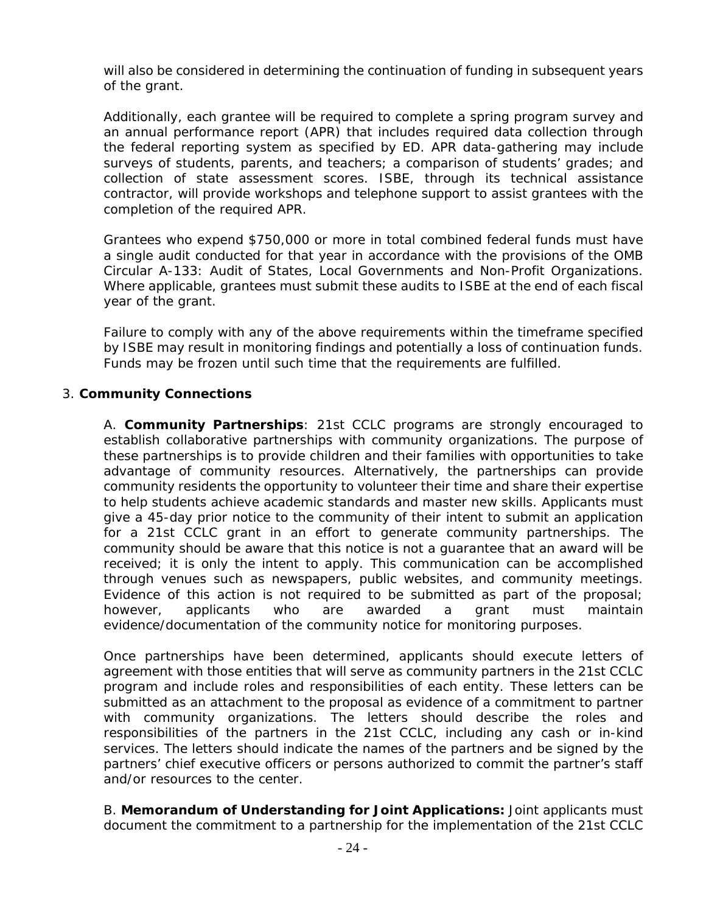will also be considered in determining the continuation of funding in subsequent years of the grant.

Additionally, each grantee will be required to complete a spring program survey and an annual performance report (APR) that includes required data collection through the federal reporting system as specified by ED. APR data-gathering may include surveys of students, parents, and teachers; a comparison of students' grades; and collection of state assessment scores. ISBE, through its technical assistance contractor, will provide workshops and telephone support to assist grantees with the completion of the required APR.

Grantees who expend $750,000 or more in total combined federal funds must have a single audit conducted for that year in accordance with the provisions of the OMB Circular A-133: Audit of States, Local Governments and Non-Profit Organizations. Where applicable, grantees must submit these audits to ISBE at the end of each fiscal year of the grant.

Failure to comply with any of the above requirements within the timeframe specified by ISBE may result in monitoring findings and potentially a loss of continuation funds. Funds may be frozen until such time that the requirements are fulfilled.

3. **Community Connections**

A. **Community Partnerships**: 21st CCLC programs are strongly encouraged to establish collaborative partnerships with community organizations. The purpose of these partnerships is to provide children and their families with opportunities to take advantage of community resources. Alternatively, the partnerships can provide community residents the opportunity to volunteer their time and share their expertise to help students achieve academic standards and master new skills. Applicants must give a 45-day prior notice to the community of their intent to submit an application for a 21st CCLC grant in an effort to generate community partnerships. The community should be aware that this notice is not a guarantee that an award will be received; it is only the intent to apply. This communication can be accomplished through venues such as newspapers, public websites, and community meetings. Evidence of this action is not required to be submitted as part of the proposal; however, applicants who are awarded a grant must maintain evidence/documentation of the community notice for monitoring purposes.

Once partnerships have been determined, applicants should execute letters of agreement with those entities that will serve as community partners in the 21st CCLC program and include roles and responsibilities of each entity. These letters can be submitted as an attachment to the proposal as evidence of a commitment to partner with community organizations. The letters should describe the roles and responsibilities of the partners in the 21st CCLC, including any cash or in-kind services. The letters should indicate the names of the partners and be signed by the partners' chief executive officers or persons authorized to commit the partner's staff and/or resources to the center.

B. **Memorandum of Understanding for Joint Applications:** Joint applicants must document the commitment to a partnership for the implementation of the 21st CCLC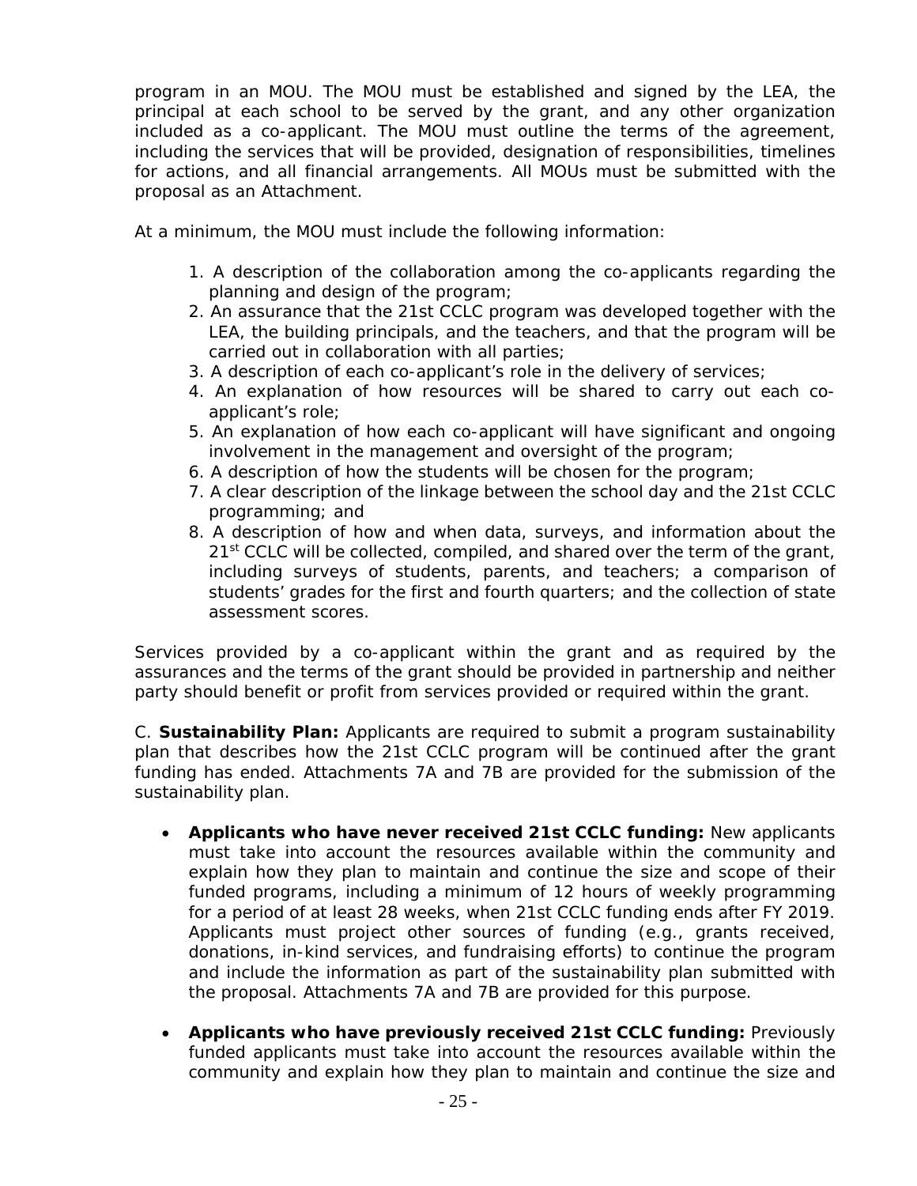program in an MOU. The MOU must be established and signed by the LEA, the principal at each school to be served by the grant, and any other organization included as a co-applicant. The MOU must outline the terms of the agreement, including the services that will be provided, designation of responsibilities, timelines for actions, and all financial arrangements. All MOUs must be submitted with the proposal as an Attachment.

At a minimum, the MOU must include the following information:

1. A description of the collaboration among the co-applicants regarding the planning and design of the program;
2. An assurance that the 21st CCLC program was developed together with the LEA, the building principals, and the teachers, and that the program will be carried out in collaboration with all parties;
3. A description of each co-applicant's role in the delivery of services;
4. An explanation of how resources will be shared to carry out each co-applicant's role;
5. An explanation of how each co-applicant will have significant and ongoing involvement in the management and oversight of the program;
6. A description of how the students will be chosen for the program;
7. A clear description of the linkage between the school day and the 21st CCLC programming; and
8. A description of how and when data, surveys, and information about the 21st CCLC will be collected, compiled, and shared over the term of the grant, including surveys of students, parents, and teachers; a comparison of students' grades for the first and fourth quarters; and the collection of state assessment scores.

Services provided by a co-applicant within the grant and as required by the assurances and the terms of the grant should be provided in partnership and neither party should benefit or profit from services provided or required within the grant.

C. **Sustainability Plan:** Applicants are required to submit a program sustainability plan that describes how the 21st CCLC program will be continued after the grant funding has ended. Attachments 7A and 7B are provided for the submission of the sustainability plan.

- **Applicants who have never received 21st CCLC funding:** New applicants must take into account the resources available within the community and explain how they plan to maintain and continue the size and scope of their funded programs, including a minimum of 12 hours of weekly programming for a period of at least 28 weeks, when 21st CCLC funding ends after FY 2019. Applicants must project other sources of funding (e.g., grants received, donations, in-kind services, and fundraising efforts) to continue the program and include the information as part of the sustainability plan submitted with the proposal. Attachments 7A and 7B are provided for this purpose.

- **Applicants who have previously received 21st CCLC funding:** Previously funded applicants must take into account the resources available within the community and explain how they plan to maintain and continue the size and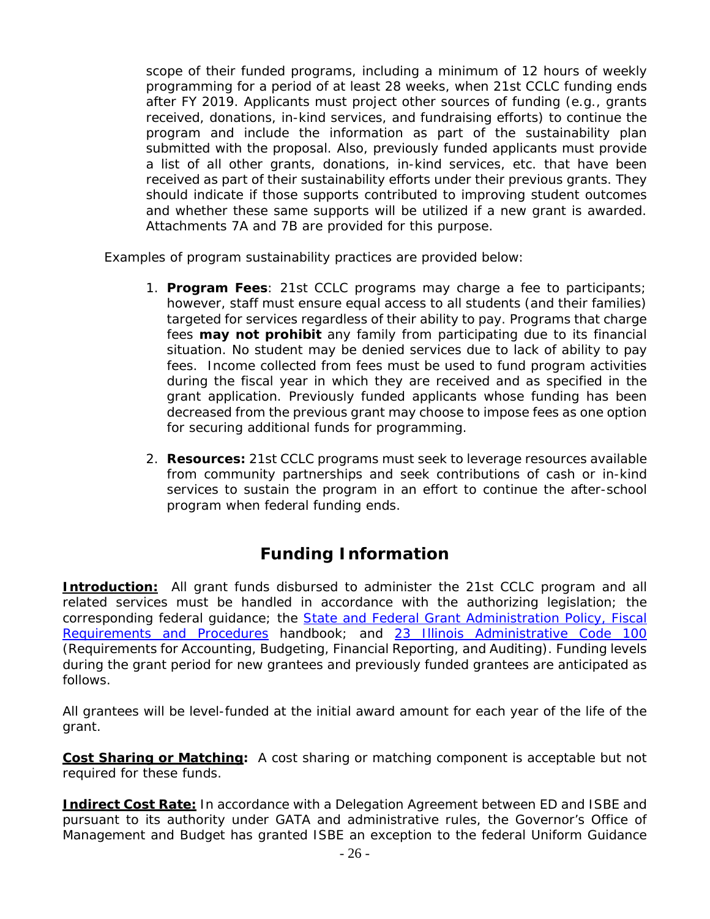scope of their funded programs, including a minimum of 12 hours of weekly programming for a period of at least 28 weeks, when 21st CCLC funding ends after FY 2019. Applicants must project other sources of funding (e.g., grants received, donations, in-kind services, and fundraising efforts) to continue the program and include the information as part of the sustainability plan submitted with the proposal. Also, previously funded applicants must provide a list of all other grants, donations, in-kind services, etc. that have been received as part of their sustainability efforts under their previous grants. They should indicate if those supports contributed to improving student outcomes and whether these same supports will be utilized if a new grant is awarded. Attachments 7A and 7B are provided for this purpose.

Examples of program sustainability practices are provided below:

1. **Program Fees**: 21st CCLC programs may charge a fee to participants; however, staff must ensure equal access to all students (and their families) targeted for services regardless of their ability to pay. Programs that charge fees **may not prohibit** any family from participating due to its financial situation. No student may be denied services due to lack of ability to pay fees. Income collected from fees must be used to fund program activities during the fiscal year in which they are received and as specified in the grant application. Previously funded applicants whose funding has been decreased from the previous grant may choose to impose fees as one option for securing additional funds for programming.

2. **Resources:** 21st CCLC programs must seek to leverage resources available from community partnerships and seek contributions of cash or in-kind services to sustain the program in an effort to continue the after-school program when federal funding ends.

## Funding Information

**Introduction:** All grant funds disbursed to administer the 21st CCLC program and all related services must be handled in accordance with the authorizing legislation; the corresponding federal guidance; the State and Federal Grant Administration Policy, Fiscal Requirements and Procedures handbook; and 23 Illinois Administrative Code 100 (Requirements for Accounting, Budgeting, Financial Reporting, and Auditing). Funding levels during the grant period for new grantees and previously funded grantees are anticipated as follows.

All grantees will be level-funded at the initial award amount for each year of the life of the grant.

**Cost Sharing or Matching:** A cost sharing or matching component is acceptable but not required for these funds.

**Indirect Cost Rate:** In accordance with a Delegation Agreement between ED and ISBE and pursuant to its authority under GATA and administrative rules, the Governor's Office of Management and Budget has granted ISBE an exception to the federal Uniform Guidance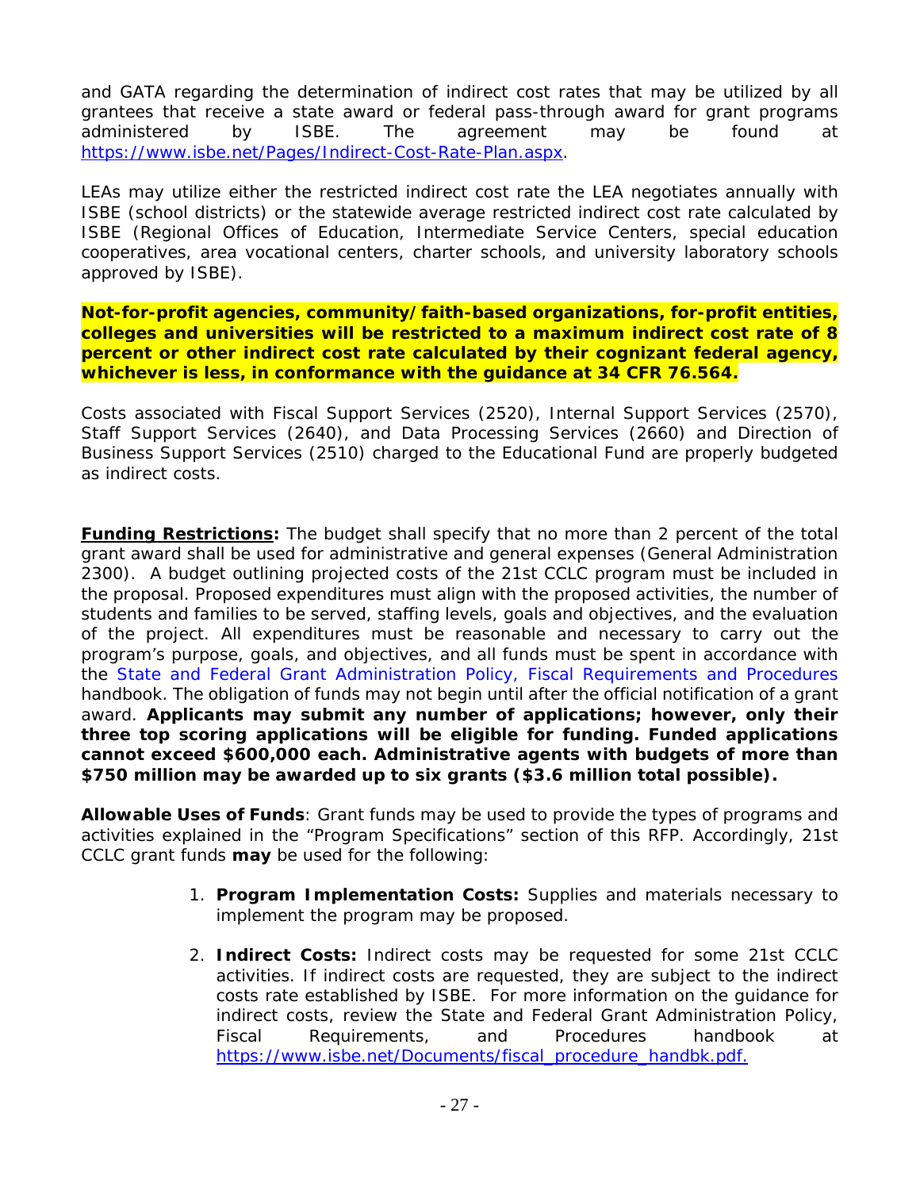and GATA regarding the determination of indirect cost rates that may be utilized by all grantees that receive a state award or federal pass-through award for grant programs administered by ISBE. The agreement may be found at https://www.isbe.net/Pages/Indirect-Cost-Rate-Plan.aspx.

LEAs may utilize either the restricted indirect cost rate the LEA negotiates annually with ISBE (school districts) or the statewide average restricted indirect cost rate calculated by ISBE (Regional Offices of Education, Intermediate Service Centers, special education cooperatives, area vocational centers, charter schools, and university laboratory schools approved by ISBE).

**Not-for-profit agencies, community/faith-based organizations, for-profit entities, colleges and universities will be restricted to a maximum indirect cost rate of 8 percent or other indirect cost rate calculated by their cognizant federal agency, whichever is less, in conformance with the guidance at 34 CFR 76.564.**

Costs associated with Fiscal Support Services (2520), Internal Support Services (2570), Staff Support Services (2640), and Data Processing Services (2660) and Direction of Business Support Services (2510) charged to the Educational Fund are properly budgeted as indirect costs.

**Funding Restrictions:** The budget shall specify that no more than 2 percent of the total grant award shall be used for administrative and general expenses (General Administration 2300). A budget outlining projected costs of the 21st CCLC program must be included in the proposal. Proposed expenditures must align with the proposed activities, the number of students and families to be served, staffing levels, goals and objectives, and the evaluation of the project. All expenditures must be reasonable and necessary to carry out the program's purpose, goals, and objectives, and all funds must be spent in accordance with the State and Federal Grant Administration Policy, Fiscal Requirements and Procedures handbook. The obligation of funds may not begin until after the official notification of a grant award. **Applicants may submit any number of applications; however, only their three top scoring applications will be eligible for funding. Funded applications cannot exceed $600,000 each. Administrative agents with budgets of more than $750 million may be awarded up to six grants ($3.6 million total possible).**

**Allowable Uses of Funds**: Grant funds may be used to provide the types of programs and activities explained in the "Program Specifications" section of this RFP. Accordingly, 21st CCLC grant funds **may** be used for the following:

1. **Program Implementation Costs:** Supplies and materials necessary to implement the program may be proposed.

2. **Indirect Costs:** Indirect costs may be requested for some 21st CCLC activities. If indirect costs are requested, they are subject to the indirect costs rate established by ISBE. For more information on the guidance for indirect costs, review the State and Federal Grant Administration Policy, Fiscal Requirements, and Procedures handbook at https://www.isbe.net/Documents/fiscal_procedure_handbk.pdf.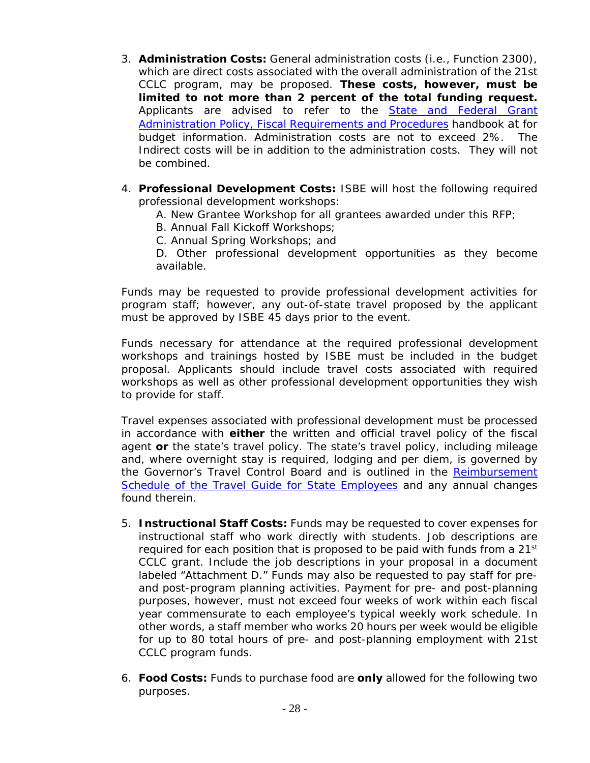3. **Administration Costs:** General administration costs (i.e., Function 2300), which are direct costs associated with the overall administration of the 21st CCLC program, may be proposed. **These costs, however, must be limited to not more than 2 percent of the total funding request.** Applicants are advised to refer to the State and Federal Grant Administration Policy, Fiscal Requirements and Procedures handbook at for budget information. Administration costs are not to exceed 2%. The Indirect costs will be in addition to the administration costs. They will not be combined.

4. **Professional Development Costs:** ISBE will host the following required professional development workshops:
   A. New Grantee Workshop for all grantees awarded under this RFP;
   B. Annual Fall Kickoff Workshops;
   C. Annual Spring Workshops; and
   D. Other professional development opportunities as they become available.

Funds may be requested to provide professional development activities for program staff; however, any out-of-state travel proposed by the applicant must be approved by ISBE 45 days prior to the event.

Funds necessary for attendance at the required professional development workshops and trainings hosted by ISBE must be included in the budget proposal. Applicants should include travel costs associated with required workshops as well as other professional development opportunities they wish to provide for staff.

Travel expenses associated with professional development must be processed in accordance with **either** the written and official travel policy of the fiscal agent **or** the state's travel policy. The state's travel policy, including mileage and, where overnight stay is required, lodging and per diem, is governed by the Governor's Travel Control Board and is outlined in the Reimbursement Schedule of the Travel Guide for State Employees and any annual changes found therein.

5. **Instructional Staff Costs:** Funds may be requested to cover expenses for instructional staff who work directly with students. Job descriptions are required for each position that is proposed to be paid with funds from a 21st CCLC grant. Include the job descriptions in your proposal in a document labeled "Attachment D." Funds may also be requested to pay staff for pre- and post-program planning activities. Payment for pre- and post-planning purposes, however, must not exceed four weeks of work within each fiscal year commensurate to each employee's typical weekly work schedule. In other words, a staff member who works 20 hours per week would be eligible for up to 80 total hours of pre- and post-planning employment with 21st CCLC program funds.

6. **Food Costs:** Funds to purchase food are **only** allowed for the following two purposes.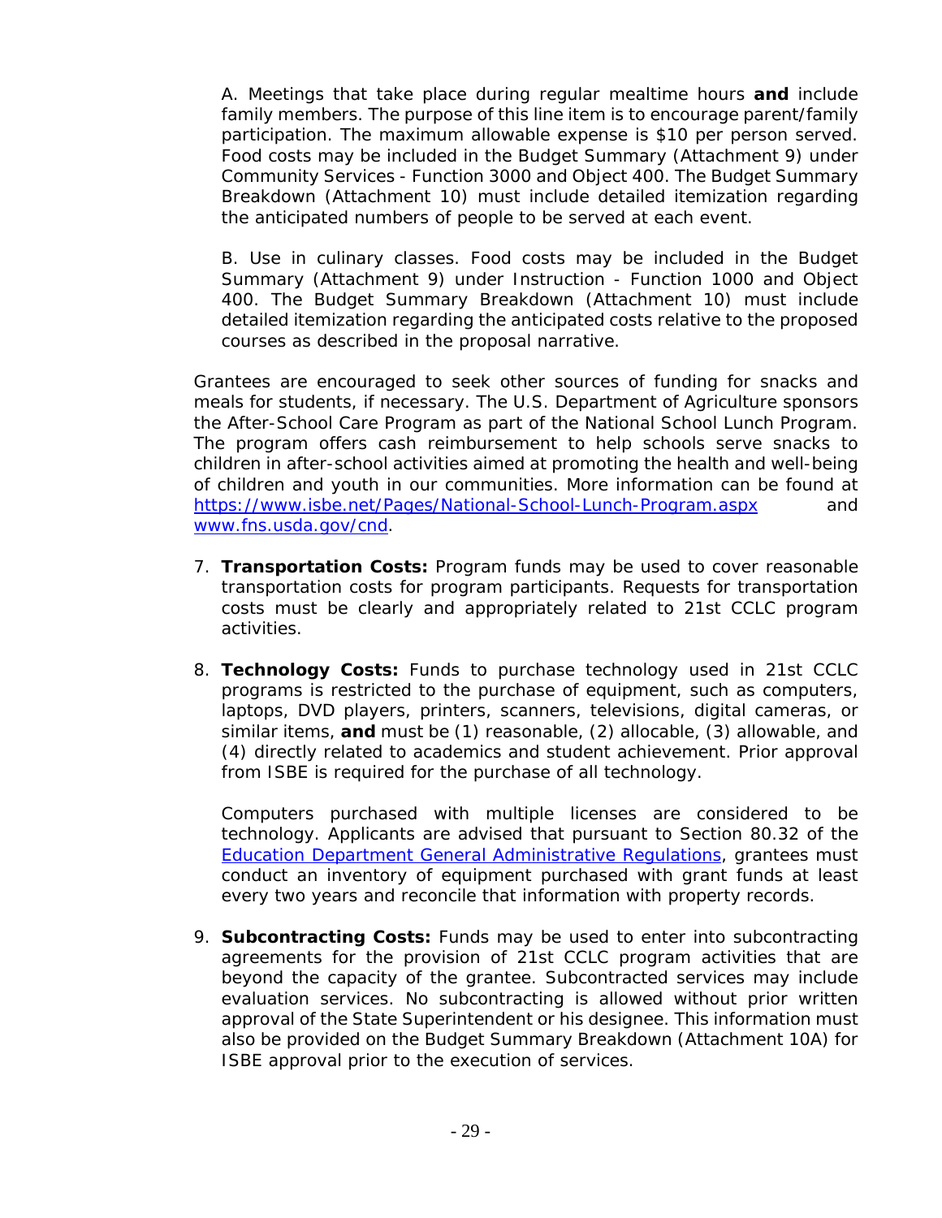A. Meetings that take place during regular mealtime hours **and** include family members. The purpose of this line item is to encourage parent/family participation. The maximum allowable expense is $10 per person served. Food costs may be included in the Budget Summary (Attachment 9) under Community Services - Function 3000 and Object 400. The Budget Summary Breakdown (Attachment 10) must include detailed itemization regarding the anticipated numbers of people to be served at each event.

B. Use in culinary classes. Food costs may be included in the Budget Summary (Attachment 9) under Instruction - Function 1000 and Object 400. The Budget Summary Breakdown (Attachment 10) must include detailed itemization regarding the anticipated costs relative to the proposed courses as described in the proposal narrative.

Grantees are encouraged to seek other sources of funding for snacks and meals for students, if necessary. The U.S. Department of Agriculture sponsors the After-School Care Program as part of the National School Lunch Program. The program offers cash reimbursement to help schools serve snacks to children in after-school activities aimed at promoting the health and well-being of children and youth in our communities. More information can be found at [https://www.isbe.net/Pages/National-School-Lunch-Program.aspx](https://www.isbe.net/Pages/National-School-Lunch-Program.aspx) and [www.fns.usda.gov/cnd](www.fns.usda.gov/cnd).

7. **Transportation Costs:** Program funds may be used to cover reasonable transportation costs for program participants. Requests for transportation costs must be clearly and appropriately related to 21st CCLC program activities.

8. **Technology Costs:** Funds to purchase technology used in 21st CCLC programs is restricted to the purchase of equipment, such as computers, laptops, DVD players, printers, scanners, televisions, digital cameras, or similar items, **and** must be (1) reasonable, (2) allocable, (3) allowable, and (4) directly related to academics and student achievement. Prior approval from ISBE is required for the purchase of all technology.

   Computers purchased with multiple licenses are considered to be technology. Applicants are advised that pursuant to Section 80.32 of the Education Department General Administrative Regulations, grantees must conduct an inventory of equipment purchased with grant funds at least every two years and reconcile that information with property records.

9. **Subcontracting Costs:** Funds may be used to enter into subcontracting agreements for the provision of 21st CCLC program activities that are beyond the capacity of the grantee. Subcontracted services may include evaluation services. No subcontracting is allowed without prior written approval of the State Superintendent or his designee. This information must also be provided on the Budget Summary Breakdown (Attachment 10A) for ISBE approval prior to the execution of services.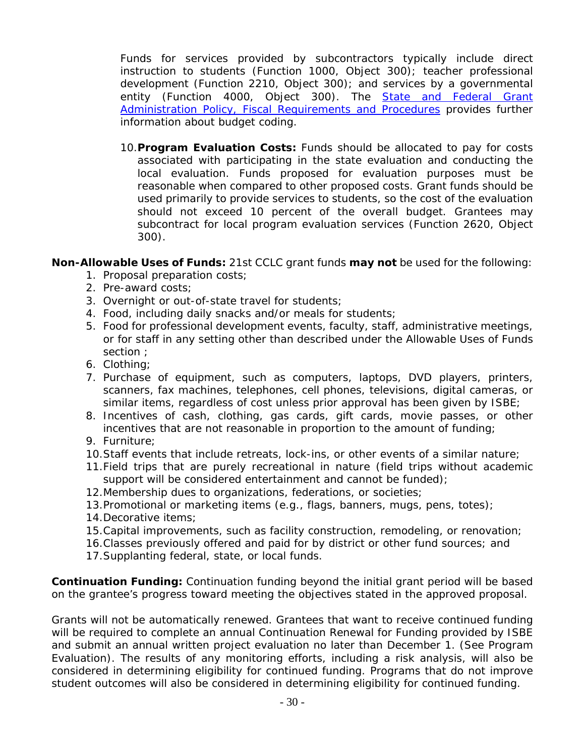Funds for services provided by subcontractors typically include direct instruction to students (Function 1000, Object 300); teacher professional development (Function 2210, Object 300); and services by a governmental entity (Function 4000, Object 300). The [State and Federal Grant Administration Policy, Fiscal Requirements and Procedures]() provides further information about budget coding.

10. **Program Evaluation Costs:** Funds should be allocated to pay for costs associated with participating in the state evaluation and conducting the local evaluation. Funds proposed for evaluation purposes must be reasonable when compared to other proposed costs. Grant funds should be used primarily to provide services to students, so the cost of the evaluation should not exceed 10 percent of the overall budget. Grantees may subcontract for local program evaluation services (Function 2620, Object 300).

**Non-Allowable Uses of Funds:** 21st CCLC grant funds **may not** be used for the following:

1. Proposal preparation costs;
2. Pre-award costs;
3. Overnight or out-of-state travel for students;
4. Food, including daily snacks and/or meals for students;
5. Food for professional development events, faculty, staff, administrative meetings, or for staff in any setting other than described under the Allowable Uses of Funds section ;
6. Clothing;
7. Purchase of equipment, such as computers, laptops, DVD players, printers, scanners, fax machines, telephones, cell phones, televisions, digital cameras, or similar items, regardless of cost unless prior approval has been given by ISBE;
8. Incentives of cash, clothing, gas cards, gift cards, movie passes, or other incentives that are not reasonable in proportion to the amount of funding;
9. Furniture;
10. Staff events that include retreats, lock-ins, or other events of a similar nature;
11. Field trips that are purely recreational in nature (field trips without academic support will be considered entertainment and cannot be funded);
12. Membership dues to organizations, federations, or societies;
13. Promotional or marketing items (e.g., flags, banners, mugs, pens, totes);
14. Decorative items;
15. Capital improvements, such as facility construction, remodeling, or renovation;
16. Classes previously offered and paid for by district or other fund sources; and
17. Supplanting federal, state, or local funds.

**Continuation Funding:** Continuation funding beyond the initial grant period will be based on the grantee's progress toward meeting the objectives stated in the approved proposal.

Grants will not be automatically renewed. Grantees that want to receive continued funding will be required to complete an annual Continuation Renewal for Funding provided by ISBE and submit an annual written project evaluation no later than December 1. (See Program Evaluation). The results of any monitoring efforts, including a risk analysis, will also be considered in determining eligibility for continued funding. Programs that do not improve student outcomes will also be considered in determining eligibility for continued funding.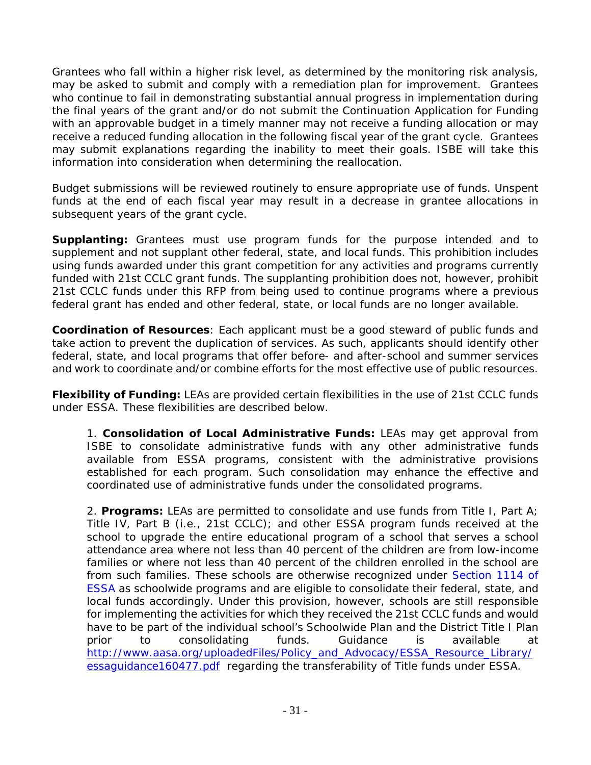Grantees who fall within a higher risk level, as determined by the monitoring risk analysis, may be asked to submit and comply with a remediation plan for improvement. Grantees who continue to fail in demonstrating substantial annual progress in implementation during the final years of the grant and/or do not submit the Continuation Application for Funding with an approvable budget in a timely manner may not receive a funding allocation or may receive a reduced funding allocation in the following fiscal year of the grant cycle. Grantees may submit explanations regarding the inability to meet their goals. ISBE will take this information into consideration when determining the reallocation.

Budget submissions will be reviewed routinely to ensure appropriate use of funds. Unspent funds at the end of each fiscal year may result in a decrease in grantee allocations in subsequent years of the grant cycle.

**Supplanting:** Grantees must use program funds for the purpose intended and to supplement and not supplant other federal, state, and local funds. This prohibition includes using funds awarded under this grant competition for any activities and programs currently funded with 21st CCLC grant funds. The supplanting prohibition does not, however, prohibit 21st CCLC funds under this RFP from being used to continue programs where a previous federal grant has ended and other federal, state, or local funds are no longer available.

**Coordination of Resources**: Each applicant must be a good steward of public funds and take action to prevent the duplication of services. As such, applicants should identify other federal, state, and local programs that offer before- and after-school and summer services and work to coordinate and/or combine efforts for the most effective use of public resources.

**Flexibility of Funding:** LEAs are provided certain flexibilities in the use of 21st CCLC funds under ESSA. These flexibilities are described below.

1. **Consolidation of Local Administrative Funds:** LEAs may get approval from ISBE to consolidate administrative funds with any other administrative funds available from ESSA programs, consistent with the administrative provisions established for each program. Such consolidation may enhance the effective and coordinated use of administrative funds under the consolidated programs.

2. **Programs:** LEAs are permitted to consolidate and use funds from Title I, Part A; Title IV, Part B (i.e., 21st CCLC); and other ESSA program funds received at the school to upgrade the entire educational program of a school that serves a school attendance area where not less than 40 percent of the children are from low-income families or where not less than 40 percent of the children enrolled in the school are from such families. These schools are otherwise recognized under Section 1114 of ESSA as schoolwide programs and are eligible to consolidate their federal, state, and local funds accordingly. Under this provision, however, schools are still responsible for implementing the activities for which they received the 21st CCLC funds and would have to be part of the individual school's Schoolwide Plan and the District Title I Plan prior to consolidating funds. Guidance is available at http://www.aasa.org/uploadedFiles/Policy_and_Advocacy/ESSA_Resource_Library/essaguidance160477.pdf regarding the transferability of Title funds under ESSA.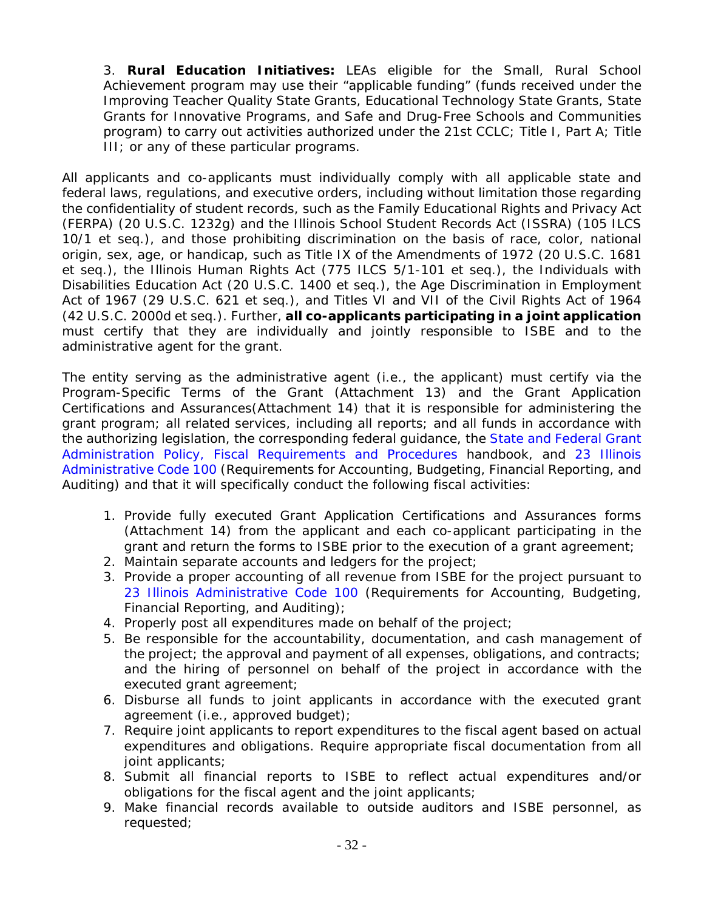3. **Rural Education Initiatives:** LEAs eligible for the Small, Rural School Achievement program may use their "applicable funding" (funds received under the Improving Teacher Quality State Grants, Educational Technology State Grants, State Grants for Innovative Programs, and Safe and Drug-Free Schools and Communities program) to carry out activities authorized under the 21st CCLC; Title I, Part A; Title III; or any of these particular programs.

All applicants and co-applicants must individually comply with all applicable state and federal laws, regulations, and executive orders, including without limitation those regarding the confidentiality of student records, such as the Family Educational Rights and Privacy Act (FERPA) (20 U.S.C. 1232g) and the Illinois School Student Records Act (ISSRA) (105 ILCS 10/1 et seq.), and those prohibiting discrimination on the basis of race, color, national origin, sex, age, or handicap, such as Title IX of the Amendments of 1972 (20 U.S.C. 1681 et seq.), the Illinois Human Rights Act (775 ILCS 5/1-101 et seq.), the Individuals with Disabilities Education Act (20 U.S.C. 1400 et seq.), the Age Discrimination in Employment Act of 1967 (29 U.S.C. 621 et seq.), and Titles VI and VII of the Civil Rights Act of 1964 (42 U.S.C. 2000d et seq.). Further, **all co-applicants participating in a joint application** must certify that they are individually and jointly responsible to ISBE and to the administrative agent for the grant.

The entity serving as the administrative agent (i.e., the applicant) must certify via the Program-Specific Terms of the Grant (Attachment 13) and the Grant Application Certifications and Assurances(Attachment 14) that it is responsible for administering the grant program; all related services, including all reports; and all funds in accordance with the authorizing legislation, the corresponding federal guidance, the State and Federal Grant Administration Policy, Fiscal Requirements and Procedures handbook, and 23 Illinois Administrative Code 100 (Requirements for Accounting, Budgeting, Financial Reporting, and Auditing) and that it will specifically conduct the following fiscal activities:

1. Provide fully executed Grant Application Certifications and Assurances forms (Attachment 14) from the applicant and each co-applicant participating in the grant and return the forms to ISBE prior to the execution of a grant agreement;
2. Maintain separate accounts and ledgers for the project;
3. Provide a proper accounting of all revenue from ISBE for the project pursuant to 23 Illinois Administrative Code 100 (Requirements for Accounting, Budgeting, Financial Reporting, and Auditing);
4. Properly post all expenditures made on behalf of the project;
5. Be responsible for the accountability, documentation, and cash management of the project; the approval and payment of all expenses, obligations, and contracts; and the hiring of personnel on behalf of the project in accordance with the executed grant agreement;
6. Disburse all funds to joint applicants in accordance with the executed grant agreement (i.e., approved budget);
7. Require joint applicants to report expenditures to the fiscal agent based on actual expenditures and obligations. Require appropriate fiscal documentation from all joint applicants;
8. Submit all financial reports to ISBE to reflect actual expenditures and/or obligations for the fiscal agent and the joint applicants;
9. Make financial records available to outside auditors and ISBE personnel, as requested;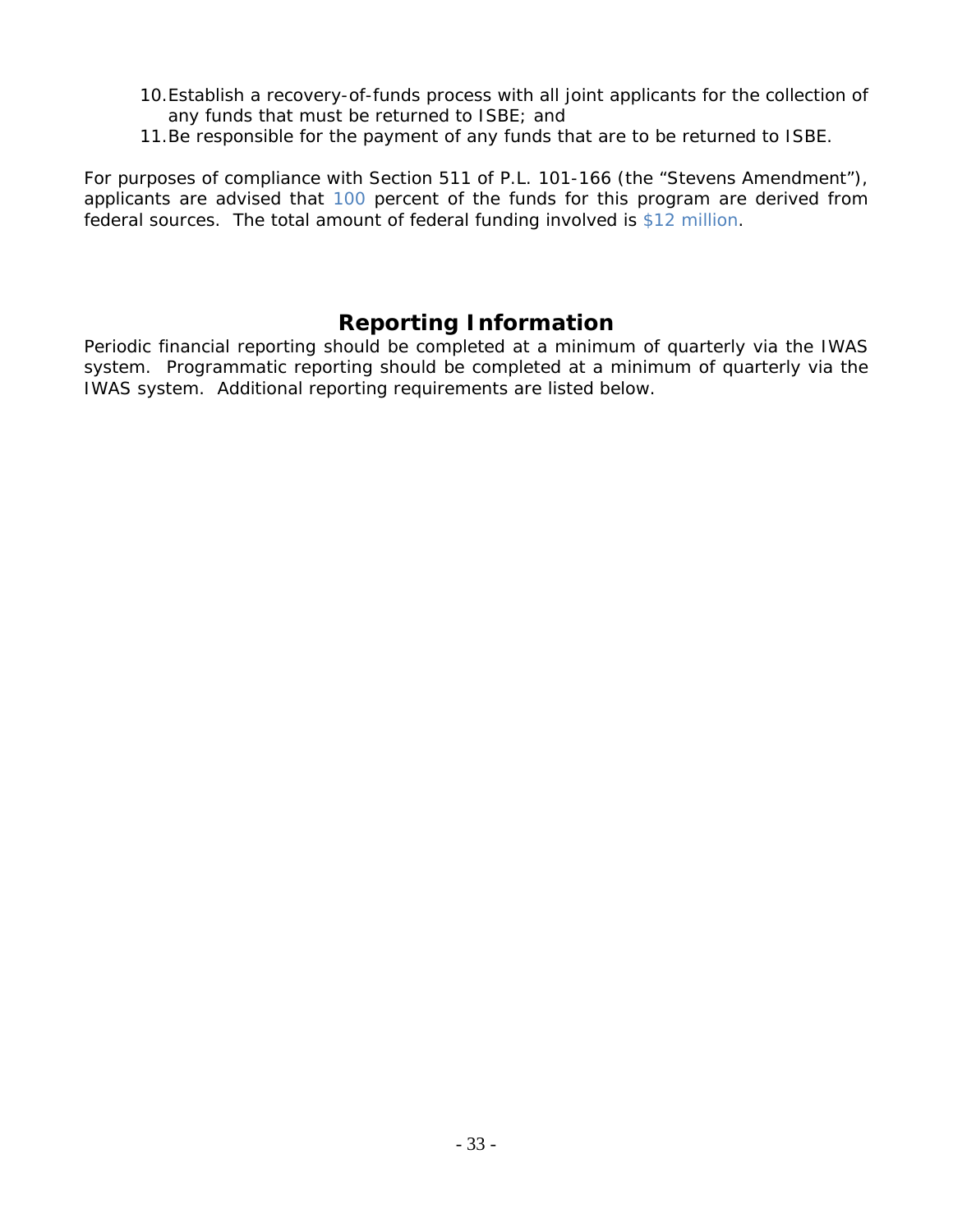10. Establish a recovery-of-funds process with all joint applicants for the collection of any funds that must be returned to ISBE; and
11. Be responsible for the payment of any funds that are to be returned to ISBE.

For purposes of compliance with Section 511 of P.L. 101-166 (the "Stevens Amendment"), applicants are advised that 100 percent of the funds for this program are derived from federal sources. The total amount of federal funding involved is $12 million.

## Reporting Information

Periodic financial reporting should be completed at a minimum of quarterly via the IWAS system. Programmatic reporting should be completed at a minimum of quarterly via the IWAS system. Additional reporting requirements are listed below.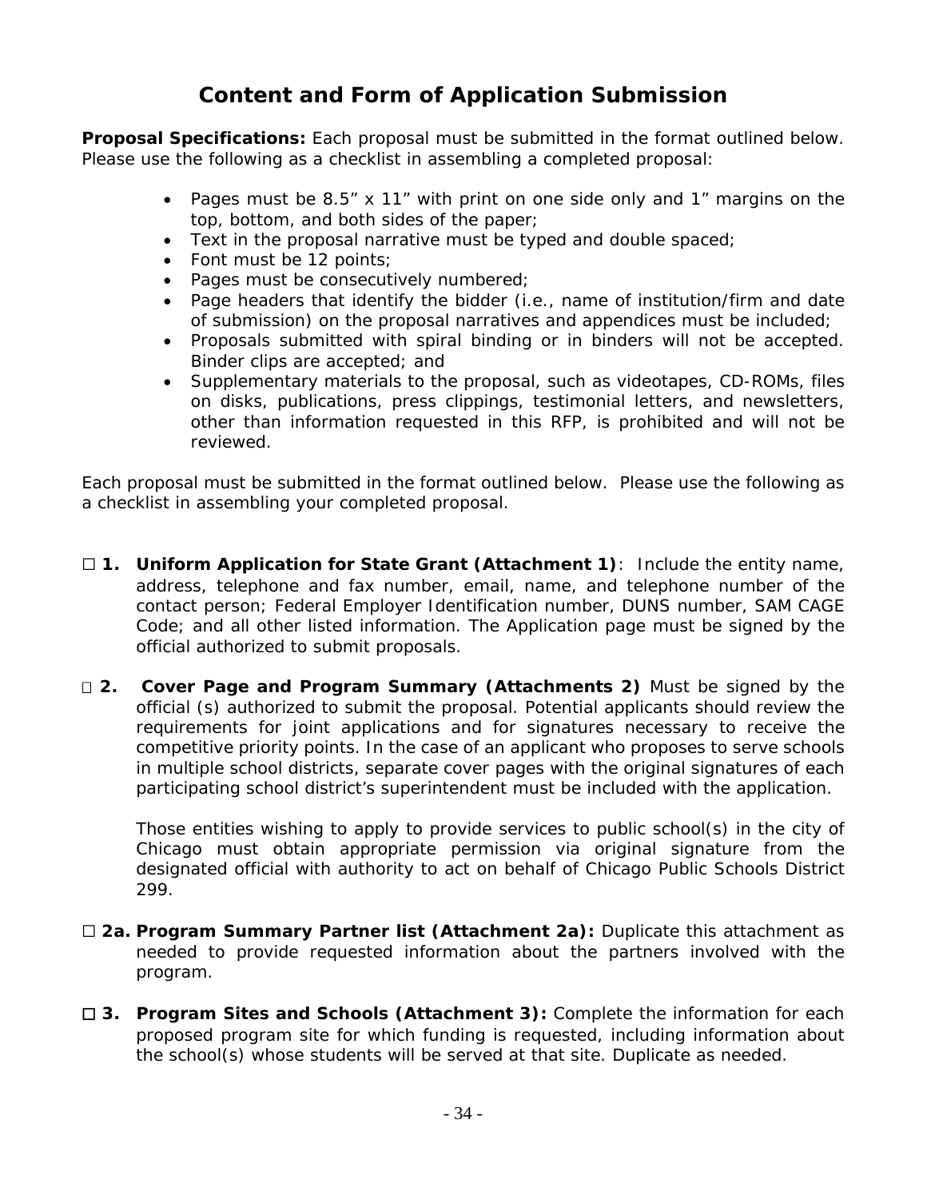# Content and Form of Application Submission

**Proposal Specifications:** Each proposal must be submitted in the format outlined below. Please use the following as a checklist in assembling a completed proposal:

- Pages must be 8.5" x 11" with print on one side only and 1" margins on the top, bottom, and both sides of the paper;
- Text in the proposal narrative must be typed and double spaced;
- Font must be 12 points;
- Pages must be consecutively numbered;
- Page headers that identify the bidder (i.e., name of institution/firm and date of submission) on the proposal narratives and appendices must be included;
- Proposals submitted with spiral binding or in binders will not be accepted. Binder clips are accepted; and
- Supplementary materials to the proposal, such as videotapes, CD-ROMs, files on disks, publications, press clippings, testimonial letters, and newsletters, other than information requested in this RFP, is prohibited and will not be reviewed.

Each proposal must be submitted in the format outlined below. Please use the following as a checklist in assembling your completed proposal.

☐ **1. Uniform Application for State Grant (Attachment 1)**: Include the entity name, address, telephone and fax number, email, name, and telephone number of the contact person; Federal Employer Identification number, DUNS number, SAM CAGE Code; and all other listed information. The Application page must be signed by the official authorized to submit proposals.

☐ **2. Cover Page and Program Summary (Attachments 2)** Must be signed by the official (s) authorized to submit the proposal. Potential applicants should review the requirements for joint applications and for signatures necessary to receive the competitive priority points. In the case of an applicant who proposes to serve schools in multiple school districts, separate cover pages with the original signatures of each participating school district's superintendent must be included with the application.

Those entities wishing to apply to provide services to public school(s) in the city of Chicago must obtain appropriate permission via original signature from the designated official with authority to act on behalf of Chicago Public Schools District 299.

☐ **2a. Program Summary Partner list (Attachment 2a):** Duplicate this attachment as needed to provide requested information about the partners involved with the program.

☐ **3. Program Sites and Schools (Attachment 3):** Complete the information for each proposed program site for which funding is requested, including information about the school(s) whose students will be served at that site. Duplicate as needed.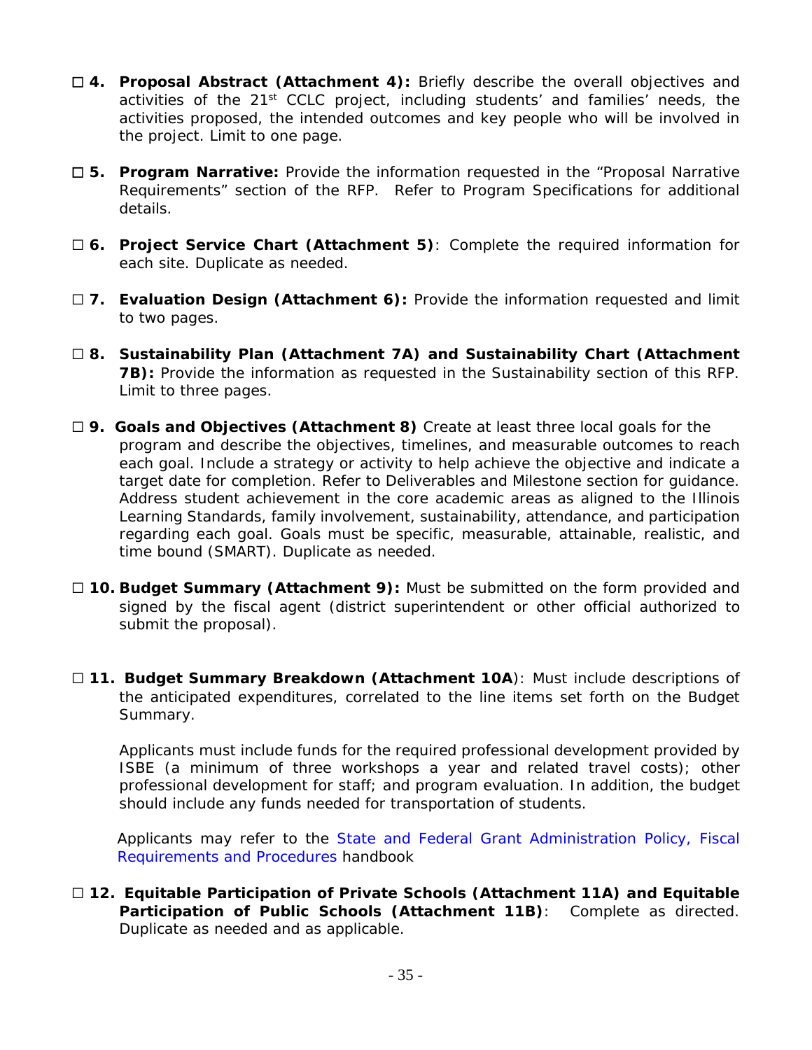☐ **4. Proposal Abstract (Attachment 4):** Briefly describe the overall objectives and activities of the 21st CCLC project, including students' and families' needs, the activities proposed, the intended outcomes and key people who will be involved in the project. Limit to one page.

☐ **5. Program Narrative:** Provide the information requested in the "Proposal Narrative Requirements" section of the RFP. Refer to Program Specifications for additional details.

☐ **6. Project Service Chart (Attachment 5)**: Complete the required information for each site. Duplicate as needed.

☐ **7. Evaluation Design (Attachment 6):** Provide the information requested and limit to two pages.

☐ **8. Sustainability Plan (Attachment 7A) and Sustainability Chart (Attachment 7B):** Provide the information as requested in the Sustainability section of this RFP. Limit to three pages.

☐ **9. Goals and Objectives (Attachment 8)** Create at least three local goals for the program and describe the objectives, timelines, and measurable outcomes to reach each goal. Include a strategy or activity to help achieve the objective and indicate a target date for completion. Refer to Deliverables and Milestone section for guidance. Address student achievement in the core academic areas as aligned to the Illinois Learning Standards, family involvement, sustainability, attendance, and participation regarding each goal. Goals must be specific, measurable, attainable, realistic, and time bound (SMART). Duplicate as needed.

☐ **10. Budget Summary (Attachment 9):** Must be submitted on the form provided and signed by the fiscal agent (district superintendent or other official authorized to submit the proposal).

☐ **11. Budget Summary Breakdown (Attachment 10A**): Must include descriptions of the anticipated expenditures, correlated to the line items set forth on the Budget Summary.

Applicants must include funds for the required professional development provided by ISBE (a minimum of three workshops a year and related travel costs); other professional development for staff; and program evaluation. In addition, the budget should include any funds needed for transportation of students.

Applicants may refer to the State and Federal Grant Administration Policy, Fiscal Requirements and Procedures handbook

☐ **12. Equitable Participation of Private Schools (Attachment 11A) and Equitable Participation of Public Schools (Attachment 11B)**: Complete as directed. Duplicate as needed and as applicable.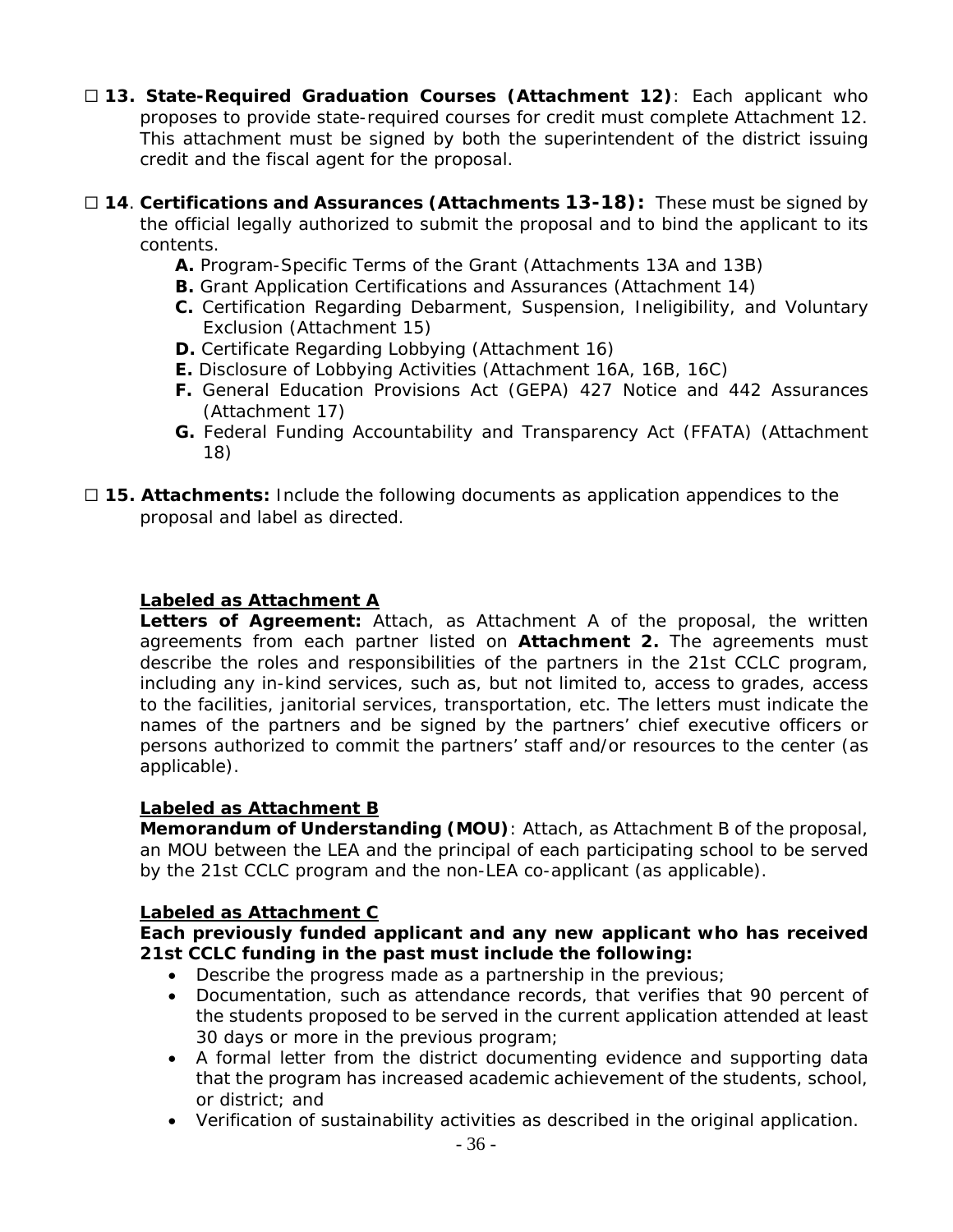☐ **13. State-Required Graduation Courses (Attachment 12)**: Each applicant who proposes to provide state-required courses for credit must complete Attachment 12. This attachment must be signed by both the superintendent of the district issuing credit and the fiscal agent for the proposal.

☐ **14**. **Certifications and Assurances (Attachments 13-18):** These must be signed by the official legally authorized to submit the proposal and to bind the applicant to its contents.

- **A.** Program-Specific Terms of the Grant (Attachments 13A and 13B)
- **B.** Grant Application Certifications and Assurances (Attachment 14)
- **C.** Certification Regarding Debarment, Suspension, Ineligibility, and Voluntary Exclusion (Attachment 15)
- **D.** Certificate Regarding Lobbying (Attachment 16)
- **E.** Disclosure of Lobbying Activities (Attachment 16A, 16B, 16C)
- **F.** General Education Provisions Act (GEPA) 427 Notice and 442 Assurances (Attachment 17)
- **G.** Federal Funding Accountability and Transparency Act (FFATA) (Attachment 18)

☐ **15. Attachments:** Include the following documents as application appendices to the proposal and label as directed.

**Labeled as Attachment A**

**Letters of Agreement:** Attach, as Attachment A of the proposal, the written agreements from each partner listed on **Attachment 2.** The agreements must describe the roles and responsibilities of the partners in the 21st CCLC program, including any in-kind services, such as, but not limited to, access to grades, access to the facilities, janitorial services, transportation, etc. The letters must indicate the names of the partners and be signed by the partners' chief executive officers or persons authorized to commit the partners' staff and/or resources to the center (as applicable).

**Labeled as Attachment B**

**Memorandum of Understanding (MOU)**: Attach, as Attachment B of the proposal, an MOU between the LEA and the principal of each participating school to be served by the 21st CCLC program and the non-LEA co-applicant (as applicable).

**Labeled as Attachment C**

**Each previously funded applicant and any new applicant who has received 21st CCLC funding in the past must include the following:**

- Describe the progress made as a partnership in the previous;
- Documentation, such as attendance records, that verifies that 90 percent of the students proposed to be served in the current application attended at least 30 days or more in the previous program;
- A formal letter from the district documenting evidence and supporting data that the program has increased academic achievement of the students, school, or district; and
- Verification of sustainability activities as described in the original application.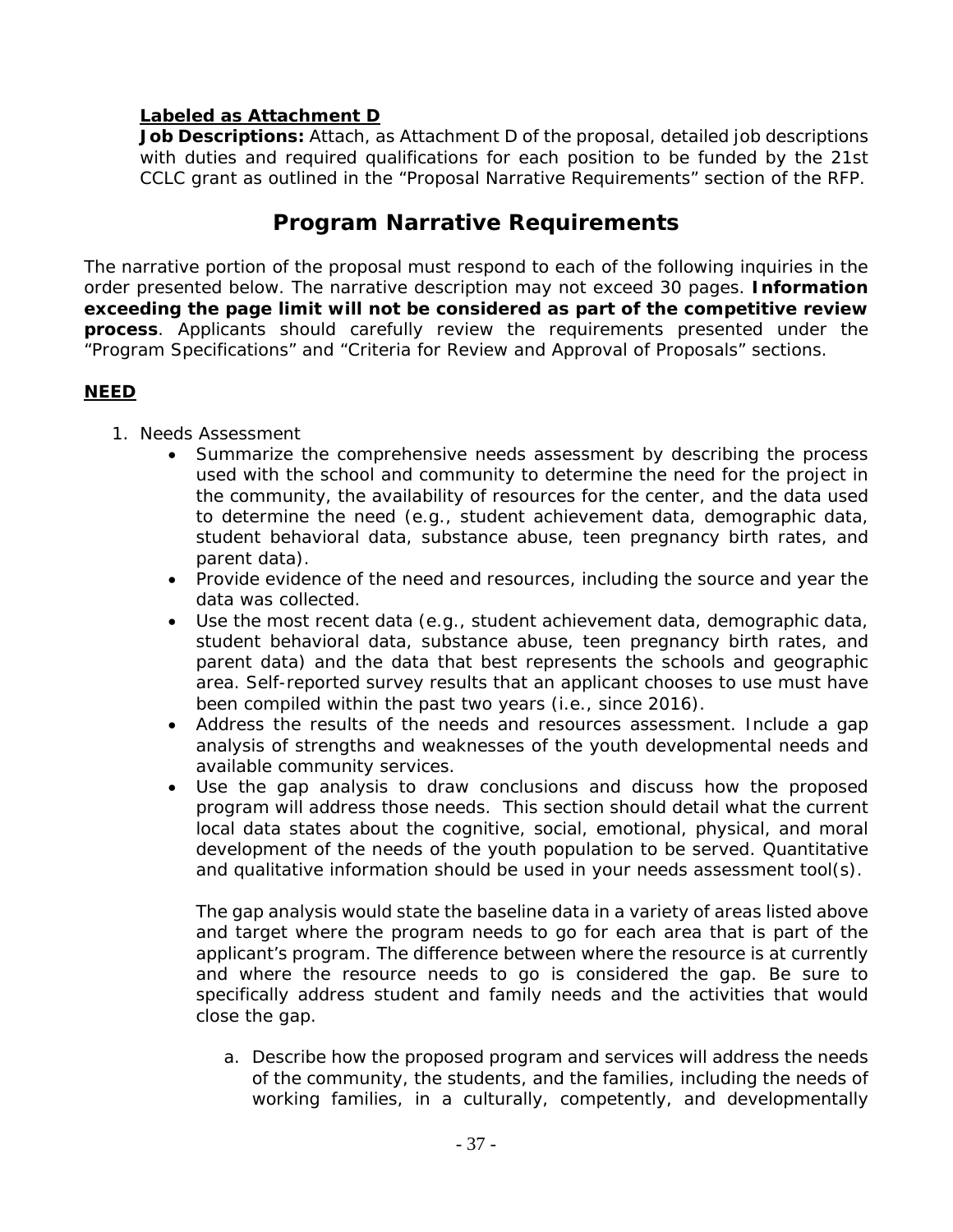**Labeled as Attachment D**

**Job Descriptions:** Attach, as Attachment D of the proposal, detailed job descriptions with duties and required qualifications for each position to be funded by the 21st CCLC grant as outlined in the "Proposal Narrative Requirements" section of the RFP.

## Program Narrative Requirements

The narrative portion of the proposal must respond to each of the following inquiries in the order presented below. The narrative description may not exceed 30 pages. **Information exceeding the page limit will not be considered as part of the competitive review process**. Applicants should carefully review the requirements presented under the "Program Specifications" and "Criteria for Review and Approval of Proposals" sections.

### NEED

1. Needs Assessment
   - Summarize the comprehensive needs assessment by describing the process used with the school and community to determine the need for the project in the community, the availability of resources for the center, and the data used to determine the need (e.g., student achievement data, demographic data, student behavioral data, substance abuse, teen pregnancy birth rates, and parent data).
   - Provide evidence of the need and resources, including the source and year the data was collected.
   - Use the most recent data (e.g., student achievement data, demographic data, student behavioral data, substance abuse, teen pregnancy birth rates, and parent data) and the data that best represents the schools and geographic area. Self-reported survey results that an applicant chooses to use must have been compiled within the past two years (i.e., since 2016).
   - Address the results of the needs and resources assessment. Include a gap analysis of strengths and weaknesses of the youth developmental needs and available community services.
   - Use the gap analysis to draw conclusions and discuss how the proposed program will address those needs. This section should detail what the current local data states about the cognitive, social, emotional, physical, and moral development of the needs of the youth population to be served. Quantitative and qualitative information should be used in your needs assessment tool(s).

     The gap analysis would state the baseline data in a variety of areas listed above and target where the program needs to go for each area that is part of the applicant's program. The difference between where the resource is at currently and where the resource needs to go is considered the gap. Be sure to specifically address student and family needs and the activities that would close the gap.

     a. Describe how the proposed program and services will address the needs of the community, the students, and the families, including the needs of working families, in a culturally, competently, and developmentally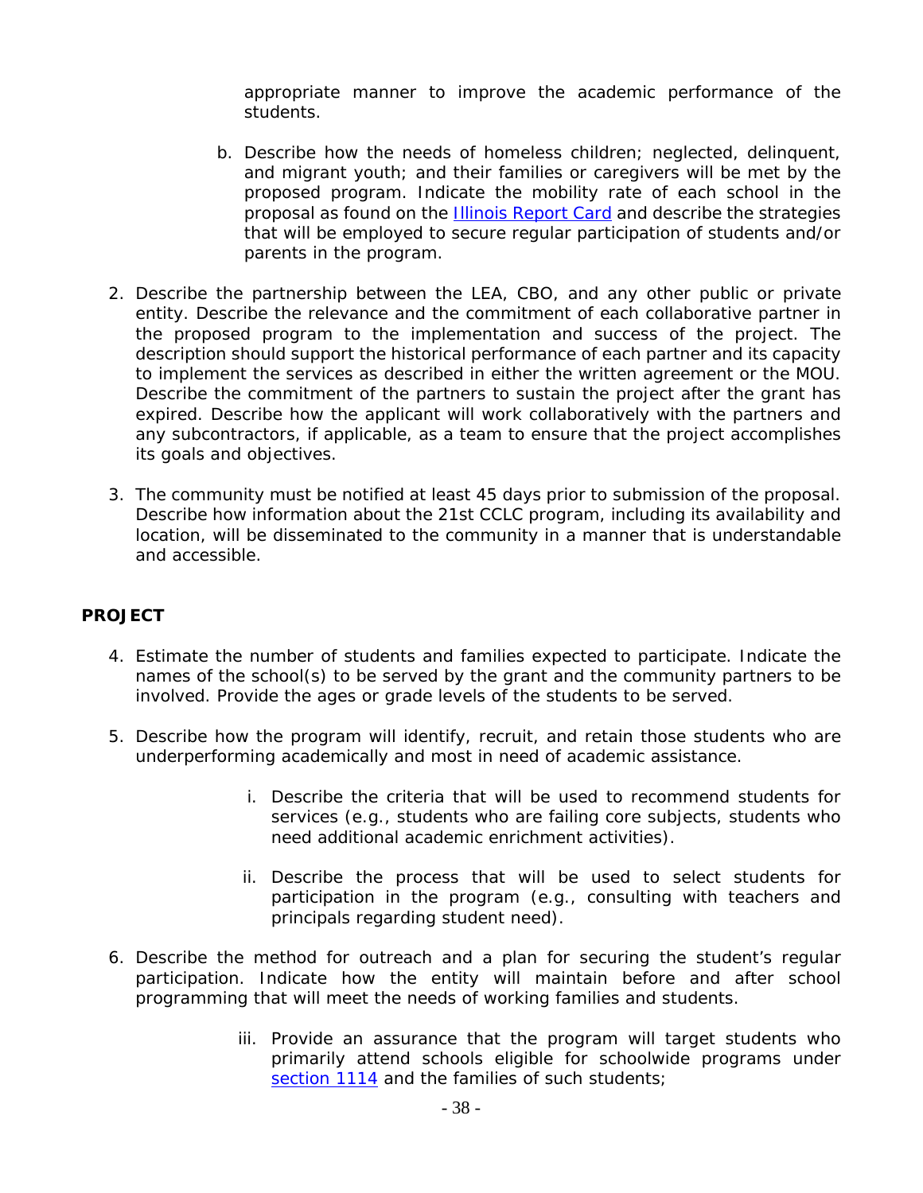appropriate manner to improve the academic performance of the students.

   b. Describe how the needs of homeless children; neglected, delinquent, and migrant youth; and their families or caregivers will be met by the proposed program. Indicate the mobility rate of each school in the proposal as found on the Illinois Report Card and describe the strategies that will be employed to secure regular participation of students and/or parents in the program.

2. Describe the partnership between the LEA, CBO, and any other public or private entity. Describe the relevance and the commitment of each collaborative partner in the proposed program to the implementation and success of the project. The description should support the historical performance of each partner and its capacity to implement the services as described in either the written agreement or the MOU. Describe the commitment of the partners to sustain the project after the grant has expired. Describe how the applicant will work collaboratively with the partners and any subcontractors, if applicable, as a team to ensure that the project accomplishes its goals and objectives.

3. The community must be notified at least 45 days prior to submission of the proposal. Describe how information about the 21st CCLC program, including its availability and location, will be disseminated to the community in a manner that is understandable and accessible.

**PROJECT**

4. Estimate the number of students and families expected to participate. Indicate the names of the school(s) to be served by the grant and the community partners to be involved. Provide the ages or grade levels of the students to be served.

5. Describe how the program will identify, recruit, and retain those students who are underperforming academically and most in need of academic assistance.

   i. Describe the criteria that will be used to recommend students for services (e.g., students who are failing core subjects, students who need additional academic enrichment activities).

   ii. Describe the process that will be used to select students for participation in the program (e.g., consulting with teachers and principals regarding student need).

6. Describe the method for outreach and a plan for securing the student's regular participation. Indicate how the entity will maintain before and after school programming that will meet the needs of working families and students.

   iii. Provide an assurance that the program will target students who primarily attend schools eligible for schoolwide programs under section 1114 and the families of such students;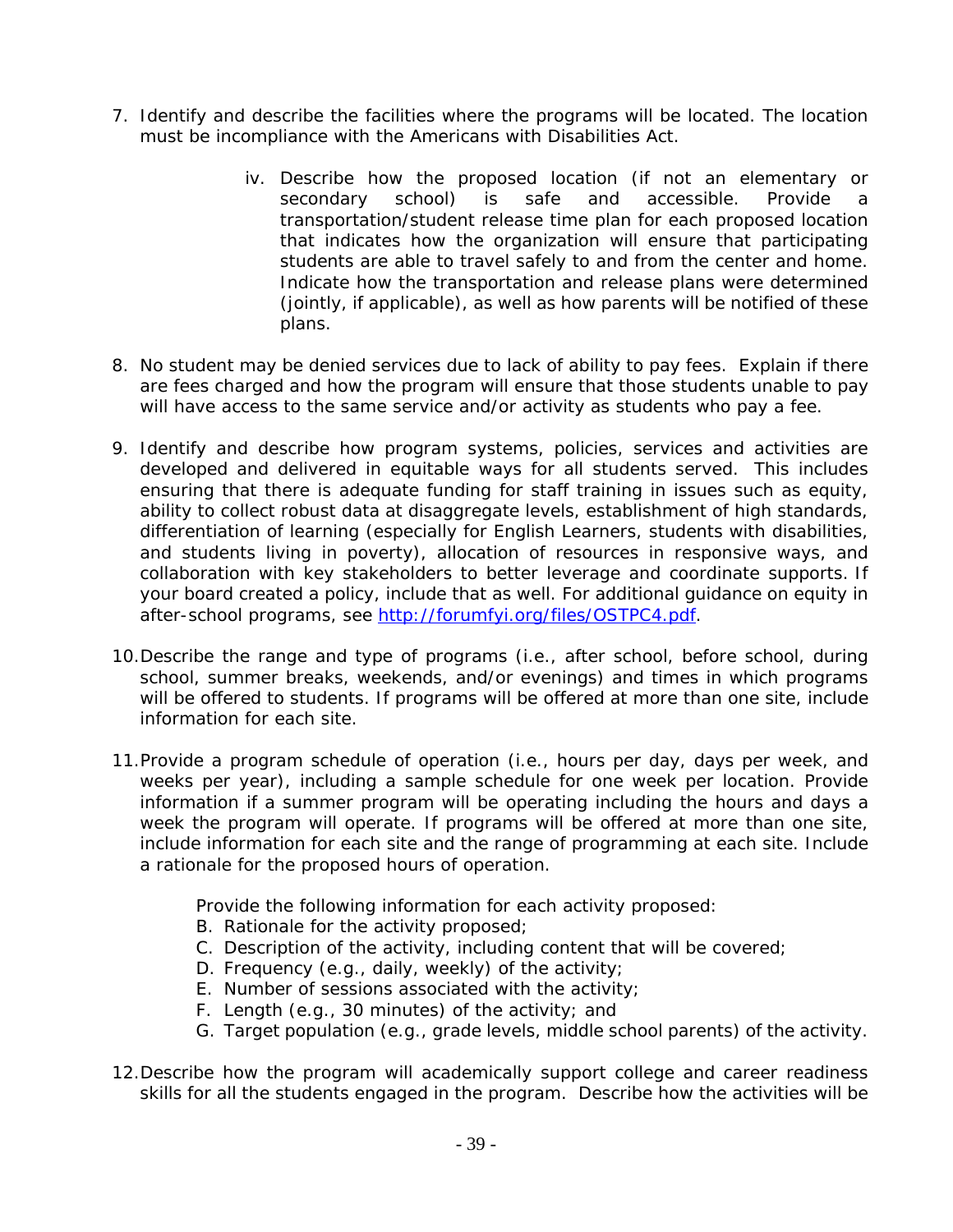7. Identify and describe the facilities where the programs will be located. The location must be incompliance with the Americans with Disabilities Act.

    iv. Describe how the proposed location (if not an elementary or secondary school) is safe and accessible. Provide a transportation/student release time plan for each proposed location that indicates how the organization will ensure that participating students are able to travel safely to and from the center and home. Indicate how the transportation and release plans were determined (jointly, if applicable), as well as how parents will be notified of these plans.

8. No student may be denied services due to lack of ability to pay fees. Explain if there are fees charged and how the program will ensure that those students unable to pay will have access to the same service and/or activity as students who pay a fee.

9. Identify and describe how program systems, policies, services and activities are developed and delivered in equitable ways for all students served. This includes ensuring that there is adequate funding for staff training in issues such as equity, ability to collect robust data at disaggregate levels, establishment of high standards, differentiation of learning (especially for English Learners, students with disabilities, and students living in poverty), allocation of resources in responsive ways, and collaboration with key stakeholders to better leverage and coordinate supports. If your board created a policy, include that as well. For additional guidance on equity in after-school programs, see [http://forumfyi.org/files/OSTPC4.pdf](http://forumfyi.org/files/OSTPC4.pdf).

10. Describe the range and type of programs (i.e., after school, before school, during school, summer breaks, weekends, and/or evenings) and times in which programs will be offered to students. If programs will be offered at more than one site, include information for each site.

11. Provide a program schedule of operation (i.e., hours per day, days per week, and weeks per year), including a sample schedule for one week per location. Provide information if a summer program will be operating including the hours and days a week the program will operate. If programs will be offered at more than one site, include information for each site and the range of programming at each site. Include a rationale for the proposed hours of operation.

    Provide the following information for each activity proposed:

    B. Rationale for the activity proposed;
    C. Description of the activity, including content that will be covered;
    D. Frequency (e.g., daily, weekly) of the activity;
    E. Number of sessions associated with the activity;
    F. Length (e.g., 30 minutes) of the activity; and
    G. Target population (e.g., grade levels, middle school parents) of the activity.

12. Describe how the program will academically support college and career readiness skills for all the students engaged in the program. Describe how the activities will be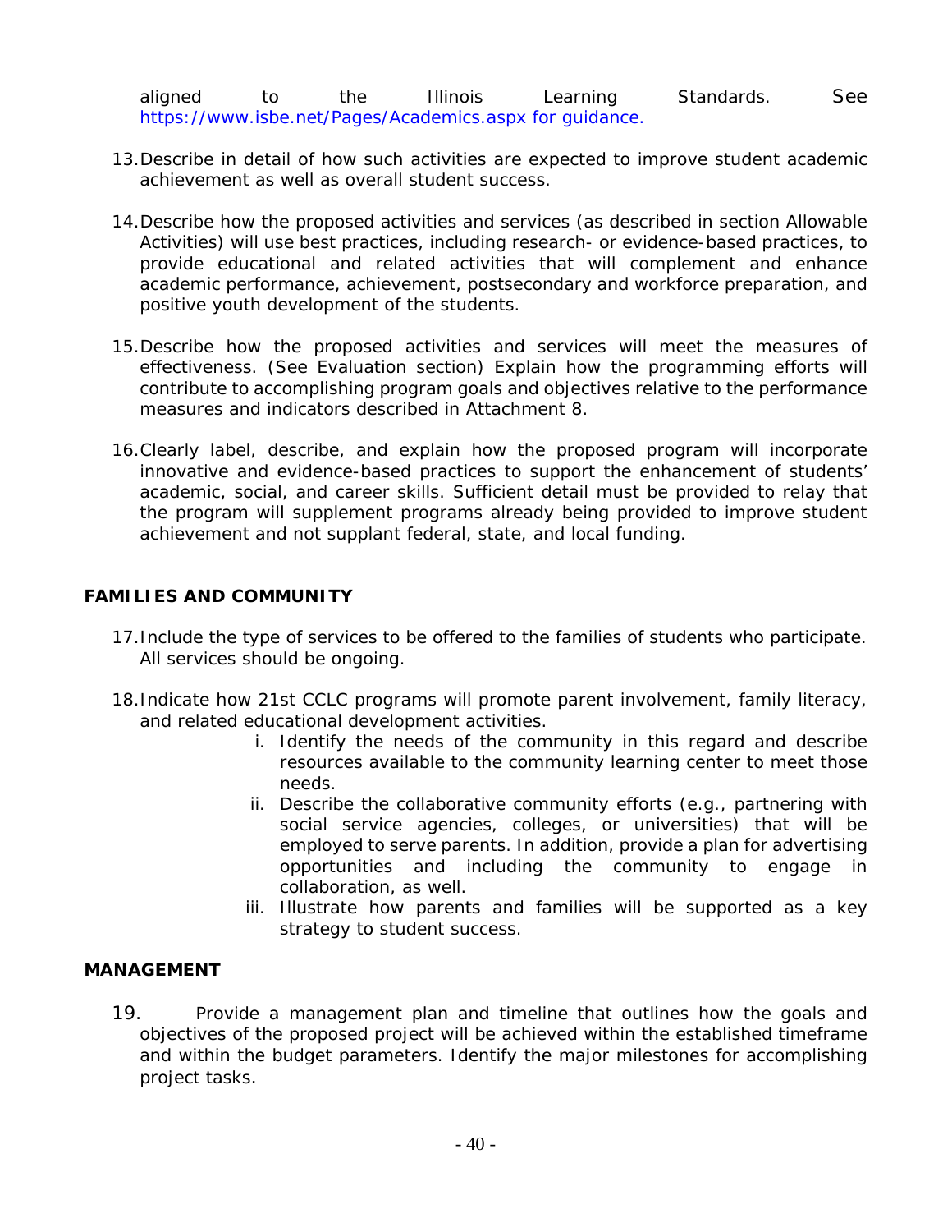aligned to the Illinois Learning Standards. See https://www.isbe.net/Pages/Academics.aspx for guidance.

13. Describe in detail of how such activities are expected to improve student academic achievement as well as overall student success.

14. Describe how the proposed activities and services (as described in section Allowable Activities) will use best practices, including research- or evidence-based practices, to provide educational and related activities that will complement and enhance academic performance, achievement, postsecondary and workforce preparation, and positive youth development of the students.

15. Describe how the proposed activities and services will meet the measures of effectiveness. (See Evaluation section) Explain how the programming efforts will contribute to accomplishing program goals and objectives relative to the performance measures and indicators described in Attachment 8.

16. Clearly label, describe, and explain how the proposed program will incorporate innovative and evidence-based practices to support the enhancement of students' academic, social, and career skills. Sufficient detail must be provided to relay that the program will supplement programs already being provided to improve student achievement and not supplant federal, state, and local funding.

**FAMILIES AND COMMUNITY**

17. Include the type of services to be offered to the families of students who participate. All services should be ongoing.

18. Indicate how 21st CCLC programs will promote parent involvement, family literacy, and related educational development activities.
    1. Identify the needs of the community in this regard and describe resources available to the community learning center to meet those needs.
    2. Describe the collaborative community efforts (e.g., partnering with social service agencies, colleges, or universities) that will be employed to serve parents. In addition, provide a plan for advertising opportunities and including the community to engage in collaboration, as well.
    3. Illustrate how parents and families will be supported as a key strategy to student success.

**MANAGEMENT**

19. Provide a management plan and timeline that outlines how the goals and objectives of the proposed project will be achieved within the established timeframe and within the budget parameters. Identify the major milestones for accomplishing project tasks.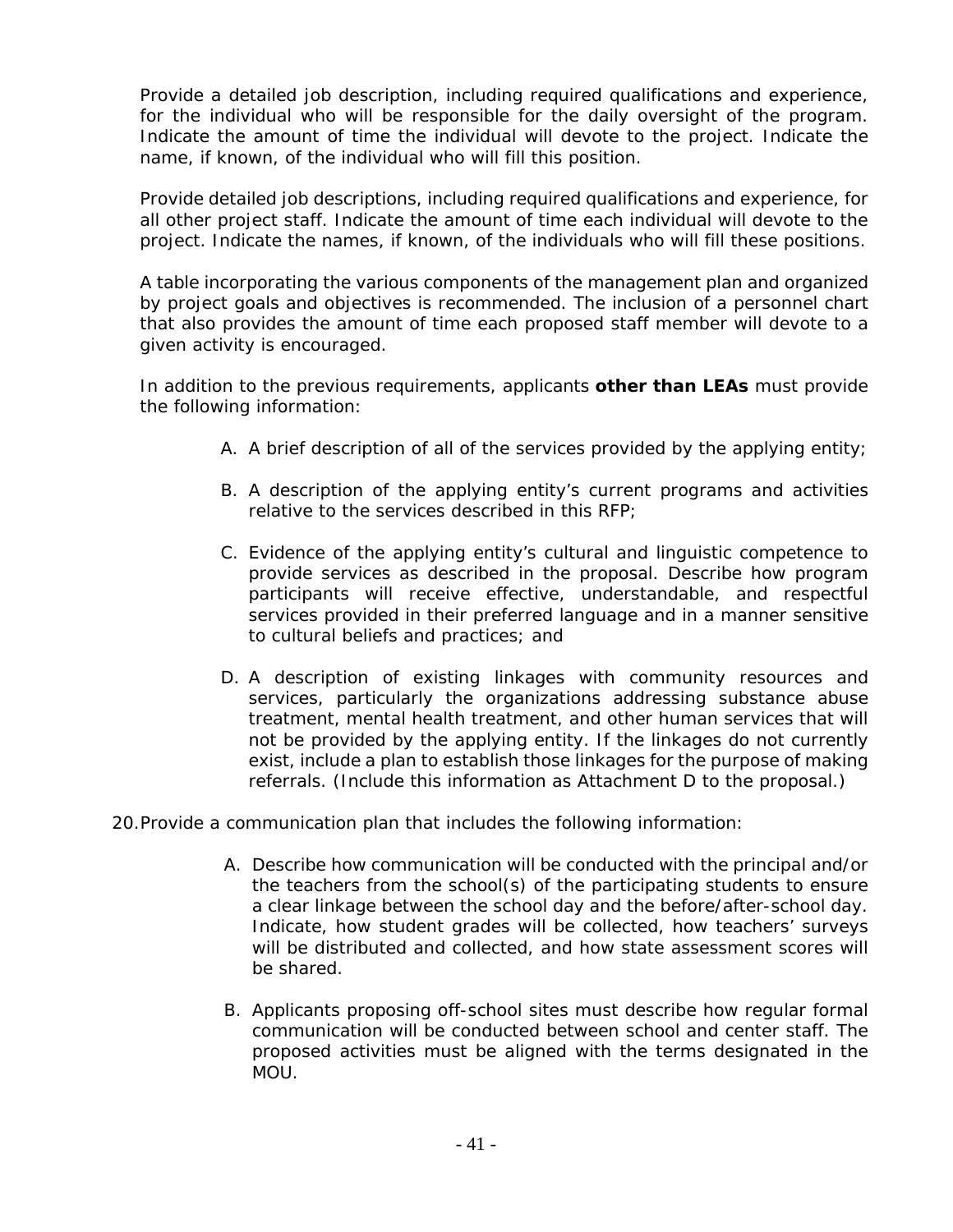Provide a detailed job description, including required qualifications and experience, for the individual who will be responsible for the daily oversight of the program. Indicate the amount of time the individual will devote to the project. Indicate the name, if known, of the individual who will fill this position.

Provide detailed job descriptions, including required qualifications and experience, for all other project staff. Indicate the amount of time each individual will devote to the project. Indicate the names, if known, of the individuals who will fill these positions.

A table incorporating the various components of the management plan and organized by project goals and objectives is recommended. The inclusion of a personnel chart that also provides the amount of time each proposed staff member will devote to a given activity is encouraged.

In addition to the previous requirements, applicants **other than LEAs** must provide the following information:

A. A brief description of all of the services provided by the applying entity;

B. A description of the applying entity's current programs and activities relative to the services described in this RFP;

C. Evidence of the applying entity's cultural and linguistic competence to provide services as described in the proposal. Describe how program participants will receive effective, understandable, and respectful services provided in their preferred language and in a manner sensitive to cultural beliefs and practices; and

D. A description of existing linkages with community resources and services, particularly the organizations addressing substance abuse treatment, mental health treatment, and other human services that will not be provided by the applying entity. If the linkages do not currently exist, include a plan to establish those linkages for the purpose of making referrals. (Include this information as Attachment D to the proposal.)

20. Provide a communication plan that includes the following information:

A. Describe how communication will be conducted with the principal and/or the teachers from the school(s) of the participating students to ensure a clear linkage between the school day and the before/after-school day. Indicate, how student grades will be collected, how teachers' surveys will be distributed and collected, and how state assessment scores will be shared.

B. Applicants proposing off-school sites must describe how regular formal communication will be conducted between school and center staff. The proposed activities must be aligned with the terms designated in the MOU.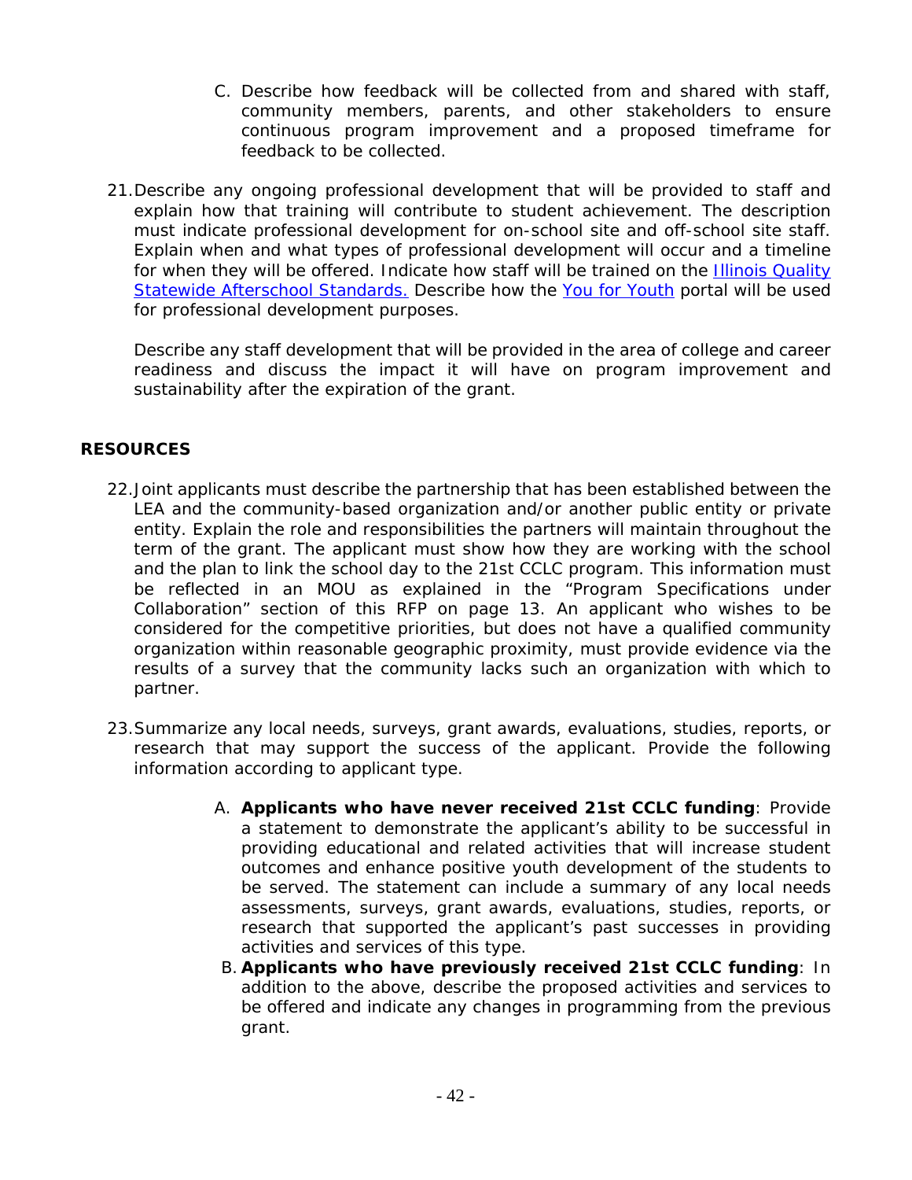C. Describe how feedback will be collected from and shared with staff, community members, parents, and other stakeholders to ensure continuous program improvement and a proposed timeframe for feedback to be collected.

21. Describe any ongoing professional development that will be provided to staff and explain how that training will contribute to student achievement. The description must indicate professional development for on-school site and off-school site staff. Explain when and what types of professional development will occur and a timeline for when they will be offered. Indicate how staff will be trained on the Illinois Quality Statewide Afterschool Standards. Describe how the You for Youth portal will be used for professional development purposes.

    Describe any staff development that will be provided in the area of college and career readiness and discuss the impact it will have on program improvement and sustainability after the expiration of the grant.

**RESOURCES**

22. Joint applicants must describe the partnership that has been established between the LEA and the community-based organization and/or another public entity or private entity. Explain the role and responsibilities the partners will maintain throughout the term of the grant. The applicant must show how they are working with the school and the plan to link the school day to the 21st CCLC program. This information must be reflected in an MOU as explained in the "Program Specifications under Collaboration" section of this RFP on page 13. An applicant who wishes to be considered for the competitive priorities, but does not have a qualified community organization within reasonable geographic proximity, must provide evidence via the results of a survey that the community lacks such an organization with which to partner.

23. Summarize any local needs, surveys, grant awards, evaluations, studies, reports, or research that may support the success of the applicant. Provide the following information according to applicant type.

    A. **Applicants who have never received 21st CCLC funding**: Provide a statement to demonstrate the applicant's ability to be successful in providing educational and related activities that will increase student outcomes and enhance positive youth development of the students to be served. The statement can include a summary of any local needs assessments, surveys, grant awards, evaluations, studies, reports, or research that supported the applicant's past successes in providing activities and services of this type.

    B. **Applicants who have previously received 21st CCLC funding**: In addition to the above, describe the proposed activities and services to be offered and indicate any changes in programming from the previous grant.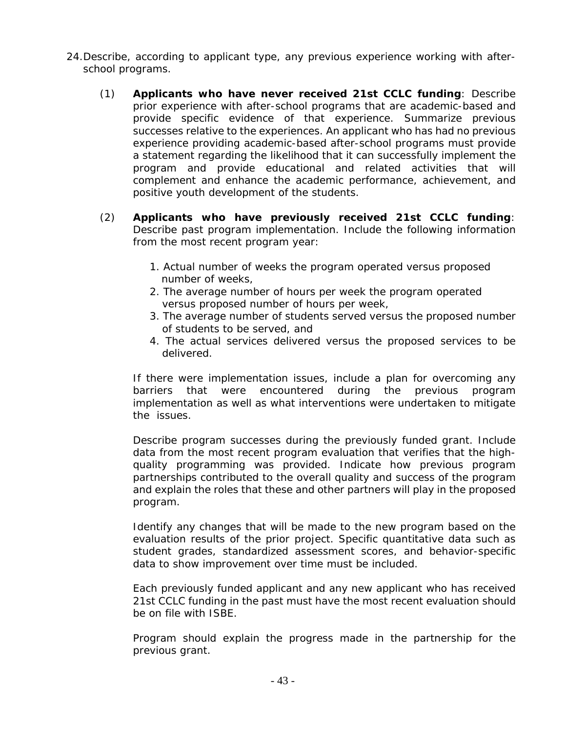24. Describe, according to applicant type, any previous experience working with after-school programs.

    (1) **Applicants who have never received 21st CCLC funding**: Describe prior experience with after-school programs that are academic-based and provide specific evidence of that experience. Summarize previous successes relative to the experiences. An applicant who has had no previous experience providing academic-based after-school programs must provide a statement regarding the likelihood that it can successfully implement the program and provide educational and related activities that will complement and enhance the academic performance, achievement, and positive youth development of the students.

    (2) **Applicants who have previously received 21st CCLC funding**: Describe past program implementation. Include the following information from the most recent program year:

        1. Actual number of weeks the program operated versus proposed number of weeks,
        2. The average number of hours per week the program operated versus proposed number of hours per week,
        3. The average number of students served versus the proposed number of students to be served, and
        4. The actual services delivered versus the proposed services to be delivered.

        If there were implementation issues, include a plan for overcoming any barriers that were encountered during the previous program implementation as well as what interventions were undertaken to mitigate the issues.

        Describe program successes during the previously funded grant. Include data from the most recent program evaluation that verifies that the high-quality programming was provided. Indicate how previous program partnerships contributed to the overall quality and success of the program and explain the roles that these and other partners will play in the proposed program.

        Identify any changes that will be made to the new program based on the evaluation results of the prior project. Specific quantitative data such as student grades, standardized assessment scores, and behavior-specific data to show improvement over time must be included.

        Each previously funded applicant and any new applicant who has received 21st CCLC funding in the past must have the most recent evaluation should be on file with ISBE.

        Program should explain the progress made in the partnership for the previous grant.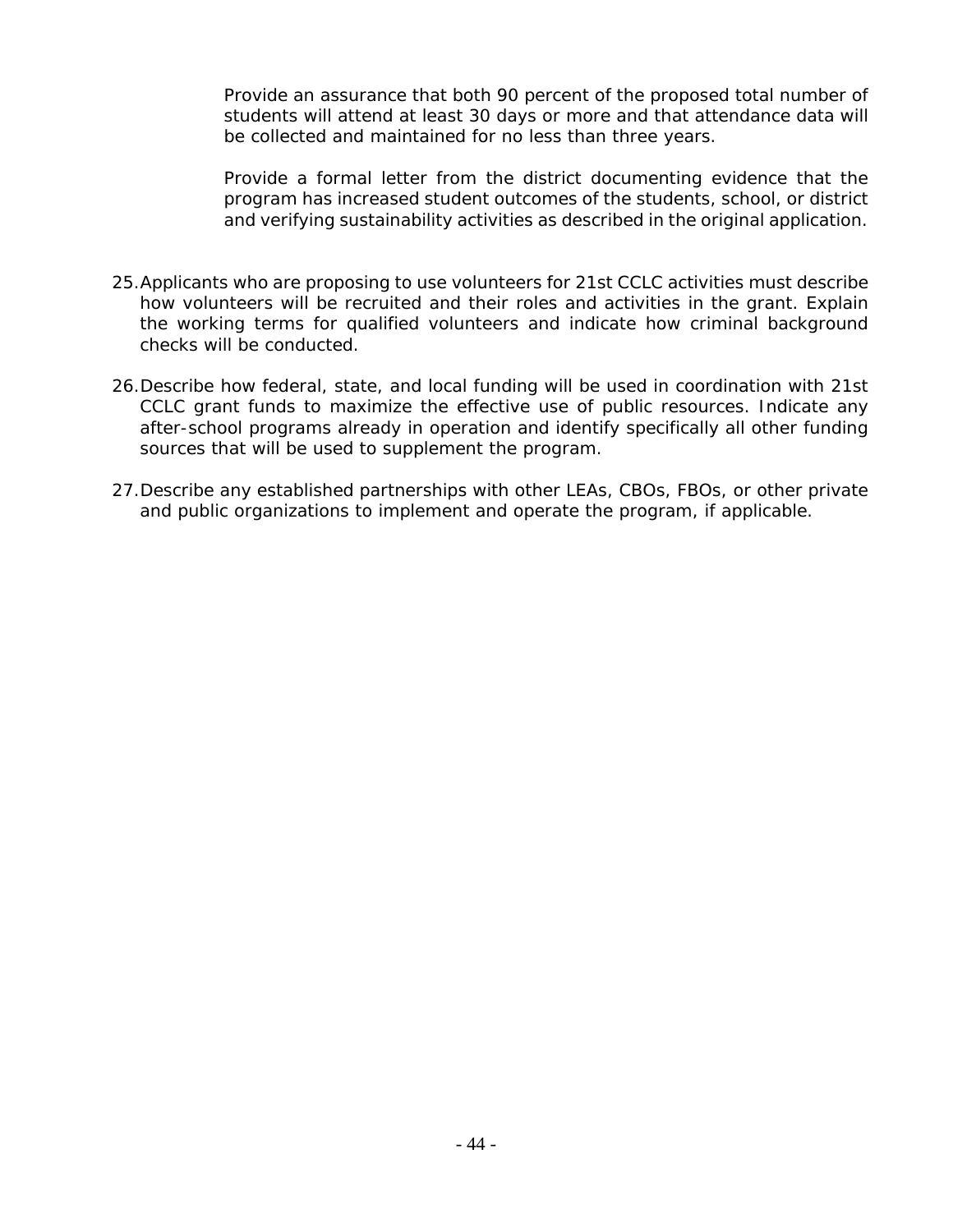Provide an assurance that both 90 percent of the proposed total number of students will attend at least 30 days or more and that attendance data will be collected and maintained for no less than three years.

Provide a formal letter from the district documenting evidence that the program has increased student outcomes of the students, school, or district and verifying sustainability activities as described in the original application.

25. Applicants who are proposing to use volunteers for 21st CCLC activities must describe how volunteers will be recruited and their roles and activities in the grant. Explain the working terms for qualified volunteers and indicate how criminal background checks will be conducted.

26. Describe how federal, state, and local funding will be used in coordination with 21st CCLC grant funds to maximize the effective use of public resources. Indicate any after-school programs already in operation and identify specifically all other funding sources that will be used to supplement the program.

27. Describe any established partnerships with other LEAs, CBOs, FBOs, or other private and public organizations to implement and operate the program, if applicable.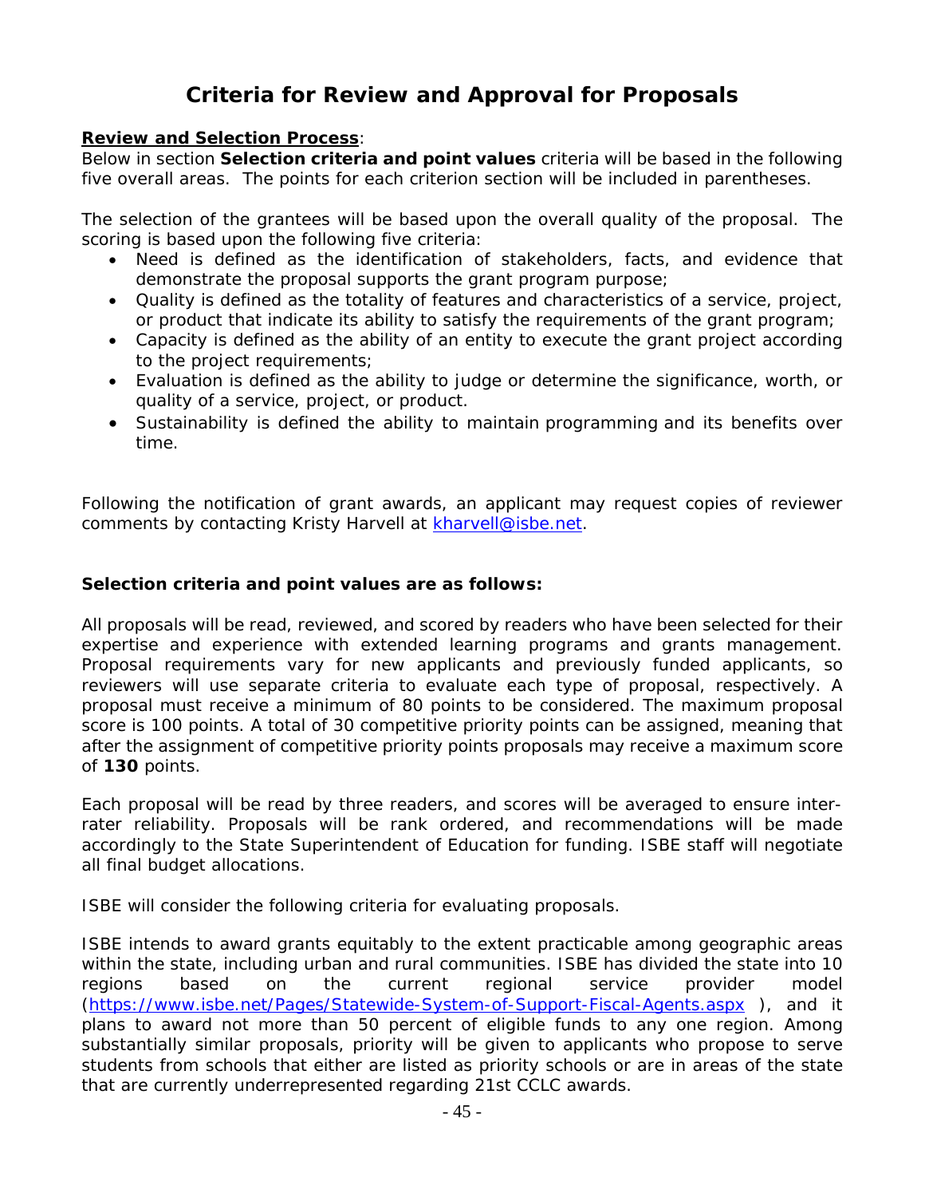# Criteria for Review and Approval for Proposals

**Review and Selection Process**:
Below in section **Selection criteria and point values** criteria will be based in the following five overall areas. The points for each criterion section will be included in parentheses.

The selection of the grantees will be based upon the overall quality of the proposal. The scoring is based upon the following five criteria:

- Need is defined as the identification of stakeholders, facts, and evidence that demonstrate the proposal supports the grant program purpose;
- Quality is defined as the totality of features and characteristics of a service, project, or product that indicate its ability to satisfy the requirements of the grant program;
- Capacity is defined as the ability of an entity to execute the grant project according to the project requirements;
- Evaluation is defined as the ability to judge or determine the significance, worth, or quality of a service, project, or product.
- Sustainability is defined the ability to maintain programming and its benefits over time.

Following the notification of grant awards, an applicant may request copies of reviewer comments by contacting Kristy Harvell at [kharvell@isbe.net](mailto:kharvell@isbe.net).

**Selection criteria and point values are as follows:**

All proposals will be read, reviewed, and scored by readers who have been selected for their expertise and experience with extended learning programs and grants management. Proposal requirements vary for new applicants and previously funded applicants, so reviewers will use separate criteria to evaluate each type of proposal, respectively. A proposal must receive a minimum of 80 points to be considered. The maximum proposal score is 100 points. A total of 30 competitive priority points can be assigned, meaning that after the assignment of competitive priority points proposals may receive a maximum score of **130** points.

Each proposal will be read by three readers, and scores will be averaged to ensure inter-rater reliability. Proposals will be rank ordered, and recommendations will be made accordingly to the State Superintendent of Education for funding. ISBE staff will negotiate all final budget allocations.

ISBE will consider the following criteria for evaluating proposals.

ISBE intends to award grants equitably to the extent practicable among geographic areas within the state, including urban and rural communities. ISBE has divided the state into 10 regions based on the current regional service provider model ([https://www.isbe.net/Pages/Statewide-System-of-Support-Fiscal-Agents.aspx](https://www.isbe.net/Pages/Statewide-System-of-Support-Fiscal-Agents.aspx) ), and it plans to award not more than 50 percent of eligible funds to any one region. Among substantially similar proposals, priority will be given to applicants who propose to serve students from schools that either are listed as priority schools or are in areas of the state that are currently underrepresented regarding 21st CCLC awards.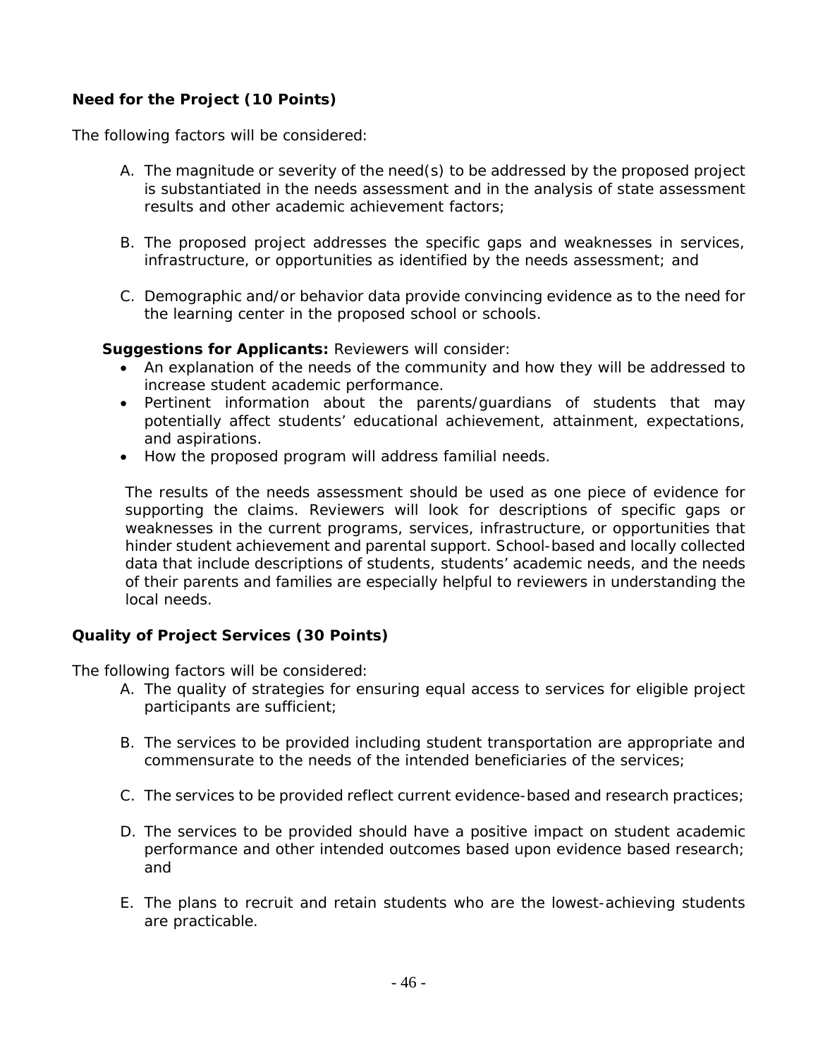**Need for the Project (10 Points)**

The following factors will be considered:

A. The magnitude or severity of the need(s) to be addressed by the proposed project is substantiated in the needs assessment and in the analysis of state assessment results and other academic achievement factors;

B. The proposed project addresses the specific gaps and weaknesses in services, infrastructure, or opportunities as identified by the needs assessment; and

C. Demographic and/or behavior data provide convincing evidence as to the need for the learning center in the proposed school or schools.

**Suggestions for Applicants:** Reviewers will consider:

- An explanation of the needs of the community and how they will be addressed to increase student academic performance.
- Pertinent information about the parents/guardians of students that may potentially affect students' educational achievement, attainment, expectations, and aspirations.
- How the proposed program will address familial needs.

The results of the needs assessment should be used as one piece of evidence for supporting the claims. Reviewers will look for descriptions of specific gaps or weaknesses in the current programs, services, infrastructure, or opportunities that hinder student achievement and parental support. School-based and locally collected data that include descriptions of students, students' academic needs, and the needs of their parents and families are especially helpful to reviewers in understanding the local needs.

**Quality of Project Services (30 Points)**

The following factors will be considered:

A. The quality of strategies for ensuring equal access to services for eligible project participants are sufficient;

B. The services to be provided including student transportation are appropriate and commensurate to the needs of the intended beneficiaries of the services;

C. The services to be provided reflect current evidence-based and research practices;

D. The services to be provided should have a positive impact on student academic performance and other intended outcomes based upon evidence based research; and

E. The plans to recruit and retain students who are the lowest-achieving students are practicable.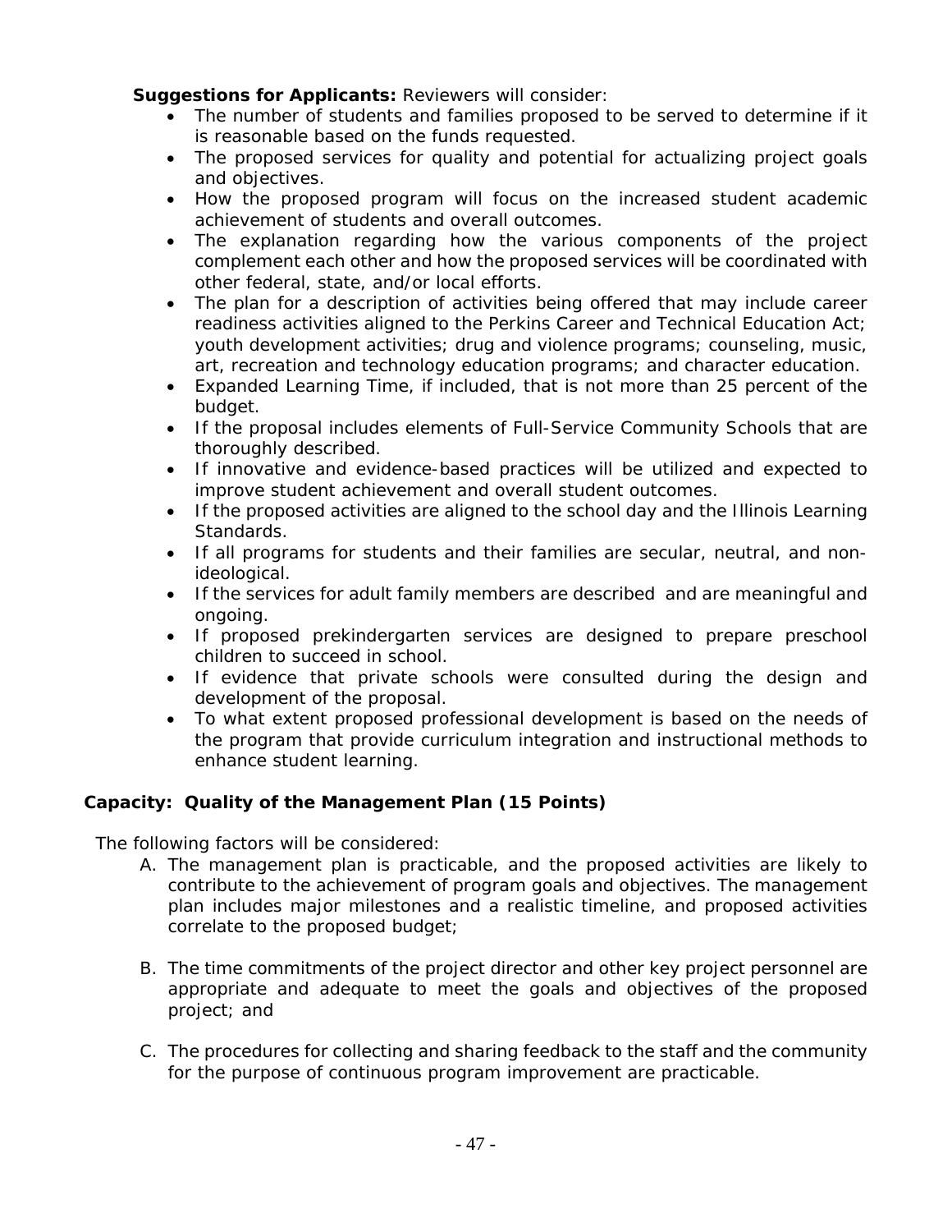**Suggestions for Applicants:** Reviewers will consider:

- The number of students and families proposed to be served to determine if it is reasonable based on the funds requested.
- The proposed services for quality and potential for actualizing project goals and objectives.
- How the proposed program will focus on the increased student academic achievement of students and overall outcomes.
- The explanation regarding how the various components of the project complement each other and how the proposed services will be coordinated with other federal, state, and/or local efforts.
- The plan for a description of activities being offered that may include career readiness activities aligned to the Perkins Career and Technical Education Act; youth development activities; drug and violence programs; counseling, music, art, recreation and technology education programs; and character education.
- Expanded Learning Time, if included, that is not more than 25 percent of the budget.
- If the proposal includes elements of Full-Service Community Schools that are thoroughly described.
- If innovative and evidence-based practices will be utilized and expected to improve student achievement and overall student outcomes.
- If the proposed activities are aligned to the school day and the Illinois Learning Standards.
- If all programs for students and their families are secular, neutral, and non-ideological.
- If the services for adult family members are described and are meaningful and ongoing.
- If proposed prekindergarten services are designed to prepare preschool children to succeed in school.
- If evidence that private schools were consulted during the design and development of the proposal.
- To what extent proposed professional development is based on the needs of the program that provide curriculum integration and instructional methods to enhance student learning.

**Capacity: Quality of the Management Plan (15 Points)**

The following factors will be considered:

A. The management plan is practicable, and the proposed activities are likely to contribute to the achievement of program goals and objectives. The management plan includes major milestones and a realistic timeline, and proposed activities correlate to the proposed budget;

B. The time commitments of the project director and other key project personnel are appropriate and adequate to meet the goals and objectives of the proposed project; and

C. The procedures for collecting and sharing feedback to the staff and the community for the purpose of continuous program improvement are practicable.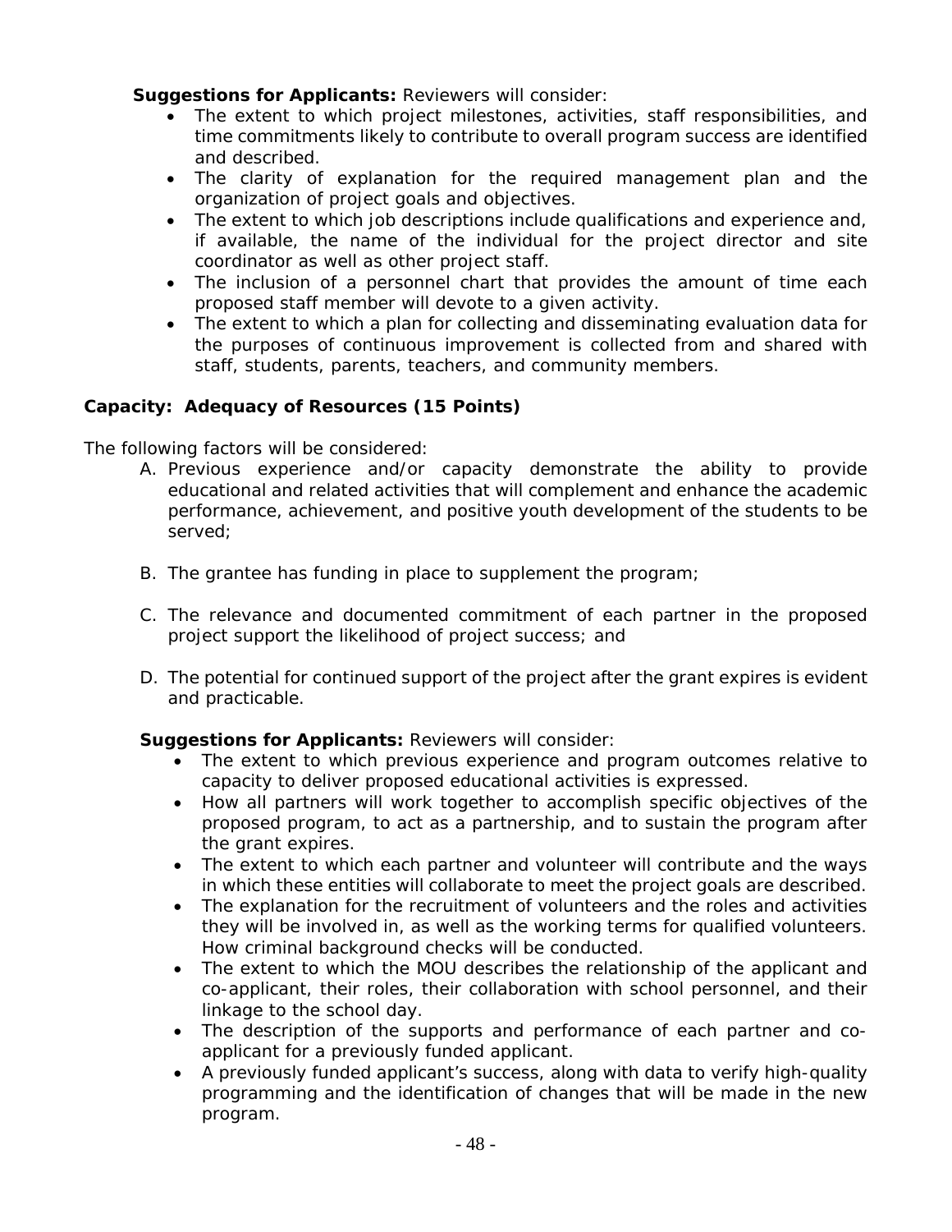**Suggestions for Applicants:** Reviewers will consider:

- The extent to which project milestones, activities, staff responsibilities, and time commitments likely to contribute to overall program success are identified and described.
- The clarity of explanation for the required management plan and the organization of project goals and objectives.
- The extent to which job descriptions include qualifications and experience and, if available, the name of the individual for the project director and site coordinator as well as other project staff.
- The inclusion of a personnel chart that provides the amount of time each proposed staff member will devote to a given activity.
- The extent to which a plan for collecting and disseminating evaluation data for the purposes of continuous improvement is collected from and shared with staff, students, parents, teachers, and community members.

**Capacity: Adequacy of Resources (15 Points)**

The following factors will be considered:

A. Previous experience and/or capacity demonstrate the ability to provide educational and related activities that will complement and enhance the academic performance, achievement, and positive youth development of the students to be served;

B. The grantee has funding in place to supplement the program;

C. The relevance and documented commitment of each partner in the proposed project support the likelihood of project success; and

D. The potential for continued support of the project after the grant expires is evident and practicable.

**Suggestions for Applicants:** Reviewers will consider:

- The extent to which previous experience and program outcomes relative to capacity to deliver proposed educational activities is expressed.
- How all partners will work together to accomplish specific objectives of the proposed program, to act as a partnership, and to sustain the program after the grant expires.
- The extent to which each partner and volunteer will contribute and the ways in which these entities will collaborate to meet the project goals are described.
- The explanation for the recruitment of volunteers and the roles and activities they will be involved in, as well as the working terms for qualified volunteers. How criminal background checks will be conducted.
- The extent to which the MOU describes the relationship of the applicant and co-applicant, their roles, their collaboration with school personnel, and their linkage to the school day.
- The description of the supports and performance of each partner and co-applicant for a previously funded applicant.
- A previously funded applicant's success, along with data to verify high-quality programming and the identification of changes that will be made in the new program.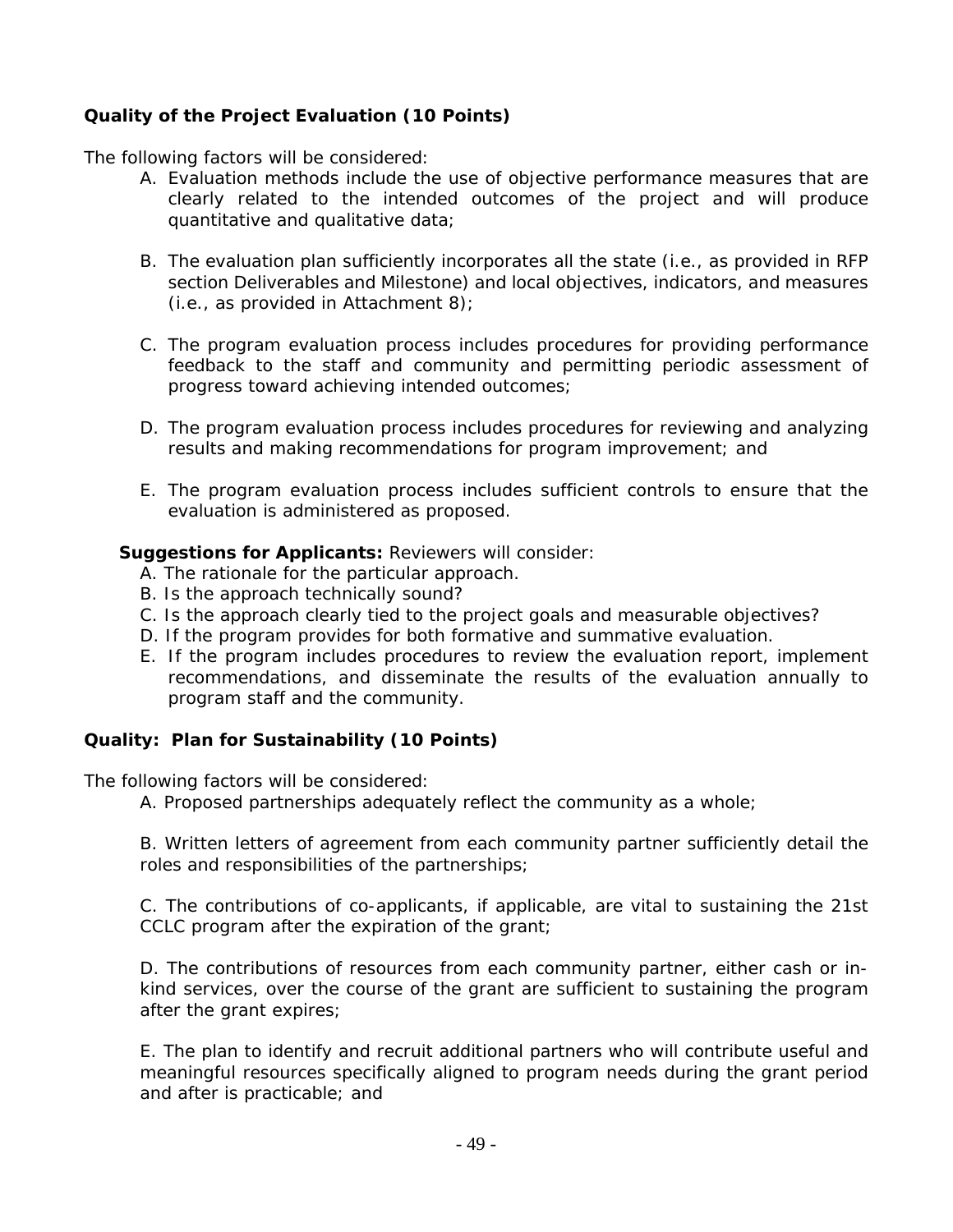**Quality of the Project Evaluation (10 Points)**

The following factors will be considered:

A. Evaluation methods include the use of objective performance measures that are clearly related to the intended outcomes of the project and will produce quantitative and qualitative data;

B. The evaluation plan sufficiently incorporates all the state (i.e., as provided in RFP section Deliverables and Milestone) and local objectives, indicators, and measures (i.e., as provided in Attachment 8);

C. The program evaluation process includes procedures for providing performance feedback to the staff and community and permitting periodic assessment of progress toward achieving intended outcomes;

D. The program evaluation process includes procedures for reviewing and analyzing results and making recommendations for program improvement; and

E. The program evaluation process includes sufficient controls to ensure that the evaluation is administered as proposed.

**Suggestions for Applicants:** Reviewers will consider:

A. The rationale for the particular approach.
B. Is the approach technically sound?
C. Is the approach clearly tied to the project goals and measurable objectives?
D. If the program provides for both formative and summative evaluation.
E. If the program includes procedures to review the evaluation report, implement recommendations, and disseminate the results of the evaluation annually to program staff and the community.

**Quality: Plan for Sustainability (10 Points)**

The following factors will be considered:

A. Proposed partnerships adequately reflect the community as a whole;

B. Written letters of agreement from each community partner sufficiently detail the roles and responsibilities of the partnerships;

C. The contributions of co-applicants, if applicable, are vital to sustaining the 21st CCLC program after the expiration of the grant;

D. The contributions of resources from each community partner, either cash or in-kind services, over the course of the grant are sufficient to sustaining the program after the grant expires;

E. The plan to identify and recruit additional partners who will contribute useful and meaningful resources specifically aligned to program needs during the grant period and after is practicable; and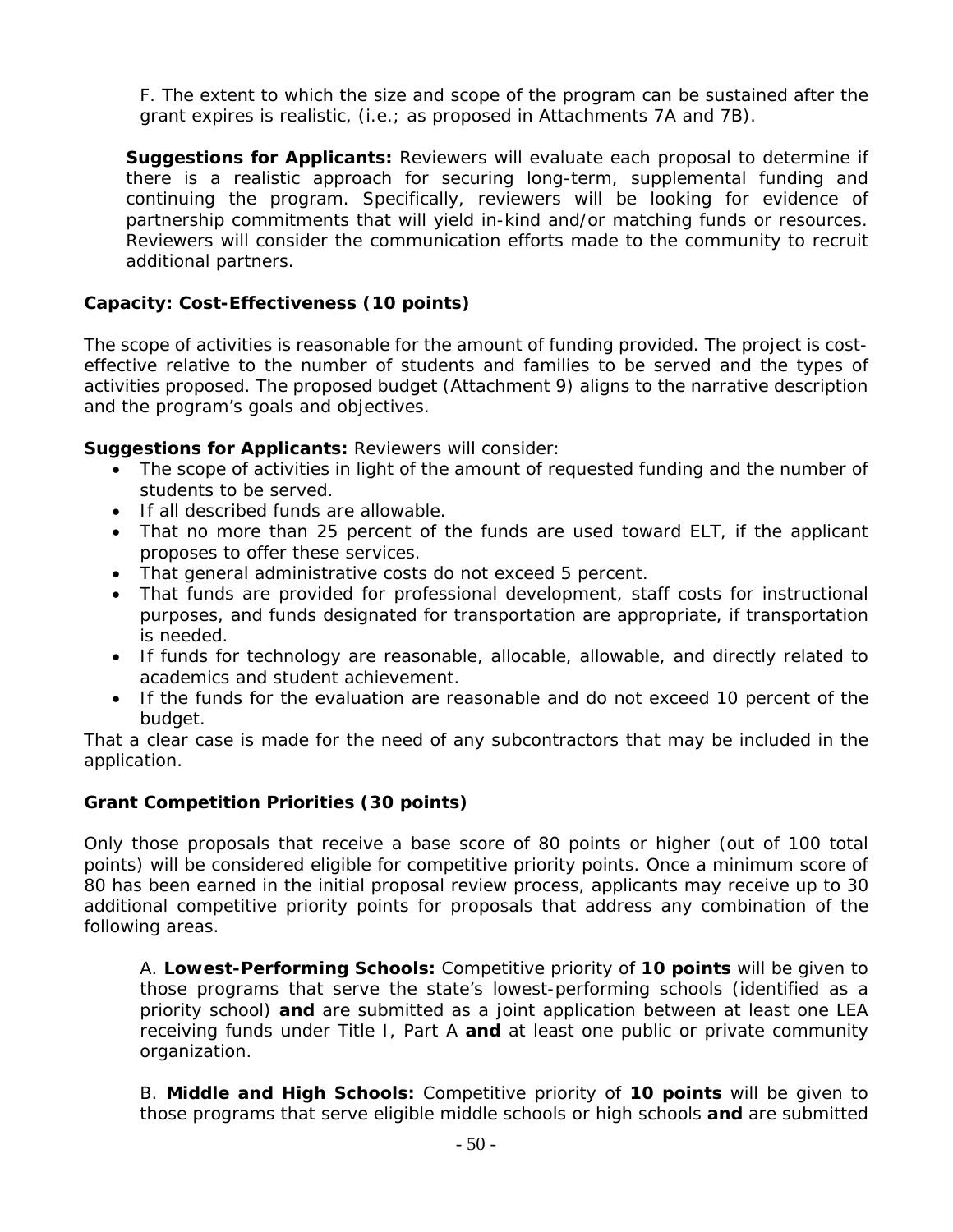F. The extent to which the size and scope of the program can be sustained after the grant expires is realistic, (i.e.; as proposed in Attachments 7A and 7B).

**Suggestions for Applicants:** Reviewers will evaluate each proposal to determine if there is a realistic approach for securing long-term, supplemental funding and continuing the program. Specifically, reviewers will be looking for evidence of partnership commitments that will yield in-kind and/or matching funds or resources. Reviewers will consider the communication efforts made to the community to recruit additional partners.

**Capacity: Cost-Effectiveness (10 points)**

The scope of activities is reasonable for the amount of funding provided. The project is cost-effective relative to the number of students and families to be served and the types of activities proposed. The proposed budget (Attachment 9) aligns to the narrative description and the program's goals and objectives.

**Suggestions for Applicants:** Reviewers will consider:

- The scope of activities in light of the amount of requested funding and the number of students to be served.
- If all described funds are allowable.
- That no more than 25 percent of the funds are used toward ELT, if the applicant proposes to offer these services.
- That general administrative costs do not exceed 5 percent.
- That funds are provided for professional development, staff costs for instructional purposes, and funds designated for transportation are appropriate, if transportation is needed.
- If funds for technology are reasonable, allocable, allowable, and directly related to academics and student achievement.
- If the funds for the evaluation are reasonable and do not exceed 10 percent of the budget.

That a clear case is made for the need of any subcontractors that may be included in the application.

**Grant Competition Priorities (30 points)**

Only those proposals that receive a base score of 80 points or higher (out of 100 total points) will be considered eligible for competitive priority points. Once a minimum score of 80 has been earned in the initial proposal review process, applicants may receive up to 30 additional competitive priority points for proposals that address any combination of the following areas.

A. **Lowest-Performing Schools:** Competitive priority of **10 points** will be given to those programs that serve the state's lowest-performing schools (identified as a priority school) **and** are submitted as a joint application between at least one LEA receiving funds under Title I, Part A **and** at least one public or private community organization.

B. **Middle and High Schools:** Competitive priority of **10 points** will be given to those programs that serve eligible middle schools or high schools **and** are submitted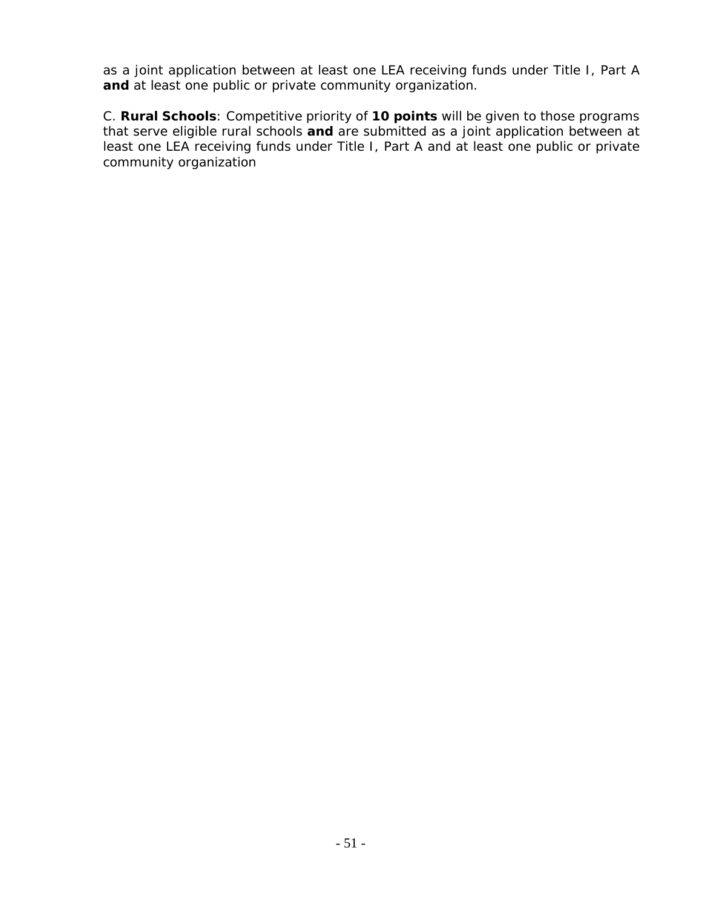as a joint application between at least one LEA receiving funds under Title I, Part A **and** at least one public or private community organization.

C. **Rural Schools**: Competitive priority of **10 points** will be given to those programs that serve eligible rural schools **and** are submitted as a joint application between at least one LEA receiving funds under Title I, Part A and at least one public or private community organization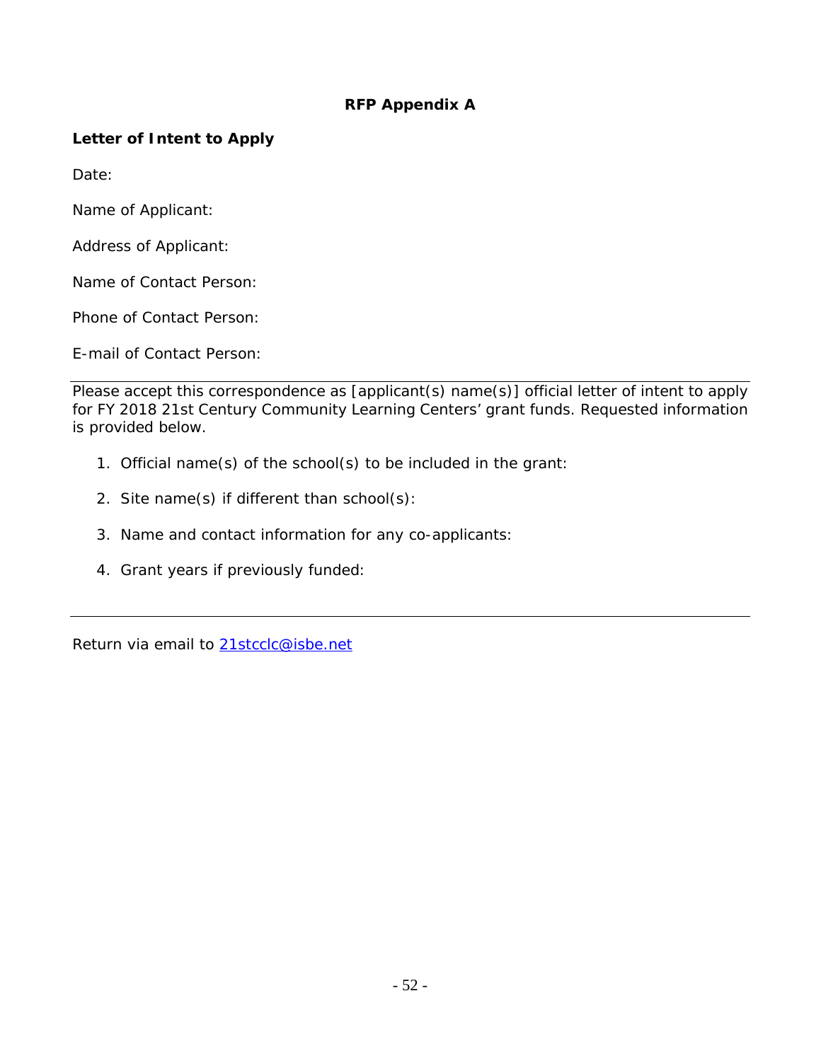**RFP Appendix A**

**Letter of Intent to Apply**

Date:

Name of Applicant:

Address of Applicant:

Name of Contact Person:

Phone of Contact Person:

E-mail of Contact Person:

---

Please accept this correspondence as [applicant(s) name(s)] official letter of intent to apply for FY 2018 21st Century Community Learning Centers' grant funds. Requested information is provided below.

1. Official name(s) of the school(s) to be included in the grant:
2. Site name(s) if different than school(s):
3. Name and contact information for any co-applicants:
4. Grant years if previously funded:

---

Return via email to 21stcclc@isbe.net